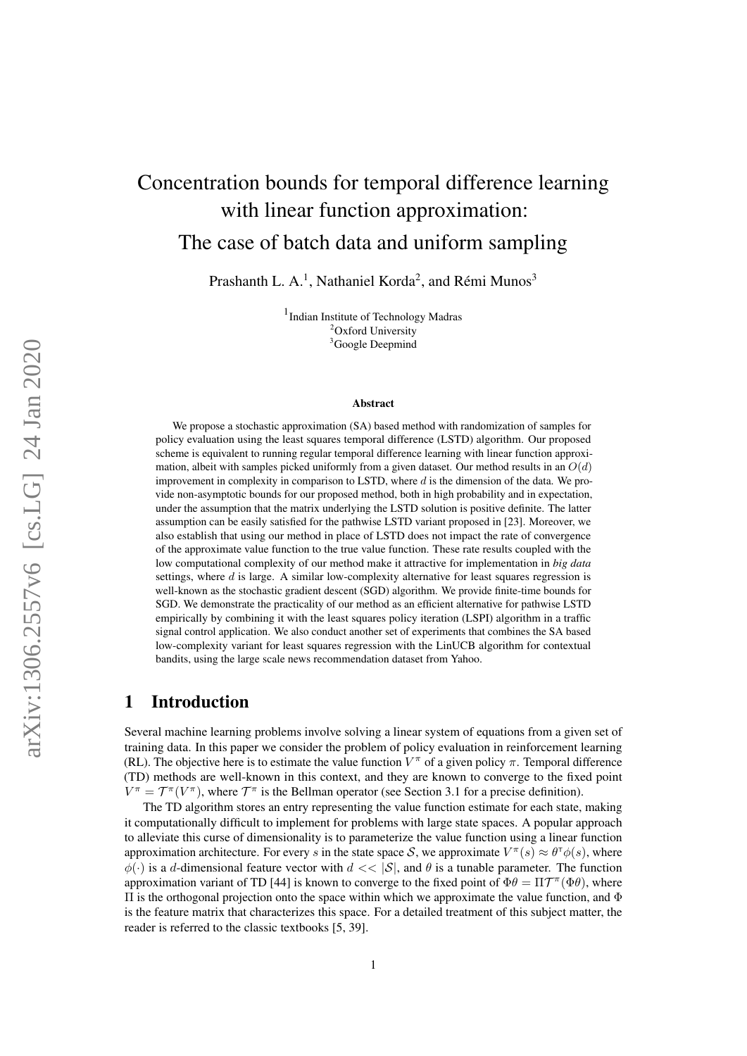# Concentration bounds for temporal difference learning with linear function approximation: The case of batch data and uniform sampling

Prashanth L. A.[1], Nathaniel Korda[2], and Rémi Munos[3]

[1]Indian Institute of Technology Madras
[2]Oxford University
[3]Google Deepmind

### Abstract

We propose a stochastic approximation (SA) based method with randomization of samples for policy evaluation using the least squares temporal difference (LSTD) algorithm. Our proposed scheme is equivalent to running regular temporal difference learning with linear function approximation, albeit with samples picked uniformly from a given dataset. Our method results in an $O(d)$ improvement in complexity in comparison to LSTD, where $d$ is the dimension of the data. We provide non-asymptotic bounds for our proposed method, both in high probability and in expectation, under the assumption that the matrix underlying the LSTD solution is positive definite. The latter assumption can be easily satisfied for the pathwise LSTD variant proposed in [23]. Moreover, we also establish that using our method in place of LSTD does not impact the rate of convergence of the approximate value function to the true value function. These rate results coupled with the low computational complexity of our method make it attractive for implementation in *big data* settings, where $d$ is large. A similar low-complexity alternative for least squares regression is well-known as the stochastic gradient descent (SGD) algorithm. We provide finite-time bounds for SGD. We demonstrate the practicality of our method as an efficient alternative for pathwise LSTD empirically by combining it with the least squares policy iteration (LSPI) algorithm in a traffic signal control application. We also conduct another set of experiments that combines the SA based low-complexity variant for least squares regression with the LinUCB algorithm for contextual bandits, using the large scale news recommendation dataset from Yahoo.

## 1 Introduction

Several machine learning problems involve solving a linear system of equations from a given set of training data. In this paper we consider the problem of policy evaluation in reinforcement learning (RL). The objective here is to estimate the value function $V^\pi$ of a given policy $\pi$. Temporal difference (TD) methods are well-known in this context, and they are known to converge to the fixed point $V^\pi = \mathcal{T}^\pi(V^\pi)$, where $\mathcal{T}^\pi$ is the Bellman operator (see Section 3.1 for a precise definition).

The TD algorithm stores an entry representing the value function estimate for each state, making it computationally difficult to implement for problems with large state spaces. A popular approach to alleviate this curse of dimensionality is to parameterize the value function using a linear function approximation architecture. For every $s$ in the state space $\mathcal{S}$, we approximate $V^\pi(s) \approx \theta^\intercal \phi(s)$, where $\phi(\cdot)$ is a $d$-dimensional feature vector with $d << |\mathcal{S}|$, and $\theta$ is a tunable parameter. The function approximation variant of TD [44] is known to converge to the fixed point of $\Phi\theta = \Pi\mathcal{T}^\pi(\Phi\theta)$, where $\Pi$ is the orthogonal projection onto the space within which we approximate the value function, and $\Phi$ is the feature matrix that characterizes this space. For a detailed treatment of this subject matter, the reader is referred to the classic textbooks [5, 39].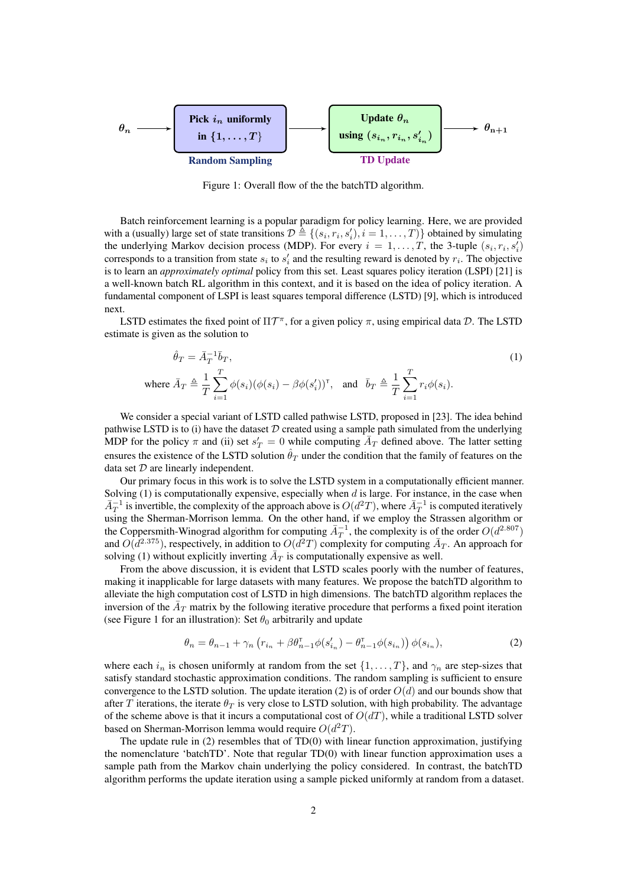$\theta_n$ → **Pick $i_n$ uniformly in $\{1,\ldots,T\}$** (Random Sampling) → **Update $\theta_n$ using $(s_{i_n}, r_{i_n}, s'_{i_n})$** (TD Update) → $\theta_{n+1}$

Figure 1: Overall flow of the the batchTD algorithm.

Batch reinforcement learning is a popular paradigm for policy learning. Here, we are provided with a (usually) large set of state transitions $\mathcal{D} \triangleq \{(s_i, r_i, s'_i), i = 1, \ldots, T)\}$ obtained by simulating the underlying Markov decision process (MDP). For every $i = 1, \ldots, T$, the 3-tuple $(s_i, r_i, s'_i)$ corresponds to a transition from state $s_i$ to $s'_i$ and the resulting reward is denoted by $r_i$. The objective is to learn an *approximately optimal* policy from this set. Least squares policy iteration (LSPI) [21] is a well-known batch RL algorithm in this context, and it is based on the idea of policy iteration. A fundamental component of LSPI is least squares temporal difference (LSTD) [9], which is introduced next.

LSTD estimates the fixed point of $\Pi\mathcal{T}^\pi$, for a given policy $\pi$, using empirical data $\mathcal{D}$. The LSTD estimate is given as the solution to

$$\hat{\theta}_T = \bar{A}_T^{-1}\bar{b}_T, \tag{1}$$
$$\text{where } \bar{A}_T \triangleq \frac{1}{T}\sum_{i=1}^{T}\phi(s_i)(\phi(s_i) - \beta\phi(s'_i))^\intercal, \quad \text{and} \quad \bar{b}_T \triangleq \frac{1}{T}\sum_{i=1}^{T} r_i\phi(s_i).$$

We consider a special variant of LSTD called pathwise LSTD, proposed in [23]. The idea behind pathwise LSTD is to (i) have the dataset $\mathcal{D}$ created using a sample path simulated from the underlying MDP for the policy $\pi$ and (ii) set $s'_T = 0$ while computing $\bar{A}_T$ defined above. The latter setting ensures the existence of the LSTD solution $\hat{\theta}_T$ under the condition that the family of features on the data set $\mathcal{D}$ are linearly independent.

Our primary focus in this work is to solve the LSTD system in a computationally efficient manner. Solving (1) is computationally expensive, especially when $d$ is large. For instance, in the case when $\bar{A}_T^{-1}$ is invertible, the complexity of the approach above is $O(d^2T)$, where $\bar{A}_T^{-1}$ is computed iteratively using the Sherman-Morrison lemma. On the other hand, if we employ the Strassen algorithm or the Coppersmith-Winograd algorithm for computing $\bar{A}_T^{-1}$, the complexity is of the order $O(d^{2.807})$ and $O(d^{2.375})$, respectively, in addition to $O(d^2T)$ complexity for computing $\bar{A}_T$. An approach for solving (1) without explicitly inverting $\bar{A}_T$ is computationally expensive as well.

From the above discussion, it is evident that LSTD scales poorly with the number of features, making it inapplicable for large datasets with many features. We propose the batchTD algorithm to alleviate the high computation cost of LSTD in high dimensions. The batchTD algorithm replaces the inversion of the $\bar{A}_T$ matrix by the following iterative procedure that performs a fixed point iteration (see Figure 1 for an illustration): Set $\theta_0$ arbitrarily and update

$$\theta_n = \theta_{n-1} + \gamma_n \left(r_{i_n} + \beta\theta_{n-1}^\intercal\phi(s'_{i_n}) - \theta_{n-1}^\intercal\phi(s_{i_n})\right)\phi(s_{i_n}), \tag{2}$$

where each $i_n$ is chosen uniformly at random from the set $\{1, \ldots, T\}$, and $\gamma_n$ are step-sizes that satisfy standard stochastic approximation conditions. The random sampling is sufficient to ensure convergence to the LSTD solution. The update iteration (2) is of order $O(d)$ and our bounds show that after $T$ iterations, the iterate $\theta_T$ is very close to LSTD solution, with high probability. The advantage of the scheme above is that it incurs a computational cost of $O(dT)$, while a traditional LSTD solver based on Sherman-Morrison lemma would require $O(d^2T)$.

The update rule in (2) resembles that of TD(0) with linear function approximation, justifying the nomenclature 'batchTD'. Note that regular TD(0) with linear function approximation uses a sample path from the Markov chain underlying the policy considered. In contrast, the batchTD algorithm performs the update iteration using a sample picked uniformly at random from a dataset.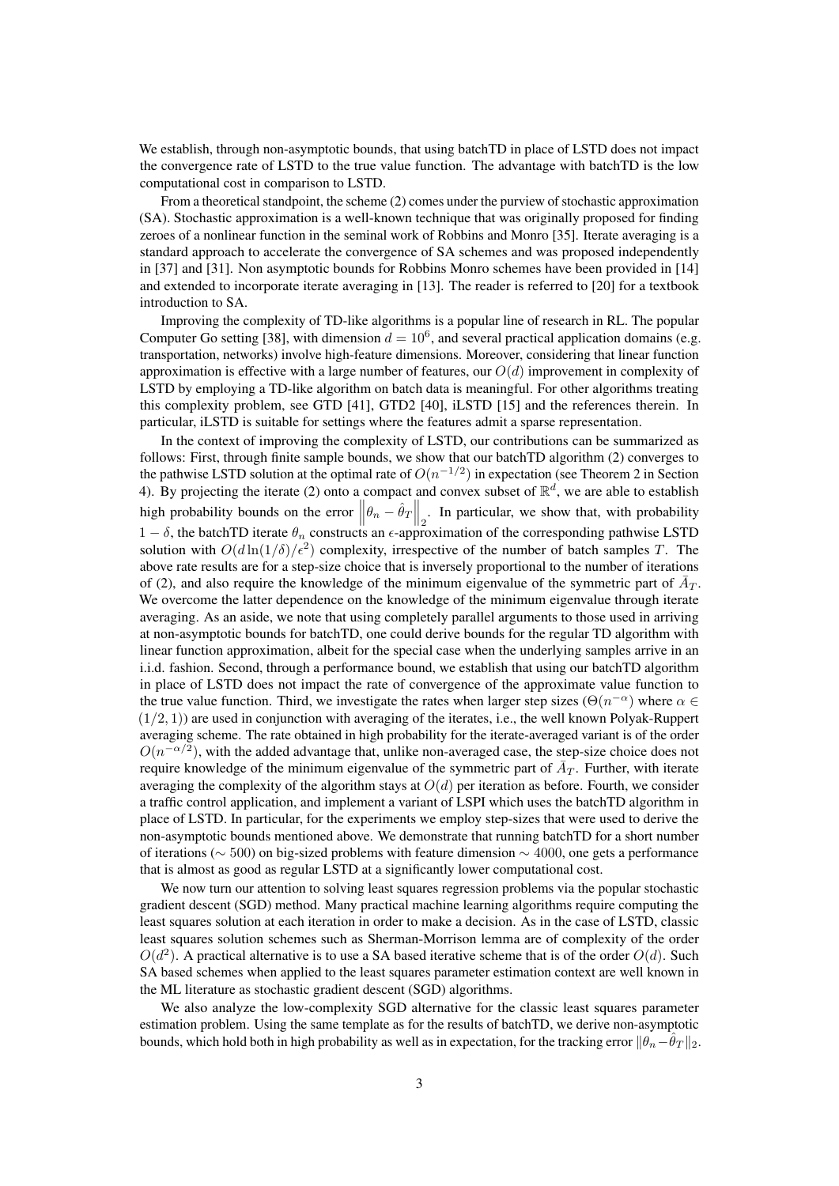We establish, through non-asymptotic bounds, that using batchTD in place of LSTD does not impact the convergence rate of LSTD to the true value function. The advantage with batchTD is the low computational cost in comparison to LSTD.

From a theoretical standpoint, the scheme (2) comes under the purview of stochastic approximation (SA). Stochastic approximation is a well-known technique that was originally proposed for finding zeroes of a nonlinear function in the seminal work of Robbins and Monro [35]. Iterate averaging is a standard approach to accelerate the convergence of SA schemes and was proposed independently in [37] and [31]. Non asymptotic bounds for Robbins Monro schemes have been provided in [14] and extended to incorporate iterate averaging in [13]. The reader is referred to [20] for a textbook introduction to SA.

Improving the complexity of TD-like algorithms is a popular line of research in RL. The popular Computer Go setting [38], with dimension $d = 10^6$, and several practical application domains (e.g. transportation, networks) involve high-feature dimensions. Moreover, considering that linear function approximation is effective with a large number of features, our $O(d)$ improvement in complexity of LSTD by employing a TD-like algorithm on batch data is meaningful. For other algorithms treating this complexity problem, see GTD [41], GTD2 [40], iLSTD [15] and the references therein. In particular, iLSTD is suitable for settings where the features admit a sparse representation.

In the context of improving the complexity of LSTD, our contributions can be summarized as follows: First, through finite sample bounds, we show that our batchTD algorithm (2) converges to the pathwise LSTD solution at the optimal rate of $O(n^{-1/2})$ in expectation (see Theorem 2 in Section 4). By projecting the iterate (2) onto a compact and convex subset of $\mathbb{R}^d$, we are able to establish high probability bounds on the error $\left\|\theta_n - \hat{\theta}_T\right\|_2$. In particular, we show that, with probability $1-\delta$, the batchTD iterate $\theta_n$ constructs an $\epsilon$-approximation of the corresponding pathwise LSTD solution with $O(d\ln(1/\delta)/\epsilon^2)$ complexity, irrespective of the number of batch samples $T$. The above rate results are for a step-size choice that is inversely proportional to the number of iterations of (2), and also require the knowledge of the minimum eigenvalue of the symmetric part of $\bar{A}_T$. We overcome the latter dependence on the knowledge of the minimum eigenvalue through iterate averaging. As an aside, we note that using completely parallel arguments to those used in arriving at non-asymptotic bounds for batchTD, one could derive bounds for the regular TD algorithm with linear function approximation, albeit for the special case when the underlying samples arrive in an i.i.d. fashion. Second, through a performance bound, we establish that using our batchTD algorithm in place of LSTD does not impact the rate of convergence of the approximate value function to the true value function. Third, we investigate the rates when larger step sizes ($\Theta(n^{-\alpha})$ where $\alpha \in (1/2, 1)$) are used in conjunction with averaging of the iterates, i.e., the well known Polyak-Ruppert averaging scheme. The rate obtained in high probability for the iterate-averaged variant is of the order $O(n^{-\alpha/2})$, with the added advantage that, unlike non-averaged case, the step-size choice does not require knowledge of the minimum eigenvalue of the symmetric part of $\bar{A}_T$. Further, with iterate averaging the complexity of the algorithm stays at $O(d)$ per iteration as before. Fourth, we consider a traffic control application, and implement a variant of LSPI which uses the batchTD algorithm in place of LSTD. In particular, for the experiments we employ step-sizes that were used to derive the non-asymptotic bounds mentioned above. We demonstrate that running batchTD for a short number of iterations ($\sim 500$) on big-sized problems with feature dimension $\sim 4000$, one gets a performance that is almost as good as regular LSTD at a significantly lower computational cost.

We now turn our attention to solving least squares regression problems via the popular stochastic gradient descent (SGD) method. Many practical machine learning algorithms require computing the least squares solution at each iteration in order to make a decision. As in the case of LSTD, classic least squares solution schemes such as Sherman-Morrison lemma are of complexity of the order $O(d^2)$. A practical alternative is to use a SA based iterative scheme that is of the order $O(d)$. Such SA based schemes when applied to the least squares parameter estimation context are well known in the ML literature as stochastic gradient descent (SGD) algorithms.

We also analyze the low-complexity SGD alternative for the classic least squares parameter estimation problem. Using the same template as for the results of batchTD, we derive non-asymptotic bounds, which hold both in high probability as well as in expectation, for the tracking error $\|\theta_n - \hat{\theta}_T\|_2$.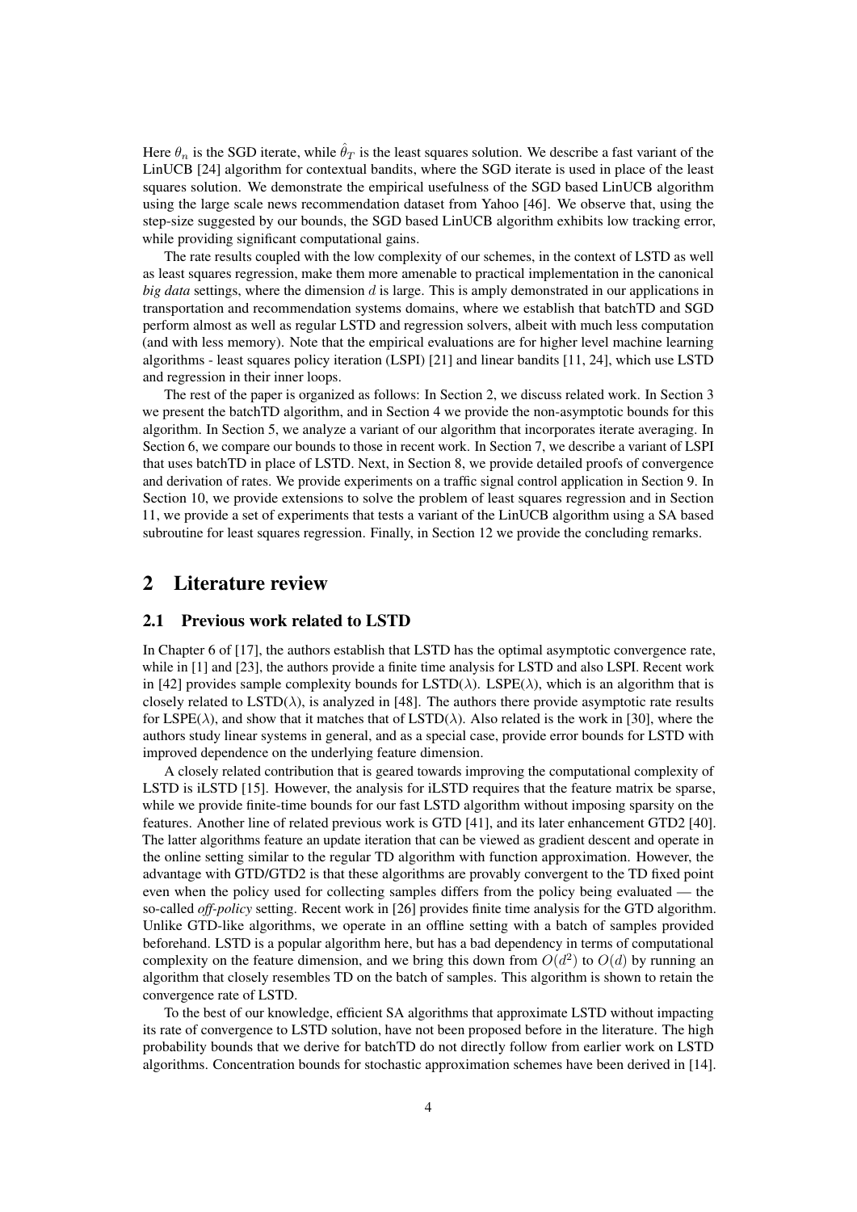Here $\theta_n$ is the SGD iterate, while $\hat{\theta}_T$ is the least squares solution. We describe a fast variant of the LinUCB [24] algorithm for contextual bandits, where the SGD iterate is used in place of the least squares solution. We demonstrate the empirical usefulness of the SGD based LinUCB algorithm using the large scale news recommendation dataset from Yahoo [46]. We observe that, using the step-size suggested by our bounds, the SGD based LinUCB algorithm exhibits low tracking error, while providing significant computational gains.

The rate results coupled with the low complexity of our schemes, in the context of LSTD as well as least squares regression, make them more amenable to practical implementation in the canonical *big data* settings, where the dimension $d$ is large. This is amply demonstrated in our applications in transportation and recommendation systems domains, where we establish that batchTD and SGD perform almost as well as regular LSTD and regression solvers, albeit with much less computation (and with less memory). Note that the empirical evaluations are for higher level machine learning algorithms - least squares policy iteration (LSPI) [21] and linear bandits [11, 24], which use LSTD and regression in their inner loops.

The rest of the paper is organized as follows: In Section 2, we discuss related work. In Section 3 we present the batchTD algorithm, and in Section 4 we provide the non-asymptotic bounds for this algorithm. In Section 5, we analyze a variant of our algorithm that incorporates iterate averaging. In Section 6, we compare our bounds to those in recent work. In Section 7, we describe a variant of LSPI that uses batchTD in place of LSTD. Next, in Section 8, we provide detailed proofs of convergence and derivation of rates. We provide experiments on a traffic signal control application in Section 9. In Section 10, we provide extensions to solve the problem of least squares regression and in Section 11, we provide a set of experiments that tests a variant of the LinUCB algorithm using a SA based subroutine for least squares regression. Finally, in Section 12 we provide the concluding remarks.

## 2 Literature review

### 2.1 Previous work related to LSTD

In Chapter 6 of [17], the authors establish that LSTD has the optimal asymptotic convergence rate, while in [1] and [23], the authors provide a finite time analysis for LSTD and also LSPI. Recent work in [42] provides sample complexity bounds for LSTD($\lambda$). LSPE($\lambda$), which is an algorithm that is closely related to LSTD($\lambda$), is analyzed in [48]. The authors there provide asymptotic rate results for LSPE($\lambda$), and show that it matches that of LSTD($\lambda$). Also related is the work in [30], where the authors study linear systems in general, and as a special case, provide error bounds for LSTD with improved dependence on the underlying feature dimension.

A closely related contribution that is geared towards improving the computational complexity of LSTD is iLSTD [15]. However, the analysis for iLSTD requires that the feature matrix be sparse, while we provide finite-time bounds for our fast LSTD algorithm without imposing sparsity on the features. Another line of related previous work is GTD [41], and its later enhancement GTD2 [40]. The latter algorithms feature an update iteration that can be viewed as gradient descent and operate in the online setting similar to the regular TD algorithm with function approximation. However, the advantage with GTD/GTD2 is that these algorithms are provably convergent to the TD fixed point even when the policy used for collecting samples differs from the policy being evaluated — the so-called *off-policy* setting. Recent work in [26] provides finite time analysis for the GTD algorithm. Unlike GTD-like algorithms, we operate in an offline setting with a batch of samples provided beforehand. LSTD is a popular algorithm here, but has a bad dependency in terms of computational complexity on the feature dimension, and we bring this down from $O(d^2)$ to $O(d)$ by running an algorithm that closely resembles TD on the batch of samples. This algorithm is shown to retain the convergence rate of LSTD.

To the best of our knowledge, efficient SA algorithms that approximate LSTD without impacting its rate of convergence to LSTD solution, have not been proposed before in the literature. The high probability bounds that we derive for batchTD do not directly follow from earlier work on LSTD algorithms. Concentration bounds for stochastic approximation schemes have been derived in [14].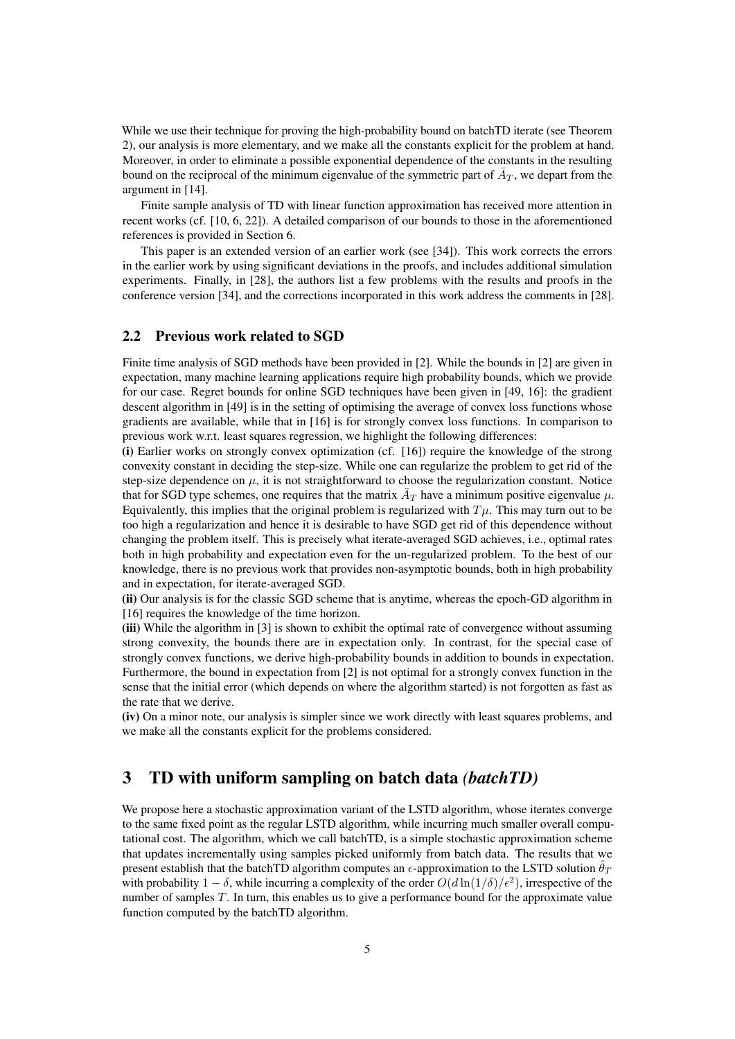While we use their technique for proving the high-probability bound on batchTD iterate (see Theorem 2), our analysis is more elementary, and we make all the constants explicit for the problem at hand. Moreover, in order to eliminate a possible exponential dependence of the constants in the resulting bound on the reciprocal of the minimum eigenvalue of the symmetric part of $\bar{A}_T$, we depart from the argument in [14].

Finite sample analysis of TD with linear function approximation has received more attention in recent works (cf. [10, 6, 22]). A detailed comparison of our bounds to those in the aforementioned references is provided in Section 6.

This paper is an extended version of an earlier work (see [34]). This work corrects the errors in the earlier work by using significant deviations in the proofs, and includes additional simulation experiments. Finally, in [28], the authors list a few problems with the results and proofs in the conference version [34], and the corrections incorporated in this work address the comments in [28].

### 2.2 Previous work related to SGD

Finite time analysis of SGD methods have been provided in [2]. While the bounds in [2] are given in expectation, many machine learning applications require high probability bounds, which we provide for our case. Regret bounds for online SGD techniques have been given in [49, 16]: the gradient descent algorithm in [49] is in the setting of optimising the average of convex loss functions whose gradients are available, while that in [16] is for strongly convex loss functions. In comparison to previous work w.r.t. least squares regression, we highlight the following differences:

**(i)** Earlier works on strongly convex optimization (cf. [16]) require the knowledge of the strong convexity constant in deciding the step-size. While one can regularize the problem to get rid of the step-size dependence on $\mu$, it is not straightforward to choose the regularization constant. Notice that for SGD type schemes, one requires that the matrix $\bar{A}_T$ have a minimum positive eigenvalue $\mu$. Equivalently, this implies that the original problem is regularized with $T\mu$. This may turn out to be too high a regularization and hence it is desirable to have SGD get rid of this dependence without changing the problem itself. This is precisely what iterate-averaged SGD achieves, i.e., optimal rates both in high probability and expectation even for the un-regularized problem. To the best of our knowledge, there is no previous work that provides non-asymptotic bounds, both in high probability and in expectation, for iterate-averaged SGD.

**(ii)** Our analysis is for the classic SGD scheme that is anytime, whereas the epoch-GD algorithm in [16] requires the knowledge of the time horizon.

**(iii)** While the algorithm in [3] is shown to exhibit the optimal rate of convergence without assuming strong convexity, the bounds there are in expectation only. In contrast, for the special case of strongly convex functions, we derive high-probability bounds in addition to bounds in expectation. Furthermore, the bound in expectation from [2] is not optimal for a strongly convex function in the sense that the initial error (which depends on where the algorithm started) is not forgotten as fast as the rate that we derive.

**(iv)** On a minor note, our analysis is simpler since we work directly with least squares problems, and we make all the constants explicit for the problems considered.

## 3 TD with uniform sampling on batch data *(batchTD)*

We propose here a stochastic approximation variant of the LSTD algorithm, whose iterates converge to the same fixed point as the regular LSTD algorithm, while incurring much smaller overall computational cost. The algorithm, which we call batchTD, is a simple stochastic approximation scheme that updates incrementally using samples picked uniformly from batch data. The results that we present establish that the batchTD algorithm computes an $\epsilon$-approximation to the LSTD solution $\hat{\theta}_T$ with probability $1 - \delta$, while incurring a complexity of the order $O(d \ln(1/\delta)/\epsilon^2)$, irrespective of the number of samples $T$. In turn, this enables us to give a performance bound for the approximate value function computed by the batchTD algorithm.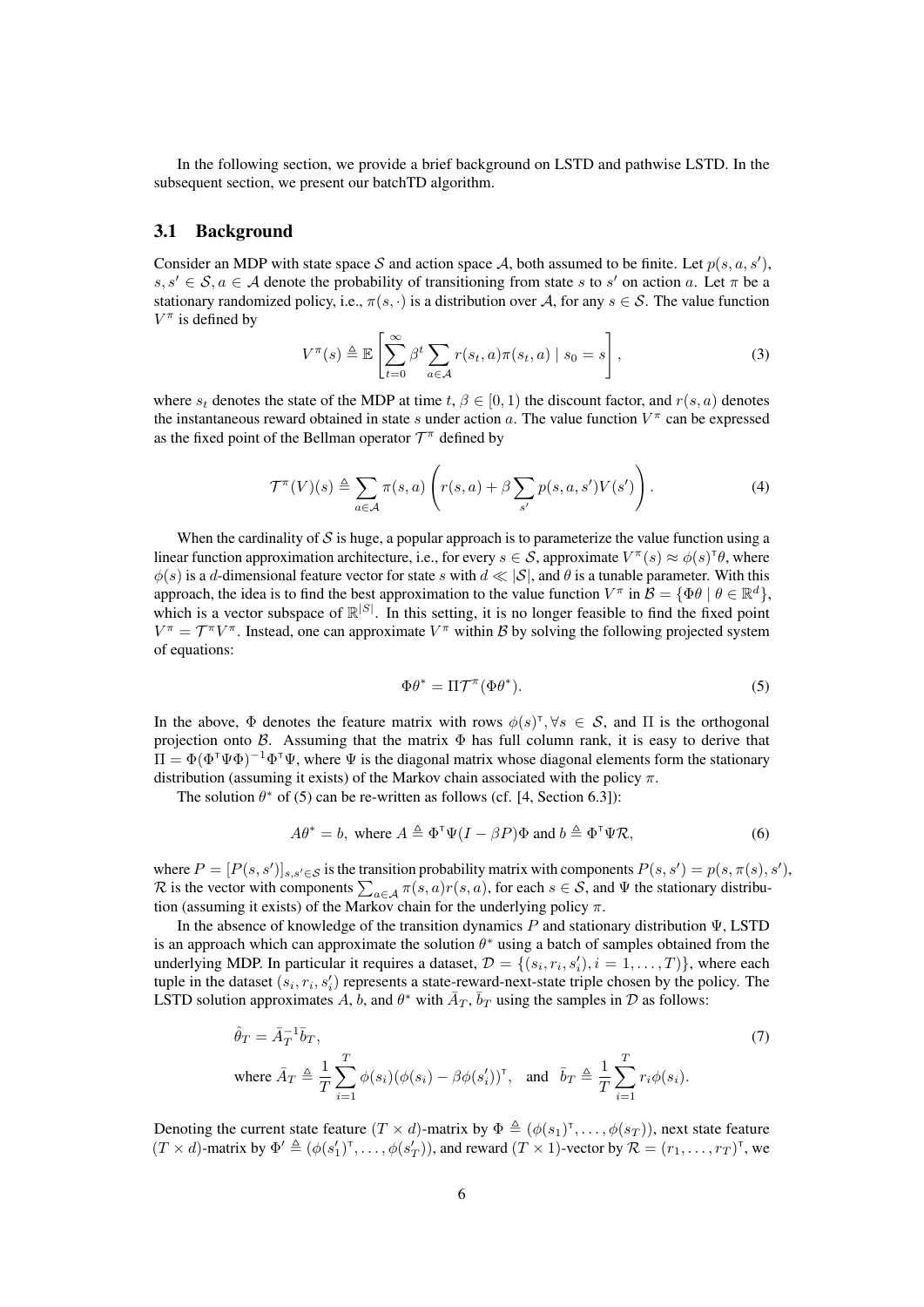In the following section, we provide a brief background on LSTD and pathwise LSTD. In the subsequent section, we present our batchTD algorithm.

### 3.1 Background

Consider an MDP with state space $\mathcal{S}$ and action space $\mathcal{A}$, both assumed to be finite. Let $p(s, a, s')$, $s, s' \in \mathcal{S}, a \in \mathcal{A}$ denote the probability of transitioning from state $s$ to $s'$ on action $a$. Let $\pi$ be a stationary randomized policy, i.e., $\pi(s, \cdot)$ is a distribution over $\mathcal{A}$, for any $s \in \mathcal{S}$. The value function $V^\pi$ is defined by

$$V^\pi(s) \triangleq \mathbb{E}\left[\sum_{t=0}^{\infty} \beta^t \sum_{a \in \mathcal{A}} r(s_t, a)\pi(s_t, a) \mid s_0 = s\right], \tag{3}$$

where $s_t$ denotes the state of the MDP at time $t$, $\beta \in [0, 1)$ the discount factor, and $r(s, a)$ denotes the instantaneous reward obtained in state $s$ under action $a$. The value function $V^\pi$ can be expressed as the fixed point of the Bellman operator $\mathcal{T}^\pi$ defined by

$$\mathcal{T}^\pi(V)(s) \triangleq \sum_{a \in \mathcal{A}} \pi(s, a)\left(r(s, a) + \beta \sum_{s'} p(s, a, s')V(s')\right). \tag{4}$$

When the cardinality of $\mathcal{S}$ is huge, a popular approach is to parameterize the value function using a linear function approximation architecture, i.e., for every $s \in \mathcal{S}$, approximate $V^\pi(s) \approx \phi(s)^\intercal\theta$, where $\phi(s)$ is a $d$-dimensional feature vector for state $s$ with $d \ll |\mathcal{S}|$, and $\theta$ is a tunable parameter. With this approach, the idea is to find the best approximation to the value function $V^\pi$ in $\mathcal{B} = \{\Phi\theta \mid \theta \in \mathbb{R}^d\}$, which is a vector subspace of $\mathbb{R}^{|\mathcal{S}|}$. In this setting, it is no longer feasible to find the fixed point $V^\pi = \mathcal{T}^\pi V^\pi$. Instead, one can approximate $V^\pi$ within $\mathcal{B}$ by solving the following projected system of equations:

$$\Phi\theta^* = \Pi\mathcal{T}^\pi(\Phi\theta^*). \tag{5}$$

In the above, $\Phi$ denotes the feature matrix with rows $\phi(s)^\intercal, \forall s \in \mathcal{S}$, and $\Pi$ is the orthogonal projection onto $\mathcal{B}$. Assuming that the matrix $\Phi$ has full column rank, it is easy to derive that $\Pi = \Phi(\Phi^\intercal\Psi\Phi)^{-1}\Phi^\intercal\Psi$, where $\Psi$ is the diagonal matrix whose diagonal elements form the stationary distribution (assuming it exists) of the Markov chain associated with the policy $\pi$.

The solution $\theta^*$ of (5) can be re-written as follows (cf. [4, Section 6.3]):

$$A\theta^* = b, \text{ where } A \triangleq \Phi^\intercal\Psi(I - \beta P)\Phi \text{ and } b \triangleq \Phi^\intercal\Psi\mathcal{R}, \tag{6}$$

where $P = [P(s, s')]_{s,s' \in \mathcal{S}}$ is the transition probability matrix with components $P(s, s') = p(s, \pi(s), s')$, $\mathcal{R}$ is the vector with components $\sum_{a \in \mathcal{A}} \pi(s, a)r(s, a)$, for each $s \in \mathcal{S}$, and $\Psi$ the stationary distribution (assuming it exists) of the Markov chain for the underlying policy $\pi$.

In the absence of knowledge of the transition dynamics $P$ and stationary distribution $\Psi$, LSTD is an approach which can approximate the solution $\theta^*$ using a batch of samples obtained from the underlying MDP. In particular it requires a dataset, $\mathcal{D} = \{(s_i, r_i, s'_i), i = 1, \ldots, T)\}$, where each tuple in the dataset $(s_i, r_i, s'_i)$ represents a state-reward-next-state triple chosen by the policy. The LSTD solution approximates $A$, $b$, and $\theta^*$ with $\bar{A}_T$, $\bar{b}_T$ using the samples in $\mathcal{D}$ as follows:

$$\hat{\theta}_T = \bar{A}_T^{-1}\bar{b}_T, \tag{7}$$

$$\text{where } \bar{A}_T \triangleq \frac{1}{T}\sum_{i=1}^{T} \phi(s_i)(\phi(s_i) - \beta\phi(s'_i))^\intercal, \quad \text{and} \quad \bar{b}_T \triangleq \frac{1}{T}\sum_{i=1}^{T} r_i\phi(s_i).$$

Denoting the current state feature $(T \times d)$-matrix by $\Phi \triangleq (\phi(s_1)^\intercal, \ldots, \phi(s_T))$, next state feature $(T \times d)$-matrix by $\Phi' \triangleq (\phi(s'_1)^\intercal, \ldots, \phi(s'_T))$, and reward $(T \times 1)$-vector by $\mathcal{R} = (r_1, \ldots, r_T)^\intercal$, we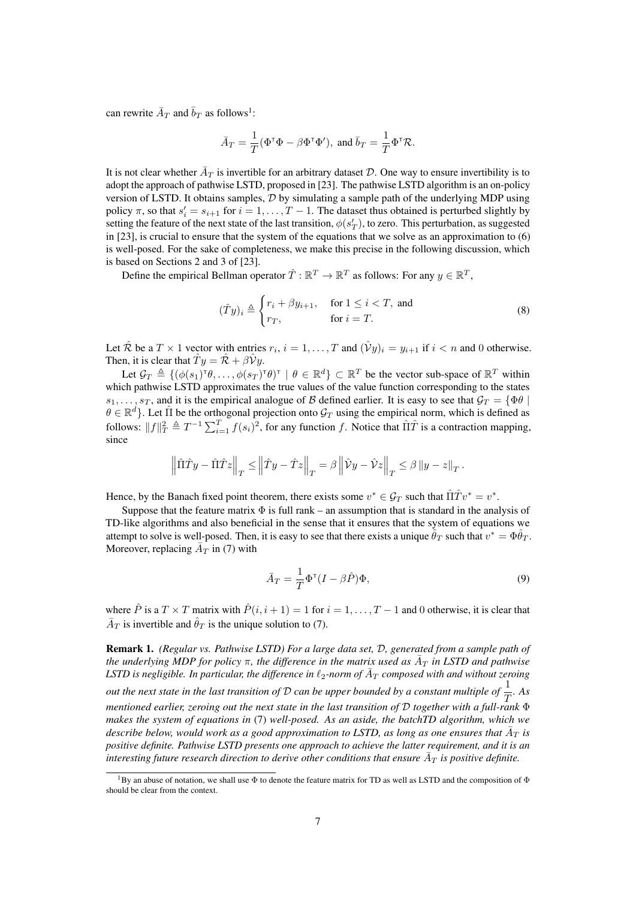can rewrite $\bar{A}_T$ and $\bar{b}_T$ as follows[1]:

$$\bar{A}_T = \frac{1}{T}(\Phi^\intercal \Phi - \beta \Phi^\intercal \Phi'), \text{ and } \bar{b}_T = \frac{1}{T}\Phi^\intercal \mathcal{R}.$$

It is not clear whether $\bar{A}_T$ is invertible for an arbitrary dataset $\mathcal{D}$. One way to ensure invertibility is to adopt the approach of pathwise LSTD, proposed in [23]. The pathwise LSTD algorithm is an on-policy version of LSTD. It obtains samples, $\mathcal{D}$ by simulating a sample path of the underlying MDP using policy $\pi$, so that $s'_i = s_{i+1}$ for $i = 1, \dots, T-1$. The dataset thus obtained is perturbed slightly by setting the feature of the next state of the last transition, $\phi(s'_T)$, to zero. This perturbation, as suggested in [23], is crucial to ensure that the system of the equations that we solve as an approximation to (6) is well-posed. For the sake of completeness, we make this precise in the following discussion, which is based on Sections 2 and 3 of [23].

Define the empirical Bellman operator $\hat{T} : \mathbb{R}^T \to \mathbb{R}^T$ as follows: For any $y \in \mathbb{R}^T$,

$$(\hat{T}y)_i \triangleq \begin{cases} r_i + \beta y_{i+1}, & \text{for } 1 \le i < T, \text{ and} \\ r_T, & \text{for } i = T. \end{cases} \tag{8}$$

Let $\hat{\mathcal{R}}$ be a $T \times 1$ vector with entries $r_i, i = 1, \dots, T$ and $(\hat{\mathcal{V}}y)_i = y_{i+1}$ if $i < n$ and 0 otherwise. Then, it is clear that $\hat{T}y = \hat{\mathcal{R}} + \beta \hat{\mathcal{V}} y$.

Let $\mathcal{G}_T \triangleq \{(\phi(s_1)^\intercal \theta, \dots, \phi(s_T)^\intercal \theta)^\intercal \mid \theta \in \mathbb{R}^d\} \subset \mathbb{R}^T$ be the vector sub-space of $\mathbb{R}^T$ within which pathwise LSTD approximates the true values of the value function corresponding to the states $s_1, \dots, s_T$, and it is the empirical analogue of $\mathcal{B}$ defined earlier. It is easy to see that $\mathcal{G}_T = \{\Phi\theta \mid \theta \in \mathbb{R}^d\}$. Let $\hat{\Pi}$ be the orthogonal projection onto $\mathcal{G}_T$ using the empirical norm, which is defined as follows: $\|f\|_T^2 \triangleq T^{-1}\sum_{i=1}^T f(s_i)^2$, for any function $f$. Notice that $\hat{\Pi}\hat{T}$ is a contraction mapping, since

$$\left\| \hat{\Pi}\hat{T}y - \hat{\Pi}\hat{T}z \right\|_T \le \left\| \hat{T}y - \hat{T}z \right\|_T = \beta \left\| \hat{\mathcal{V}}y - \hat{\mathcal{V}}z \right\|_T \le \beta \left\| y - z \right\|_T.$$

Hence, by the Banach fixed point theorem, there exists some $v^* \in \mathcal{G}_T$ such that $\hat{\Pi}\hat{T}v^* = v^*$.

Suppose that the feature matrix $\Phi$ is full rank – an assumption that is standard in the analysis of TD-like algorithms and also beneficial in the sense that it ensures that the system of equations we attempt to solve is well-posed. Then, it is easy to see that there exists a unique $\hat{\theta}_T$ such that $v^* = \Phi\hat{\theta}_T$. Moreover, replacing $\bar{A}_T$ in (7) with

$$\bar{A}_T = \frac{1}{T}\Phi^\intercal(I - \beta\hat{P})\Phi, \tag{9}$$

where $\hat{P}$ is a $T \times T$ matrix with $\hat{P}(i, i+1) = 1$ for $i = 1, \dots, T-1$ and 0 otherwise, it is clear that $\bar{A}_T$ is invertible and $\hat{\theta}_T$ is the unique solution to (7).

**Remark 1.** *(Regular vs. Pathwise LSTD) For a large data set, $\mathcal{D}$, generated from a sample path of the underlying MDP for policy $\pi$, the difference in the matrix used as $\bar{A}_T$ in LSTD and pathwise LSTD is negligible. In particular, the difference in $\ell_2$-norm of $\bar{A}_T$ composed with and without zeroing out the next state in the last transition of $\mathcal{D}$ can be upper bounded by a constant multiple of $\frac{1}{T}$. As mentioned earlier, zeroing out the next state in the last transition of $\mathcal{D}$ together with a full-rank $\Phi$ makes the system of equations in* (7) *well-posed. As an aside, the batchTD algorithm, which we describe below, would work as a good approximation to LSTD, as long as one ensures that $\bar{A}_T$ is positive definite. Pathwise LSTD presents one approach to achieve the latter requirement, and it is an interesting future research direction to derive other conditions that ensure $\bar{A}_T$ is positive definite.*

[1] By an abuse of notation, we shall use $\Phi$ to denote the feature matrix for TD as well as LSTD and the composition of $\Phi$ should be clear from the context.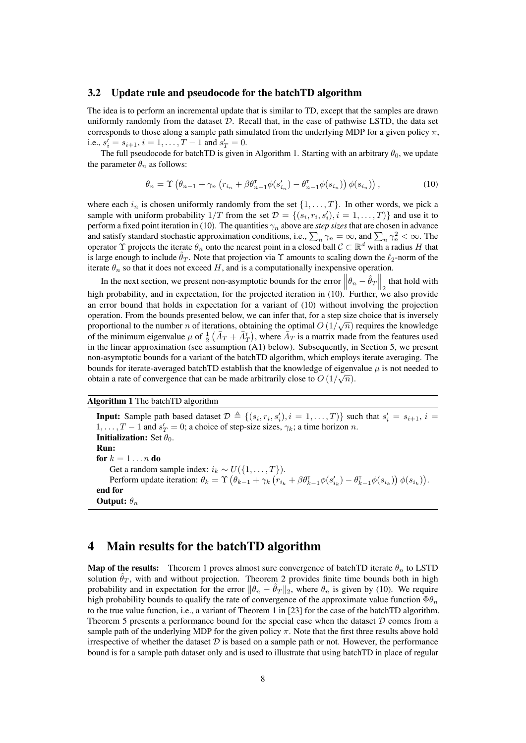### 3.2 Update rule and pseudocode for the batchTD algorithm

The idea is to perform an incremental update that is similar to TD, except that the samples are drawn uniformly randomly from the dataset $\mathcal{D}$. Recall that, in the case of pathwise LSTD, the data set corresponds to those along a sample path simulated from the underlying MDP for a given policy $\pi$, i.e., $s'_i = s_{i+1}, i = 1, \ldots, T-1$ and $s'_T = 0$.

The full pseudocode for batchTD is given in Algorithm 1. Starting with an arbitrary $\theta_0$, we update the parameter $\theta_n$ as follows:

$$\theta_n = \Upsilon\left(\theta_{n-1} + \gamma_n\left(r_{i_n} + \beta\theta_{n-1}^\intercal\phi(s'_{i_n}) - \theta_{n-1}^\intercal\phi(s_{i_n})\right)\phi(s_{i_n})\right), \tag{10}$$

where each $i_n$ is chosen uniformly randomly from the set $\{1, \ldots, T\}$. In other words, we pick a sample with uniform probability $1/T$ from the set $\mathcal{D} = \{(s_i, r_i, s'_i), i = 1, \ldots, T)\}$ and use it to perform a fixed point iteration in (10). The quantities $\gamma_n$ above are *step sizes* that are chosen in advance and satisfy standard stochastic approximation conditions, i.e., $\sum_n \gamma_n = \infty$, and $\sum_n \gamma_n^2 < \infty$. The operator $\Upsilon$ projects the iterate $\theta_n$ onto the nearest point in a closed ball $\mathcal{C} \subset \mathbb{R}^d$ with a radius $H$ that is large enough to include $\hat{\theta}_T$. Note that projection via $\Upsilon$ amounts to scaling down the $\ell_2$-norm of the iterate $\theta_n$ so that it does not exceed $H$, and is a computationally inexpensive operation.

In the next section, we present non-asymptotic bounds for the error $\left\|\theta_n - \hat{\theta}_T\right\|_2$ that hold with high probability, and in expectation, for the projected iteration in (10). Further, we also provide an error bound that holds in expectation for a variant of (10) without involving the projection operation. From the bounds presented below, we can infer that, for a step size choice that is inversely proportional to the number $n$ of iterations, obtaining the optimal $O\left(1/\sqrt{n}\right)$ requires the knowledge of the minimum eigenvalue $\mu$ of $\frac{1}{2}\left(\bar{A}_T + \bar{A}_T^\intercal\right)$, where $\bar{A}_T$ is a matrix made from the features used in the linear approximation (see assumption (A1) below). Subsequently, in Section 5, we present non-asymptotic bounds for a variant of the batchTD algorithm, which employs iterate averaging. The bounds for iterate-averaged batchTD establish that the knowledge of eigenvalue $\mu$ is not needed to obtain a rate of convergence that can be made arbitrarily close to $O\left(1/\sqrt{n}\right)$.

**Algorithm 1** The batchTD algorithm

**Input:** Sample path based dataset $\mathcal{D} \triangleq \{(s_i, r_i, s'_i), i = 1, \ldots, T)\}$ such that $s'_i = s_{i+1}$, $i = 1, \ldots, T-1$ and $s'_T = 0$; a choice of step-size sizes, $\gamma_k$; a time horizon $n$.
**Initialization:** Set $\theta_0$.
**Run:**
**for** $k = 1 \ldots n$ **do**
  Get a random sample index: $i_k \sim U(\{1, \ldots, T\})$.
  Perform update iteration: $\theta_k = \Upsilon\left(\theta_{k-1} + \gamma_k\left(r_{i_k} + \beta\theta_{k-1}^\intercal\phi(s'_{i_k}) - \theta_{k-1}^\intercal\phi(s_{i_k})\right)\phi(s_{i_k})\right)$.
**end for**
**Output:** $\theta_n$

## 4 Main results for the batchTD algorithm

**Map of the results:** Theorem 1 proves almost sure convergence of batchTD iterate $\theta_n$ to LSTD solution $\hat{\theta}_T$, with and without projection. Theorem 2 provides finite time bounds both in high probability and in expectation for the error $\|\theta_n - \hat{\theta}_T\|_2$, where $\theta_n$ is given by (10). We require high probability bounds to qualify the rate of convergence of the approximate value function $\Phi\theta_n$ to the true value function, i.e., a variant of Theorem 1 in [23] for the case of the batchTD algorithm. Theorem 5 presents a performance bound for the special case when the dataset $\mathcal{D}$ comes from a sample path of the underlying MDP for the given policy $\pi$. Note that the first three results above hold irrespective of whether the dataset $\mathcal{D}$ is based on a sample path or not. However, the performance bound is for a sample path dataset only and is used to illustrate that using batchTD in place of regular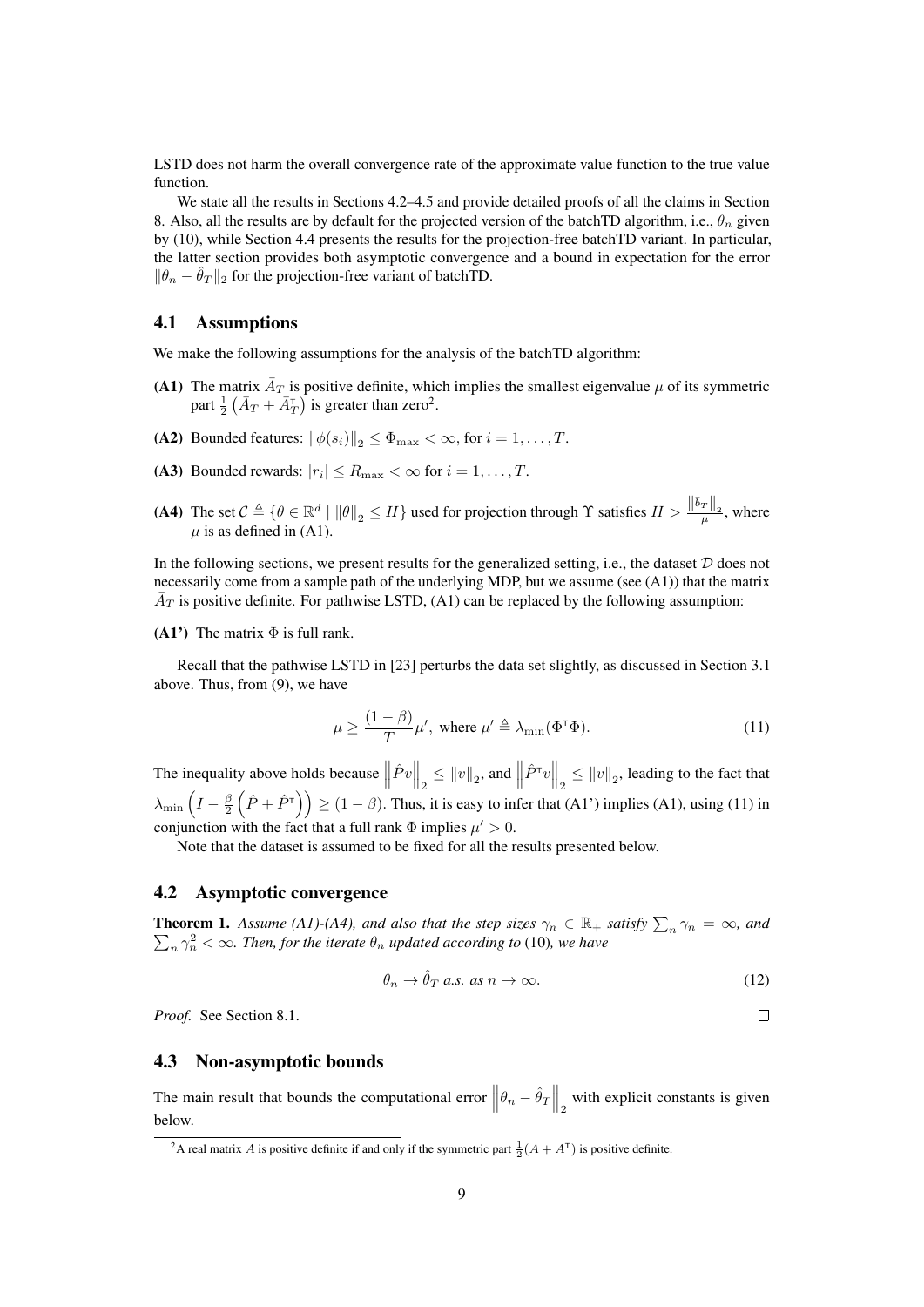LSTD does not harm the overall convergence rate of the approximate value function to the true value function.

We state all the results in Sections 4.2–4.5 and provide detailed proofs of all the claims in Section 8. Also, all the results are by default for the projected version of the batchTD algorithm, i.e., $\theta_n$ given by (10), while Section 4.4 presents the results for the projection-free batchTD variant. In particular, the latter section provides both asymptotic convergence and a bound in expectation for the error $\|\theta_n - \hat{\theta}_T\|_2$ for the projection-free variant of batchTD.

## 4.1 Assumptions

We make the following assumptions for the analysis of the batchTD algorithm:

**(A1)** The matrix $\bar{A}_T$ is positive definite, which implies the smallest eigenvalue $\mu$ of its symmetric part $\frac{1}{2}\left(\bar{A}_T + \bar{A}_T^\intercal\right)$ is greater than zero[2].

**(A2)** Bounded features: $\|\phi(s_i)\|_2 \leq \Phi_{\max} < \infty$, for $i = 1, \ldots, T$.

**(A3)** Bounded rewards: $|r_i| \leq R_{\max} < \infty$ for $i = 1, \ldots, T$.

**(A4)** The set $\mathcal{C} \triangleq \{\theta \in \mathbb{R}^d \mid \|\theta\|_2 \leq H\}$ used for projection through $\Upsilon$ satisfies $H > \frac{\|\bar{b}_T\|_2}{\mu}$, where $\mu$ is as defined in (A1).

In the following sections, we present results for the generalized setting, i.e., the dataset $\mathcal{D}$ does not necessarily come from a sample path of the underlying MDP, but we assume (see (A1)) that the matrix $\bar{A}_T$ is positive definite. For pathwise LSTD, (A1) can be replaced by the following assumption:

**(A1')** The matrix $\Phi$ is full rank.

Recall that the pathwise LSTD in [23] perturbs the data set slightly, as discussed in Section 3.1 above. Thus, from (9), we have

$$\mu \geq \frac{(1-\beta)}{T}\mu', \text{ where } \mu' \triangleq \lambda_{\min}(\Phi^\intercal \Phi). \tag{11}$$

The inequality above holds because $\left\|\hat{P}v\right\|_2 \leq \|v\|_2$, and $\left\|\hat{P}^\intercal v\right\|_2 \leq \|v\|_2$, leading to the fact that $\lambda_{\min}\left(I - \frac{\beta}{2}\left(\hat{P} + \hat{P}^\intercal\right)\right) \geq (1-\beta)$. Thus, it is easy to infer that (A1') implies (A1), using (11) in conjunction with the fact that a full rank $\Phi$ implies $\mu' > 0$.

Note that the dataset is assumed to be fixed for all the results presented below.

## 4.2 Asymptotic convergence

**Theorem 1.** *Assume (A1)-(A4), and also that the step sizes $\gamma_n \in \mathbb{R}_+$ satisfy $\sum_n \gamma_n = \infty$, and $\sum_n \gamma_n^2 < \infty$. Then, for the iterate $\theta_n$ updated according to (10), we have*

$$\theta_n \to \hat{\theta}_T \text{ a.s. as } n \to \infty. \tag{12}$$

*Proof.* See Section 8.1. □

## 4.3 Non-asymptotic bounds

The main result that bounds the computational error $\left\|\theta_n - \hat{\theta}_T\right\|_2$ with explicit constants is given below.

[2] A real matrix $A$ is positive definite if and only if the symmetric part $\frac{1}{2}(A + A^\intercal)$ is positive definite.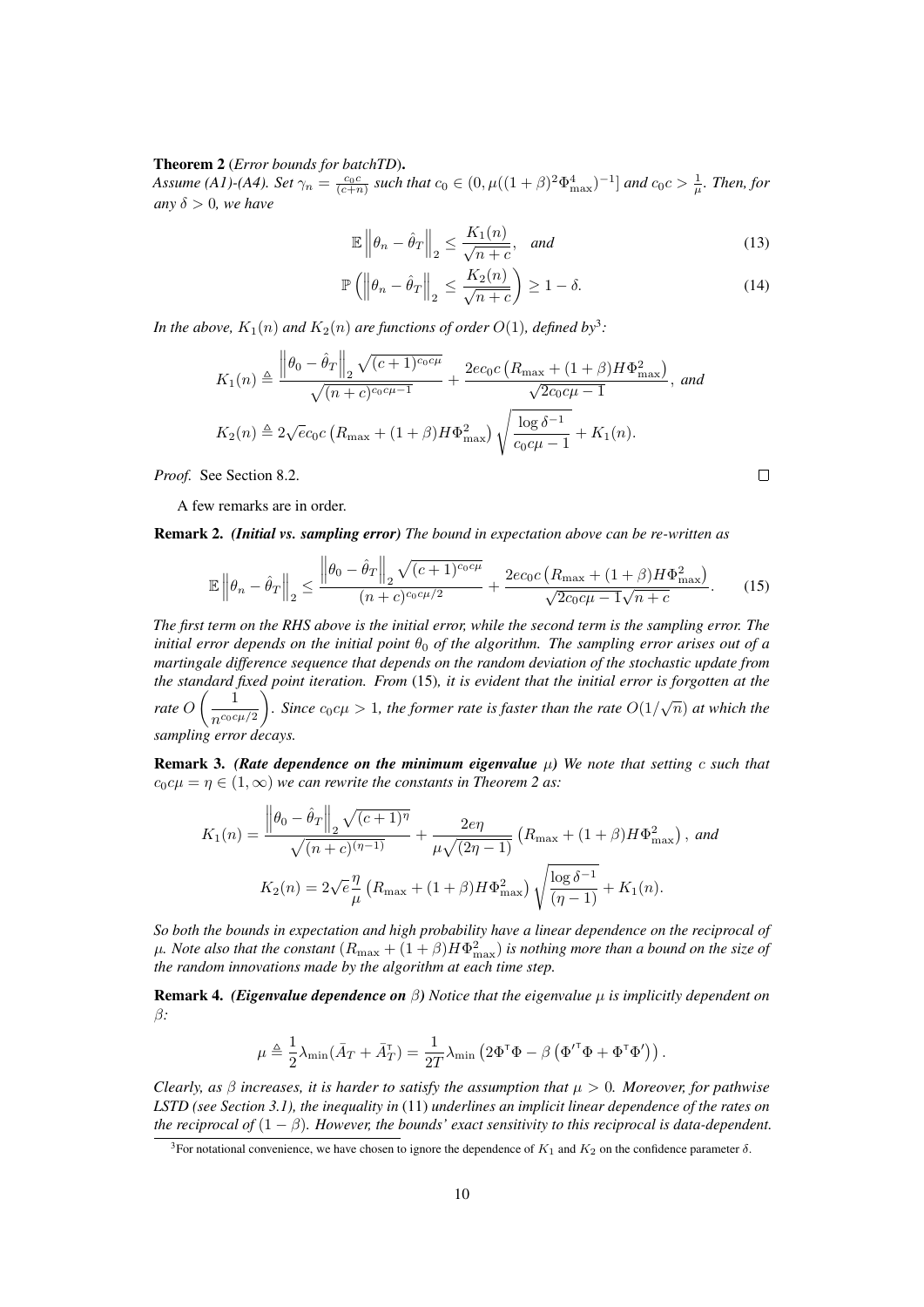**Theorem 2** (*Error bounds for batchTD*).
*Assume (A1)-(A4). Set $\gamma_n = \frac{c_0 c}{(c+n)}$ such that $c_0 \in (0, \mu((1+\beta)^2 \Phi_{\max}^4)^{-1}]$ and $c_0 c > \frac{1}{\mu}$. Then, for any $\delta > 0$, we have*

$$\mathbb{E} \left\| \theta_n - \hat{\theta}_T \right\|_2 \leq \frac{K_1(n)}{\sqrt{n+c}}, \quad \text{and} \tag{13}$$

$$\mathbb{P} \left( \left\| \theta_n - \hat{\theta}_T \right\|_2 \leq \frac{K_2(n)}{\sqrt{n+c}} \right) \geq 1 - \delta. \tag{14}$$

*In the above, $K_1(n)$ and $K_2(n)$ are functions of order $O(1)$, defined by*[3]*:*

$$K_1(n) \triangleq \frac{\left\| \theta_0 - \hat{\theta}_T \right\|_2 \sqrt{(c+1)^{c_0 c \mu}}}{\sqrt{(n+c)^{c_0 c \mu - 1}}} + \frac{2 e c_0 c \left( R_{\max} + (1+\beta) H \Phi_{\max}^2 \right)}{\sqrt{2 c_0 c \mu - 1}}, \text{ and}$$

$$K_2(n) \triangleq 2\sqrt{e} c_0 c \left( R_{\max} + (1+\beta) H \Phi_{\max}^2 \right) \sqrt{\frac{\log \delta^{-1}}{c_0 c \mu - 1}} + K_1(n).$$

*Proof.* See Section 8.2. □

A few remarks are in order.

**Remark 2.** ***(Initial vs. sampling error)*** *The bound in expectation above can be re-written as*

$$\mathbb{E} \left\| \theta_n - \hat{\theta}_T \right\|_2 \leq \frac{\left\| \theta_0 - \hat{\theta}_T \right\|_2 \sqrt{(c+1)^{c_0 c \mu}}}{(n+c)^{c_0 c \mu / 2}} + \frac{2 e c_0 c \left( R_{\max} + (1+\beta) H \Phi_{\max}^2 \right)}{\sqrt{2 c_0 c \mu - 1} \sqrt{n+c}}. \tag{15}$$

*The first term on the RHS above is the initial error, while the second term is the sampling error. The initial error depends on the initial point $\theta_0$ of the algorithm. The sampling error arises out of a martingale difference sequence that depends on the random deviation of the stochastic update from the standard fixed point iteration. From* (15)*, it is evident that the initial error is forgotten at the rate $O\left(\frac{1}{n^{c_0 c \mu / 2}}\right)$. Since $c_0 c \mu > 1$, the former rate is faster than the rate $O(1/\sqrt{n})$ at which the sampling error decays.*

**Remark 3.** ***(Rate dependence on the minimum eigenvalue $\mu$)*** *We note that setting $c$ such that $c_0 c \mu = \eta \in (1, \infty)$ we can rewrite the constants in Theorem 2 as:*

$$K_1(n) = \frac{\left\| \theta_0 - \hat{\theta}_T \right\|_2 \sqrt{(c+1)^{\eta}}}{\sqrt{(n+c)^{(\eta - 1)}}} + \frac{2 e \eta}{\mu \sqrt{(2\eta - 1)}} \left( R_{\max} + (1+\beta) H \Phi_{\max}^2 \right), \text{ and}$$

$$K_2(n) = 2\sqrt{e} \frac{\eta}{\mu} \left( R_{\max} + (1+\beta) H \Phi_{\max}^2 \right) \sqrt{\frac{\log \delta^{-1}}{(\eta - 1)}} + K_1(n).$$

*So both the bounds in expectation and high probability have a linear dependence on the reciprocal of $\mu$. Note also that the constant $(R_{\max} + (1+\beta) H \Phi_{\max}^2)$ is nothing more than a bound on the size of the random innovations made by the algorithm at each time step.*

**Remark 4.** ***(Eigenvalue dependence on $\beta$)*** *Notice that the eigenvalue $\mu$ is implicitly dependent on $\beta$:*

$$\mu \triangleq \frac{1}{2} \lambda_{\min}(\bar{A}_T + \bar{A}_T^{\intercal}) = \frac{1}{2T} \lambda_{\min}\left( 2 \Phi^{\intercal} \Phi - \beta \left( \Phi'^{\intercal} \Phi + \Phi^{\intercal} \Phi' \right) \right).$$

*Clearly, as $\beta$ increases, it is harder to satisfy the assumption that $\mu > 0$. Moreover, for pathwise LSTD (see Section 3.1), the inequality in* (11) *underlines an implicit linear dependence of the rates on the reciprocal of $(1 - \beta)$. However, the bounds' exact sensitivity to this reciprocal is data-dependent.*

[3] For notational convenience, we have chosen to ignore the dependence of $K_1$ and $K_2$ on the confidence parameter $\delta$.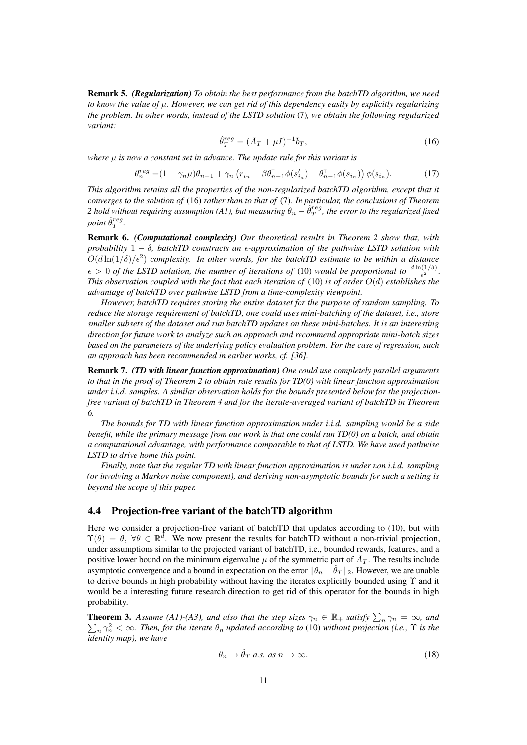**Remark 5.** ***(Regularization)*** *To obtain the best performance from the batchTD algorithm, we need to know the value of $\mu$. However, we can get rid of this dependency easily by explicitly regularizing the problem. In other words, instead of the LSTD solution* (7)*, we obtain the following regularized variant:*

$$\hat{\theta}_T^{reg} = (\bar{A}_T + \mu I)^{-1}\bar{b}_T, \tag{16}$$

*where $\mu$ is now a constant set in advance. The update rule for this variant is*

$$\theta_n^{reg} = (1 - \gamma_n \mu)\theta_{n-1} + \gamma_n \left( r_{i_n} + \beta \theta_{n-1}^{\intercal} \phi(s'_{i_n}) - \theta_{n-1}^{\intercal} \phi(s_{i_n}) \right) \phi(s_{i_n}). \tag{17}$$

*This algorithm retains all the properties of the non-regularized batchTD algorithm, except that it converges to the solution of* (16) *rather than to that of* (7)*. In particular, the conclusions of Theorem 2 hold without requiring assumption (A1), but measuring $\theta_n - \hat{\theta}_T^{reg}$, the error to the regularized fixed point $\hat{\theta}_T^{reg}$.*

**Remark 6.** ***(Computational complexity)*** *Our theoretical results in Theorem 2 show that, with probability $1 - \delta$, batchTD constructs an $\epsilon$-approximation of the pathwise LSTD solution with $O(d \ln(1/\delta)/\epsilon^2)$ complexity. In other words, for the batchTD estimate to be within a distance $\epsilon > 0$ of the LSTD solution, the number of iterations of* (10) *would be proportional to $\frac{d \ln(1/\delta)}{\epsilon^2}$. This observation coupled with the fact that each iteration of* (10) *is of order $O(d)$ establishes the advantage of batchTD over pathwise LSTD from a time-complexity viewpoint.*

*However, batchTD requires storing the entire dataset for the purpose of random sampling. To reduce the storage requirement of batchTD, one could uses mini-batching of the dataset, i.e., store smaller subsets of the dataset and run batchTD updates on these mini-batches. It is an interesting direction for future work to analyze such an approach and recommend appropriate mini-batch sizes based on the parameters of the underlying policy evaluation problem. For the case of regression, such an approach has been recommended in earlier works, cf. [36].*

**Remark 7.** ***(TD with linear function approximation)*** *One could use completely parallel arguments to that in the proof of Theorem 2 to obtain rate results for TD(0) with linear function approximation under i.i.d. samples. A similar observation holds for the bounds presented below for the projection-free variant of batchTD in Theorem 4 and for the iterate-averaged variant of batchTD in Theorem 6.*

*The bounds for TD with linear function approximation under i.i.d. sampling would be a side benefit, while the primary message from our work is that one could run TD(0) on a batch, and obtain a computational advantage, with performance comparable to that of LSTD. We have used pathwise LSTD to drive home this point.*

*Finally, note that the regular TD with linear function approximation is under non i.i.d. sampling (or involving a Markov noise component), and deriving non-asymptotic bounds for such a setting is beyond the scope of this paper.*

### 4.4 Projection-free variant of the batchTD algorithm

Here we consider a projection-free variant of batchTD that updates according to (10), but with $\Upsilon(\theta) = \theta, \ \forall \theta \in \mathbb{R}^d$. We now present the results for batchTD without a non-trivial projection, under assumptions similar to the projected variant of batchTD, i.e., bounded rewards, features, and a positive lower bound on the minimum eigenvalue $\mu$ of the symmetric part of $\bar{A}_T$. The results include asymptotic convergence and a bound in expectation on the error $\|\theta_n - \hat{\theta}_T\|_2$. However, we are unable to derive bounds in high probability without having the iterates explicitly bounded using $\Upsilon$ and it would be a interesting future research direction to get rid of this operator for the bounds in high probability.

**Theorem 3.** *Assume (A1)-(A3), and also that the step sizes $\gamma_n \in \mathbb{R}_+$ satisfy $\sum_n \gamma_n = \infty$, and $\sum_n \gamma_n^2 < \infty$. Then, for the iterate $\theta_n$ updated according to* (10) *without projection (i.e., $\Upsilon$ is the identity map), we have*

$$\theta_n \to \hat{\theta}_T \text{ a.s. as } n \to \infty. \tag{18}$$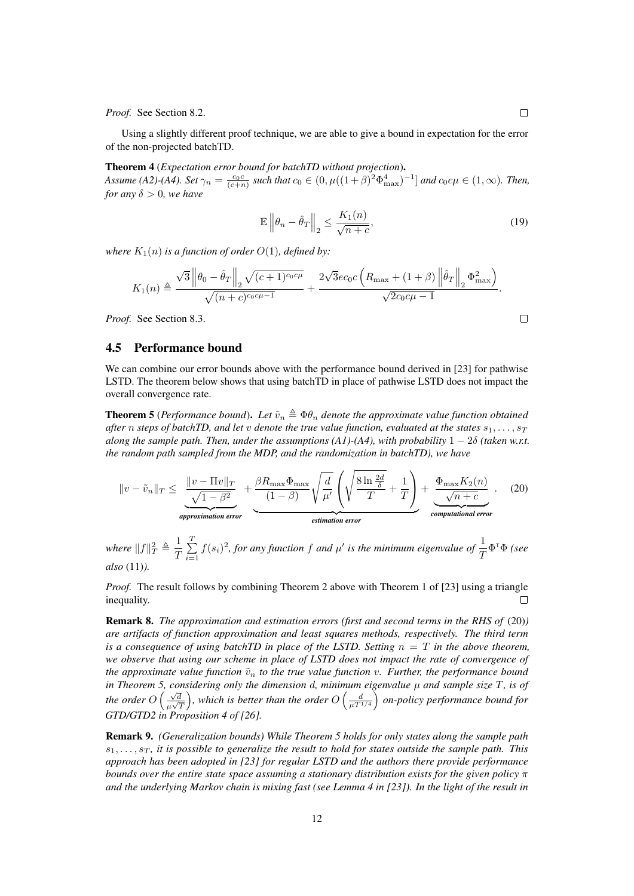*Proof.* See Section 8.2. □

Using a slightly different proof technique, we are able to give a bound in expectation for the error of the non-projected batchTD.

**Theorem 4** (*Expectation error bound for batchTD without projection*). *Assume (A2)-(A4). Set $\gamma_n = \frac{c_0 c}{(c+n)}$ such that $c_0 \in (0, \mu((1+\beta)^2 \Phi_{\max}^4)^{-1}]$ and $c_0 c \mu \in (1, \infty)$. Then, for any $\delta > 0$, we have*

$$\mathbb{E}\left\|\theta_n - \hat{\theta}_T\right\|_2 \leq \frac{K_1(n)}{\sqrt{n+c}}, \tag{19}$$

*where $K_1(n)$ is a function of order $O(1)$, defined by:*

$$K_1(n) \triangleq \frac{\sqrt{3}\left\|\theta_0 - \hat{\theta}_T\right\|_2 \sqrt{(c+1)^{c_0 c\mu}}}{\sqrt{(n+c)^{c_0 c\mu - 1}}} + \frac{2\sqrt{3} e c_0 c \left(R_{\max} + (1+\beta)\left\|\hat{\theta}_T\right\|_2 \Phi_{\max}^2\right)}{\sqrt{2 c_0 c \mu - 1}}.$$

*Proof.* See Section 8.3. □

## 4.5 Performance bound

We can combine our error bounds above with the performance bound derived in [23] for pathwise LSTD. The theorem below shows that using batchTD in place of pathwise LSTD does not impact the overall convergence rate.

**Theorem 5** (*Performance bound*). *Let $\tilde{v}_n \triangleq \Phi\theta_n$ denote the approximate value function obtained after $n$ steps of batchTD, and let $v$ denote the true value function, evaluated at the states $s_1, \ldots, s_T$ along the sample path. Then, under the assumptions (A1)-(A4), with probability $1 - 2\delta$ (taken w.r.t. the random path sampled from the MDP, and the randomization in batchTD), we have*

$$\|v - \tilde{v}_n\|_T \leq \underbrace{\frac{\|v - \Pi v\|_T}{\sqrt{1-\beta^2}}}_{\textit{approximation error}} + \underbrace{\frac{\beta R_{\max}\Phi_{\max}}{(1-\beta)}\sqrt{\frac{d}{\mu'}}\left(\sqrt{\frac{8\ln\frac{2d}{\delta}}{T}} + \frac{1}{T}\right)}_{\textit{estimation error}} + \underbrace{\frac{\Phi_{\max} K_2(n)}{\sqrt{n+c}}}_{\textit{computational error}}. \tag{20}$$

*where $\|f\|_T^2 \triangleq \frac{1}{T}\sum_{i=1}^{T} f(s_i)^2$, for any function $f$ and $\mu'$ is the minimum eigenvalue of $\frac{1}{T}\Phi^\intercal\Phi$ (see also* (11)*).*

*Proof.* The result follows by combining Theorem 2 above with Theorem 1 of [23] using a triangle inequality. □

**Remark 8.** *The approximation and estimation errors (first and second terms in the RHS of* (20)*) are artifacts of function approximation and least squares methods, respectively. The third term is a consequence of using batchTD in place of the LSTD. Setting $n = T$ in the above theorem, we observe that using our scheme in place of LSTD does not impact the rate of convergence of the approximate value function $\tilde{v}_n$ to the true value function $v$. Further, the performance bound in Theorem 5, considering only the dimension $d$, minimum eigenvalue $\mu$ and sample size $T$, is of the order $O\left(\frac{\sqrt{d}}{\mu\sqrt{T}}\right)$, which is better than the order $O\left(\frac{d}{\mu T^{1/4}}\right)$ on-policy performance bound for GTD/GTD2 in Proposition 4 of [26].*

**Remark 9.** *(Generalization bounds) While Theorem 5 holds for only states along the sample path $s_1, \ldots, s_T$, it is possible to generalize the result to hold for states outside the sample path. This approach has been adopted in [23] for regular LSTD and the authors there provide performance bounds over the entire state space assuming a stationary distribution exists for the given policy $\pi$ and the underlying Markov chain is mixing fast (see Lemma 4 in [23]). In the light of the result in*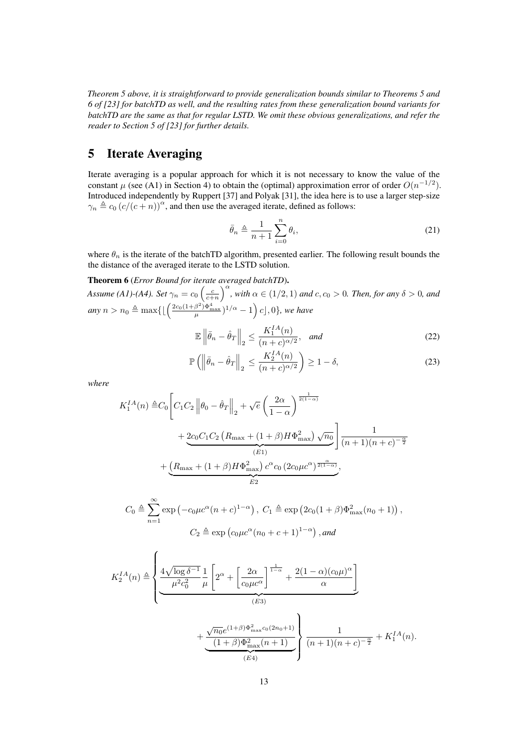*Theorem 5 above, it is straightforward to provide generalization bounds similar to Theorems 5 and 6 of [23] for batchTD as well, and the resulting rates from these generalization bound variants for batchTD are the same as that for regular LSTD. We omit these obvious generalizations, and refer the reader to Section 5 of [23] for further details.*

# 5 Iterate Averaging

Iterate averaging is a popular approach for which it is not necessary to know the value of the constant $\mu$ (see (A1) in Section 4) to obtain the (optimal) approximation error of order $O(n^{-1/2})$. Introduced independently by Ruppert [37] and Polyak [31], the idea here is to use a larger step-size $\gamma_n \triangleq c_0 \left(c/(c+n)\right)^{\alpha}$, and then use the averaged iterate, defined as follows:

$$\bar{\theta}_n \triangleq \frac{1}{n+1} \sum_{i=0}^{n} \theta_i, \tag{21}$$

where $\theta_n$ is the iterate of the batchTD algorithm, presented earlier. The following result bounds the the distance of the averaged iterate to the LSTD solution.

**Theorem 6** (*Error Bound for iterate averaged batchTD*)**.** *Assume (A1)-(A4). Set $\gamma_n = c_0 \left(\frac{c}{c+n}\right)^{\alpha}$, with $\alpha \in (1/2, 1)$ and $c, c_0 > 0$. Then, for any $\delta > 0$, and any $n > n_0 \triangleq \max\{\lfloor \left(\frac{2c_0(1+\beta^2)\Phi_{\max}^4}{\mu})^{1/\alpha} - 1\right) c \rfloor, 0\}$, we have*

$$\mathbb{E} \left\| \bar{\theta}_n - \hat{\theta}_T \right\|_2 \leq \frac{K_1^{IA}(n)}{(n+c)^{\alpha/2}}, \quad \text{and} \tag{22}$$

$$\mathbb{P}\left( \left\| \bar{\theta}_n - \hat{\theta}_T \right\|_2 \leq \frac{K_2^{IA}(n)}{(n+c)^{\alpha/2}} \right) \geq 1 - \delta, \tag{23}$$

*where*

$$K_1^{IA}(n) \triangleq C_0 \Bigg[ C_1 C_2 \left\| \theta_0 - \hat{\theta}_T \right\|_2 + \sqrt{e} \left( \frac{2\alpha}{1-\alpha} \right)^{\frac{1}{2(1-\alpha)}} + \underbrace{2c_0 C_1 C_2 \left( R_{\max} + (1+\beta) H \Phi_{\max}^2 \right) \sqrt{n_0}}_{(E1)} \Bigg] \frac{1}{(n+1)(n+c)^{-\frac{\alpha}{2}}} + \underbrace{\left( R_{\max} + (1+\beta) H \Phi_{\max}^2 \right) c^{\alpha} c_0 \left( 2c_0 \mu c^{\alpha} \right)^{\frac{\alpha}{2(1-\alpha)}}}_{E2},$$

$$C_0 \triangleq \sum_{n=1}^{\infty} \exp\left(-c_0 \mu c^{\alpha} (n+c)^{1-\alpha}\right), \; C_1 \triangleq \exp\left(2c_0(1+\beta)\Phi_{\max}^2(n_0+1)\right),$$

$$C_2 \triangleq \exp\left(c_0 \mu c^{\alpha} (n_0+c+1)^{1-\alpha}\right), \text{and}$$

$$K_2^{IA}(n) \triangleq \left\{ \underbrace{\frac{4\sqrt{\log \delta^{-1}}}{\mu^2 c_0^2} \frac{1}{\mu} \left[ 2^{\alpha} + \left[ \frac{2\alpha}{c_0 \mu c^{\alpha}} \right]^{\frac{1}{1-\alpha}} + \frac{2(1-\alpha)(c_0\mu)^{\alpha}}{\alpha} \right]}_{(E3)} + \underbrace{\frac{\sqrt{n_0} e^{(1+\beta)\Phi_{\max}^2 c_0 (2n_0+1)}}{(1+\beta)\Phi_{\max}^2 (n+1)}}_{(E4)} \right\} \frac{1}{(n+1)(n+c)^{-\frac{\alpha}{2}}} + K_1^{IA}(n).$$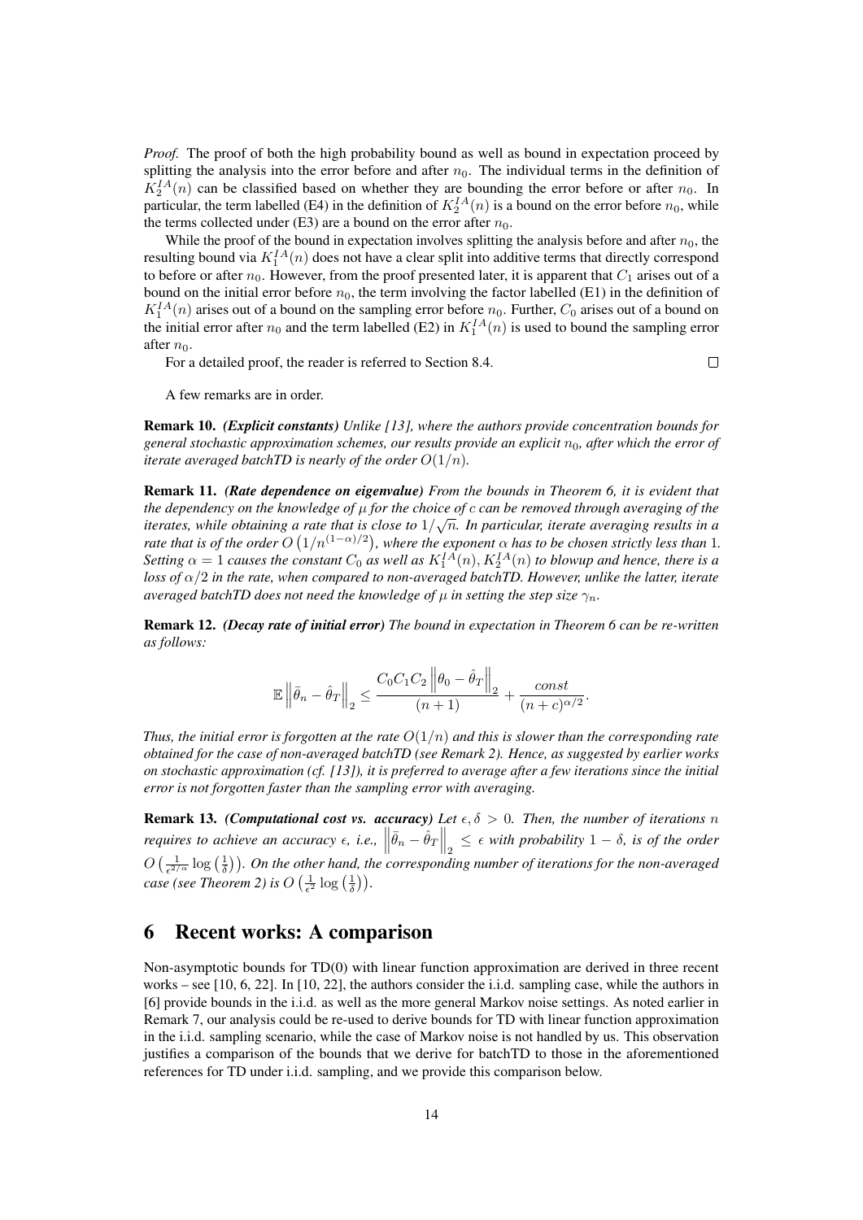*Proof.* The proof of both the high probability bound as well as bound in expectation proceed by splitting the analysis into the error before and after $n_0$. The individual terms in the definition of $K_2^{IA}(n)$ can be classified based on whether they are bounding the error before or after $n_0$. In particular, the term labelled (E4) in the definition of $K_2^{IA}(n)$ is a bound on the error before $n_0$, while the terms collected under (E3) are a bound on the error after $n_0$.

While the proof of the bound in expectation involves splitting the analysis before and after $n_0$, the resulting bound via $K_1^{IA}(n)$ does not have a clear split into additive terms that directly correspond to before or after $n_0$. However, from the proof presented later, it is apparent that $C_1$ arises out of a bound on the initial error before $n_0$, the term involving the factor labelled (E1) in the definition of $K_1^{IA}(n)$ arises out of a bound on the sampling error before $n_0$. Further, $C_0$ arises out of a bound on the initial error after $n_0$ and the term labelled (E2) in $K_1^{IA}(n)$ is used to bound the sampling error after $n_0$.

For a detailed proof, the reader is referred to Section 8.4. □

A few remarks are in order.

**Remark 10.** ***(Explicit constants)*** *Unlike [13], where the authors provide concentration bounds for general stochastic approximation schemes, our results provide an explicit $n_0$, after which the error of iterate averaged batchTD is nearly of the order $O(1/n)$.*

**Remark 11.** ***(Rate dependence on eigenvalue)*** *From the bounds in Theorem 6, it is evident that the dependency on the knowledge of $\mu$ for the choice of $c$ can be removed through averaging of the iterates, while obtaining a rate that is close to $1/\sqrt{n}$. In particular, iterate averaging results in a rate that is of the order $O\left(1/n^{(1-\alpha)/2}\right)$, where the exponent $\alpha$ has to be chosen strictly less than 1. Setting $\alpha = 1$ causes the constant $C_0$ as well as $K_1^{IA}(n), K_2^{IA}(n)$ to blowup and hence, there is a loss of $\alpha/2$ in the rate, when compared to non-averaged batchTD. However, unlike the latter, iterate averaged batchTD does not need the knowledge of $\mu$ in setting the step size $\gamma_n$.*

**Remark 12.** ***(Decay rate of initial error)*** *The bound in expectation in Theorem 6 can be re-written as follows:*

$$\mathbb{E}\left\|\bar{\theta}_n - \hat{\theta}_T\right\|_2 \leq \frac{C_0 C_1 C_2 \left\|\theta_0 - \hat{\theta}_T\right\|_2}{(n+1)} + \frac{const}{(n+c)^{\alpha/2}}.$$

*Thus, the initial error is forgotten at the rate $O(1/n)$ and this is slower than the corresponding rate obtained for the case of non-averaged batchTD (see Remark 2). Hence, as suggested by earlier works on stochastic approximation (cf. [13]), it is preferred to average after a few iterations since the initial error is not forgotten faster than the sampling error with averaging.*

**Remark 13.** ***(Computational cost vs. accuracy)*** *Let $\epsilon, \delta > 0$. Then, the number of iterations $n$ requires to achieve an accuracy $\epsilon$, i.e., $\left\|\bar{\theta}_n - \hat{\theta}_T\right\|_2 \leq \epsilon$ with probability $1 - \delta$, is of the order $O\left(\frac{1}{\epsilon^{2/\alpha}} \log\left(\frac{1}{\delta}\right)\right)$. On the other hand, the corresponding number of iterations for the non-averaged case (see Theorem 2) is $O\left(\frac{1}{\epsilon^2} \log\left(\frac{1}{\delta}\right)\right)$.*

## 6 Recent works: A comparison

Non-asymptotic bounds for TD(0) with linear function approximation are derived in three recent works – see [10, 6, 22]. In [10, 22], the authors consider the i.i.d. sampling case, while the authors in [6] provide bounds in the i.i.d. as well as the more general Markov noise settings. As noted earlier in Remark 7, our analysis could be re-used to derive bounds for TD with linear function approximation in the i.i.d. sampling scenario, while the case of Markov noise is not handled by us. This observation justifies a comparison of the bounds that we derive for batchTD to those in the aforementioned references for TD under i.i.d. sampling, and we provide this comparison below.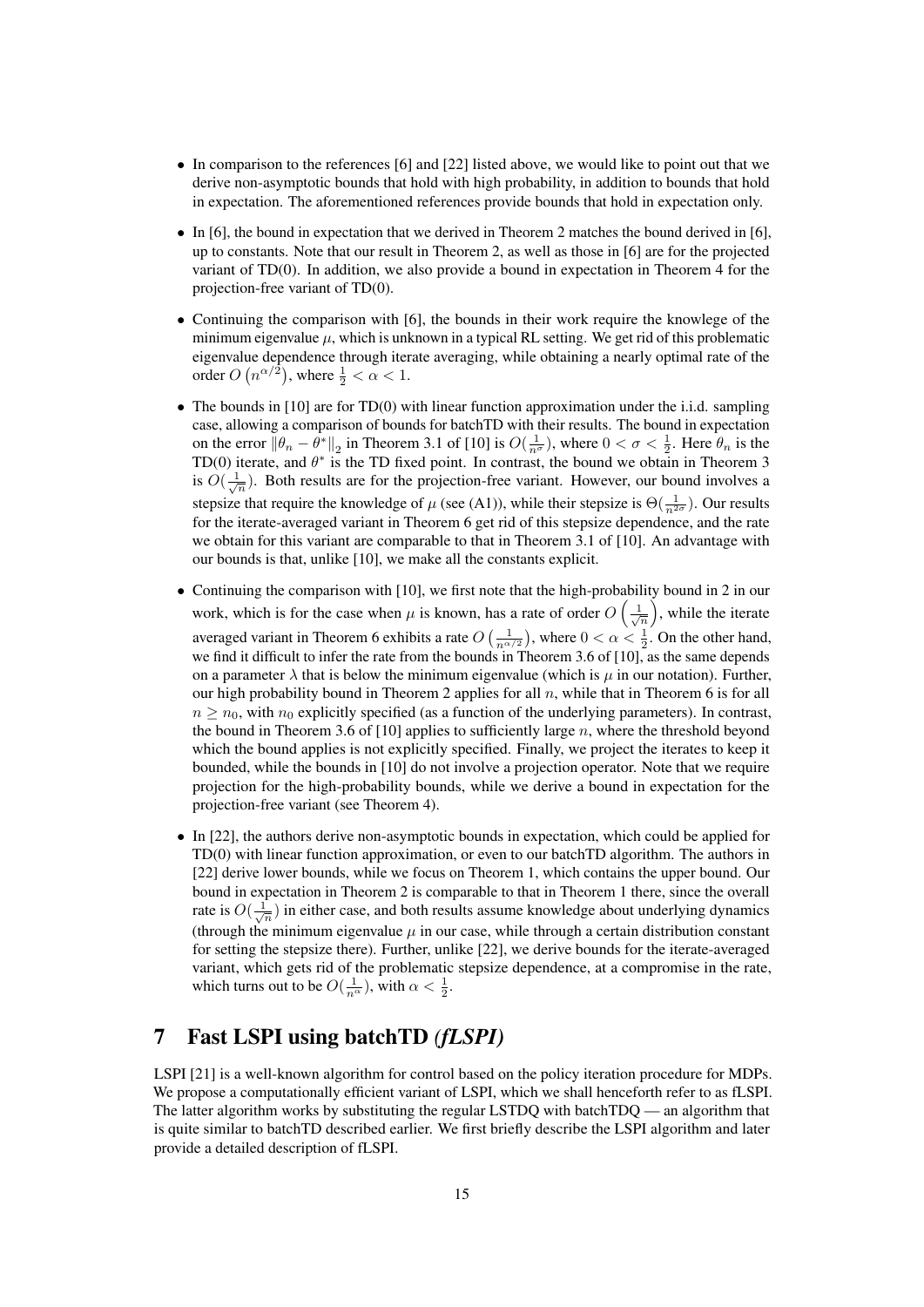- In comparison to the references [6] and [22] listed above, we would like to point out that we derive non-asymptotic bounds that hold with high probability, in addition to bounds that hold in expectation. The aforementioned references provide bounds that hold in expectation only.

- In [6], the bound in expectation that we derived in Theorem 2 matches the bound derived in [6], up to constants. Note that our result in Theorem 2, as well as those in [6] are for the projected variant of TD(0). In addition, we also provide a bound in expectation in Theorem 4 for the projection-free variant of TD(0).

- Continuing the comparison with [6], the bounds in their work require the knowlege of the minimum eigenvalue $\mu$, which is unknown in a typical RL setting. We get rid of this problematic eigenvalue dependence through iterate averaging, while obtaining a nearly optimal rate of the order $O\left(n^{\alpha/2}\right)$, where $\frac{1}{2} < \alpha < 1$.

- The bounds in [10] are for TD(0) with linear function approximation under the i.i.d. sampling case, allowing a comparison of bounds for batchTD with their results. The bound in expectation on the error $\left\|\theta_n - \theta^*\right\|_2$ in Theorem 3.1 of [10] is $O(\frac{1}{n^\sigma})$, where $0 < \sigma < \frac{1}{2}$. Here $\theta_n$ is the TD(0) iterate, and $\theta^*$ is the TD fixed point. In contrast, the bound we obtain in Theorem 3 is $O(\frac{1}{\sqrt{n}})$. Both results are for the projection-free variant. However, our bound involves a stepsize that require the knowledge of $\mu$ (see (A1)), while their stepsize is $\Theta(\frac{1}{n^{2\sigma}})$. Our results for the iterate-averaged variant in Theorem 6 get rid of this stepsize dependence, and the rate we obtain for this variant are comparable to that in Theorem 3.1 of [10]. An advantage with our bounds is that, unlike [10], we make all the constants explicit.

- Continuing the comparison with [10], we first note that the high-probability bound in 2 in our work, which is for the case when $\mu$ is known, has a rate of order $O\left(\frac{1}{\sqrt{n}}\right)$, while the iterate averaged variant in Theorem 6 exhibits a rate $O\left(\frac{1}{n^{\alpha/2}}\right)$, where $0 < \alpha < \frac{1}{2}$. On the other hand, we find it difficult to infer the rate from the bounds in Theorem 3.6 of [10], as the same depends on a parameter $\lambda$ that is below the minimum eigenvalue (which is $\mu$ in our notation). Further, our high probability bound in Theorem 2 applies for all $n$, while that in Theorem 6 is for all $n \geq n_0$, with $n_0$ explicitly specified (as a function of the underlying parameters). In contrast, the bound in Theorem 3.6 of [10] applies to sufficiently large $n$, where the threshold beyond which the bound applies is not explicitly specified. Finally, we project the iterates to keep it bounded, while the bounds in [10] do not involve a projection operator. Note that we require projection for the high-probability bounds, while we derive a bound in expectation for the projection-free variant (see Theorem 4).

- In [22], the authors derive non-asymptotic bounds in expectation, which could be applied for TD(0) with linear function approximation, or even to our batchTD algorithm. The authors in [22] derive lower bounds, while we focus on Theorem 1, which contains the upper bound. Our bound in expectation in Theorem 2 is comparable to that in Theorem 1 there, since the overall rate is $O(\frac{1}{\sqrt{n}})$ in either case, and both results assume knowledge about underlying dynamics (through the minimum eigenvalue $\mu$ in our case, while through a certain distribution constant for setting the stepsize there). Further, unlike [22], we derive bounds for the iterate-averaged variant, which gets rid of the problematic stepsize dependence, at a compromise in the rate, which turns out to be $O(\frac{1}{n^\alpha})$, with $\alpha < \frac{1}{2}$.

# 7 Fast LSPI using batchTD *(fLSPI)*

LSPI [21] is a well-known algorithm for control based on the policy iteration procedure for MDPs. We propose a computationally efficient variant of LSPI, which we shall henceforth refer to as fLSPI. The latter algorithm works by substituting the regular LSTDQ with batchTDQ — an algorithm that is quite similar to batchTD described earlier. We first briefly describe the LSPI algorithm and later provide a detailed description of fLSPI.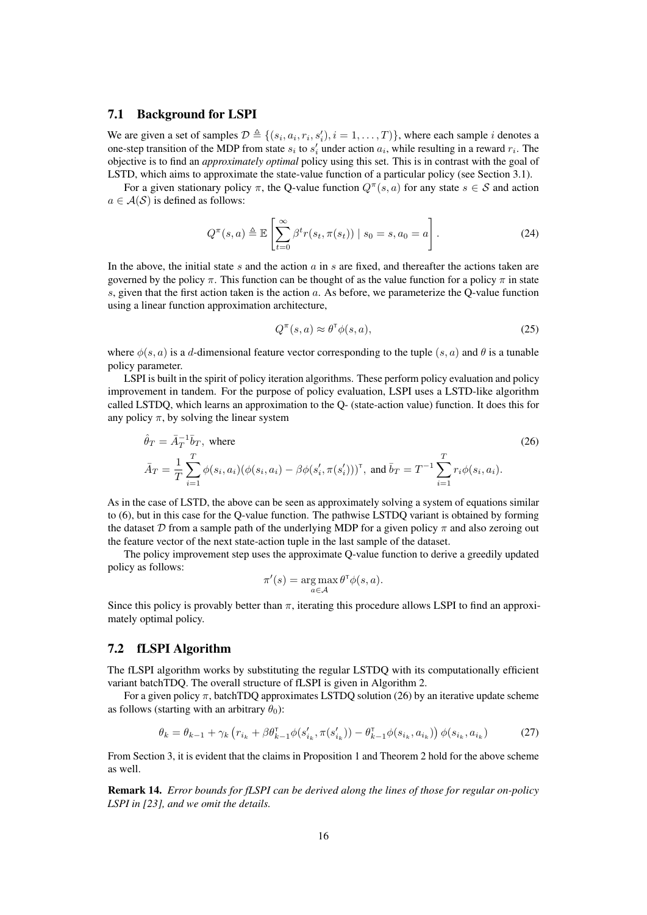### 7.1 Background for LSPI

We are given a set of samples $\mathcal{D} \triangleq \{(s_i, a_i, r_i, s'_i), i = 1, \ldots, T)\}$, where each sample $i$ denotes a one-step transition of the MDP from state $s_i$ to $s'_i$ under action $a_i$, while resulting in a reward $r_i$. The objective is to find an *approximately optimal* policy using this set. This is in contrast with the goal of LSTD, which aims to approximate the state-value function of a particular policy (see Section 3.1).

For a given stationary policy $\pi$, the Q-value function $Q^\pi(s, a)$ for any state $s \in \mathcal{S}$ and action $a \in \mathcal{A}(\mathcal{S})$ is defined as follows:

$$Q^\pi(s, a) \triangleq \mathbb{E}\left[\sum_{t=0}^{\infty} \beta^t r(s_t, \pi(s_t)) \mid s_0 = s, a_0 = a\right]. \tag{24}$$

In the above, the initial state $s$ and the action $a$ in $s$ are fixed, and thereafter the actions taken are governed by the policy $\pi$. This function can be thought of as the value function for a policy $\pi$ in state $s$, given that the first action taken is the action $a$. As before, we parameterize the Q-value function using a linear function approximation architecture,

$$Q^\pi(s, a) \approx \theta^\intercal \phi(s, a), \tag{25}$$

where $\phi(s, a)$ is a $d$-dimensional feature vector corresponding to the tuple $(s, a)$ and $\theta$ is a tunable policy parameter.

LSPI is built in the spirit of policy iteration algorithms. These perform policy evaluation and policy improvement in tandem. For the purpose of policy evaluation, LSPI uses a LSTD-like algorithm called LSTDQ, which learns an approximation to the Q- (state-action value) function. It does this for any policy $\pi$, by solving the linear system

$$\begin{aligned}
&\hat{\theta}_T = \bar{A}_T^{-1} \bar{b}_T, \text{ where} \\
&\bar{A}_T = \frac{1}{T}\sum_{i=1}^{T} \phi(s_i, a_i)(\phi(s_i, a_i) - \beta \phi(s'_i, \pi(s'_i)))^\intercal, \text{ and } \bar{b}_T = T^{-1}\sum_{i=1}^{T} r_i \phi(s_i, a_i).
\end{aligned} \tag{26}$$

As in the case of LSTD, the above can be seen as approximately solving a system of equations similar to (6), but in this case for the Q-value function. The pathwise LSTDQ variant is obtained by forming the dataset $\mathcal{D}$ from a sample path of the underlying MDP for a given policy $\pi$ and also zeroing out the feature vector of the next state-action tuple in the last sample of the dataset.

The policy improvement step uses the approximate Q-value function to derive a greedily updated policy as follows:

$$\pi'(s) = \mathop{\arg\max}_{a \in \mathcal{A}} \theta^\intercal \phi(s, a).$$

Since this policy is provably better than $\pi$, iterating this procedure allows LSPI to find an approximately optimal policy.

### 7.2 fLSPI Algorithm

The fLSPI algorithm works by substituting the regular LSTDQ with its computationally efficient variant batchTDQ. The overall structure of fLSPI is given in Algorithm 2.

For a given policy $\pi$, batchTDQ approximates LSTDQ solution (26) by an iterative update scheme as follows (starting with an arbitrary $\theta_0$):

$$\theta_k = \theta_{k-1} + \gamma_k \left(r_{i_k} + \beta \theta_{k-1}^\intercal \phi(s'_{i_k}, \pi(s'_{i_k})) - \theta_{k-1}^\intercal \phi(s_{i_k}, a_{i_k})\right) \phi(s_{i_k}, a_{i_k}) \tag{27}$$

From Section 3, it is evident that the claims in Proposition 1 and Theorem 2 hold for the above scheme as well.

**Remark 14.** *Error bounds for fLSPI can be derived along the lines of those for regular on-policy LSPI in [23], and we omit the details.*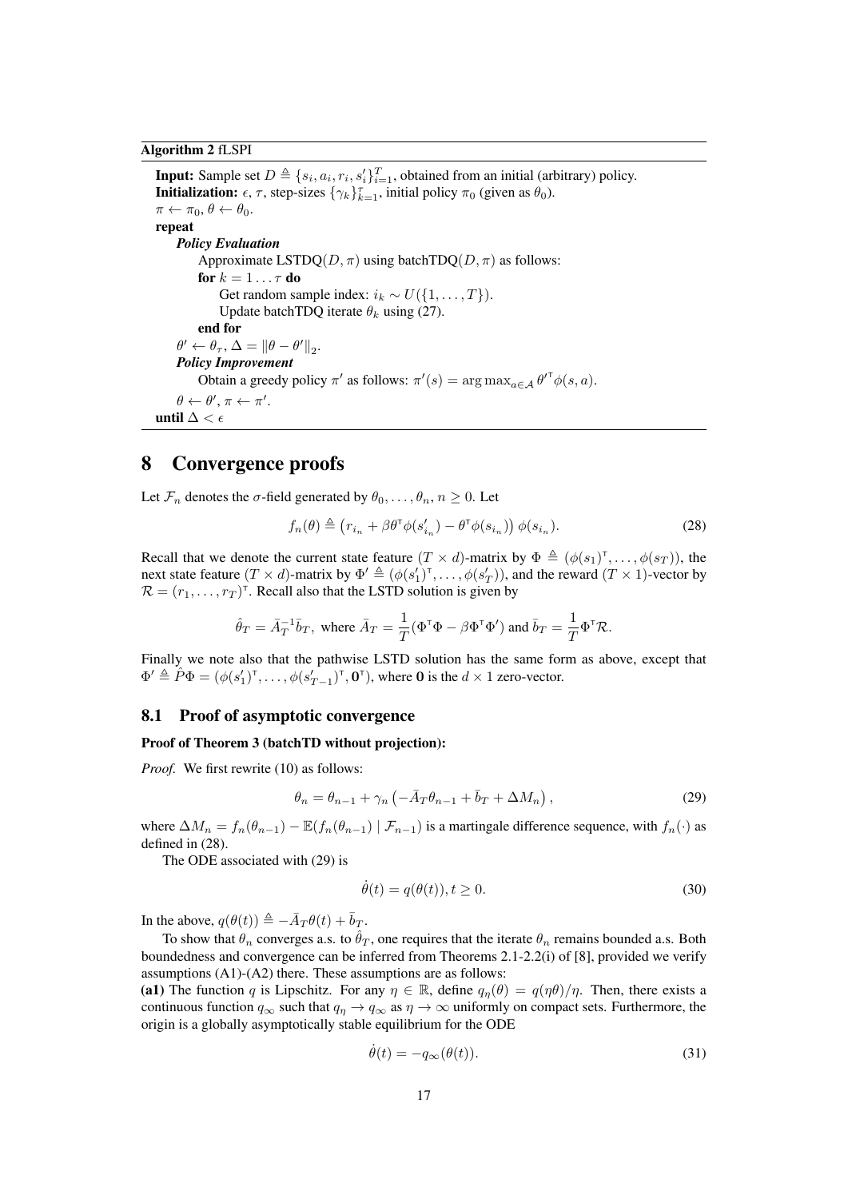**Algorithm 2** fLSPI

---

**Input:** Sample set $D \triangleq \{s_i, a_i, r_i, s'_i\}_{i=1}^{T}$, obtained from an initial (arbitrary) policy.
**Initialization:** $\epsilon$, $\tau$, step-sizes $\{\gamma_k\}_{k=1}^{\tau}$, initial policy $\pi_0$ (given as $\theta_0$).
$\pi \leftarrow \pi_0$, $\theta \leftarrow \theta_0$.
**repeat**
  ***Policy Evaluation***
    Approximate LSTDQ$(D, \pi)$ using batchTDQ$(D, \pi)$ as follows:
    **for** $k = 1 \ldots \tau$ **do**
      Get random sample index: $i_k \sim U(\{1, \ldots, T\})$.
      Update batchTDQ iterate $\theta_k$ using (27).
    **end for**
  $\theta' \leftarrow \theta_\tau$, $\Delta = \|\theta - \theta'\|_2$.
  ***Policy Improvement***
    Obtain a greedy policy $\pi'$ as follows: $\pi'(s) = \arg\max_{a \in \mathcal{A}} \theta'^{\intercal} \phi(s, a)$.
  $\theta \leftarrow \theta'$, $\pi \leftarrow \pi'$.
**until** $\Delta < \epsilon$

---

# 8 Convergence proofs

Let $\mathcal{F}_n$ denotes the $\sigma$-field generated by $\theta_0, \ldots, \theta_n$, $n \geq 0$. Let

$$f_n(\theta) \triangleq \left(r_{i_n} + \beta \theta^{\intercal} \phi(s'_{i_n}) - \theta^{\intercal} \phi(s_{i_n})\right) \phi(s_{i_n}). \tag{28}$$

Recall that we denote the current state feature ($T \times d$)-matrix by $\Phi \triangleq (\phi(s_1)^{\intercal}, \ldots, \phi(s_T))$, the next state feature ($T \times d$)-matrix by $\Phi' \triangleq (\phi(s'_1)^{\intercal}, \ldots, \phi(s'_T))$, and the reward ($T \times 1$)-vector by $\mathcal{R} = (r_1, \ldots, r_T)^{\intercal}$. Recall also that the LSTD solution is given by

$$\hat{\theta}_T = \bar{A}_T^{-1} \bar{b}_T, \text{ where } \bar{A}_T = \frac{1}{T}(\Phi^{\intercal}\Phi - \beta \Phi^{\intercal}\Phi') \text{ and } \bar{b}_T = \frac{1}{T}\Phi^{\intercal}\mathcal{R}.$$

Finally we note also that the pathwise LSTD solution has the same form as above, except that $\Phi' \triangleq \hat{P}\Phi = (\phi(s'_1)^{\intercal}, \ldots, \phi(s'_{T-1})^{\intercal}, \mathbf{0}^{\intercal})$, where $\mathbf{0}$ is the $d \times 1$ zero-vector.

## 8.1 Proof of asymptotic convergence

**Proof of Theorem 3 (batchTD without projection):**

*Proof.* We first rewrite (10) as follows:

$$\theta_n = \theta_{n-1} + \gamma_n \left(-\bar{A}_T \theta_{n-1} + \bar{b}_T + \Delta M_n\right), \tag{29}$$

where $\Delta M_n = f_n(\theta_{n-1}) - \mathbb{E}(f_n(\theta_{n-1}) \mid \mathcal{F}_{n-1})$ is a martingale difference sequence, with $f_n(\cdot)$ as defined in (28).

The ODE associated with (29) is

$$\dot{\theta}(t) = q(\theta(t)), t \geq 0. \tag{30}$$

In the above, $q(\theta(t)) \triangleq -\bar{A}_T \theta(t) + \bar{b}_T$.

To show that $\theta_n$ converges a.s. to $\hat{\theta}_T$, one requires that the iterate $\theta_n$ remains bounded a.s. Both boundedness and convergence can be inferred from Theorems 2.1-2.2(i) of [8], provided we verify assumptions (A1)-(A2) there. These assumptions are as follows:

**(a1)** The function $q$ is Lipschitz. For any $\eta \in \mathbb{R}$, define $q_\eta(\theta) = q(\eta\theta)/\eta$. Then, there exists a continuous function $q_\infty$ such that $q_\eta \to q_\infty$ as $\eta \to \infty$ uniformly on compact sets. Furthermore, the origin is a globally asymptotically stable equilibrium for the ODE

$$\dot{\theta}(t) = -q_\infty(\theta(t)). \tag{31}$$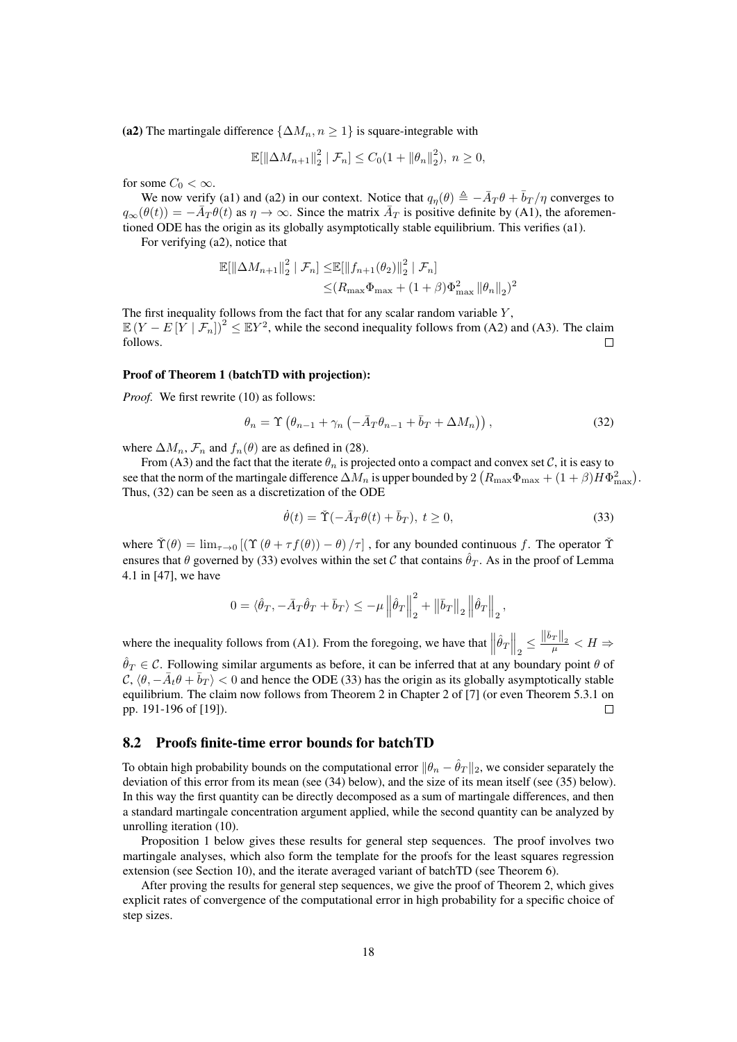**(a2)** The martingale difference $\{\Delta M_n, n \geq 1\}$ is square-integrable with

$$\mathbb{E}[\|\Delta M_{n+1}\|_2^2 \mid \mathcal{F}_n] \leq C_0(1 + \|\theta_n\|_2^2),\ n \geq 0,$$

for some $C_0 < \infty$.

We now verify (a1) and (a2) in our context. Notice that $q_\eta(\theta) \triangleq -\bar{A}_T\theta + \bar{b}_T/\eta$ converges to $q_\infty(\theta(t)) = -\bar{A}_T\theta(t)$ as $\eta \to \infty$. Since the matrix $\bar{A}_T$ is positive definite by (A1), the aforementioned ODE has the origin as its globally asymptotically stable equilibrium. This verifies (a1).

For verifying (a2), notice that

$$\begin{aligned}
\mathbb{E}[\|\Delta M_{n+1}\|_2^2 \mid \mathcal{F}_n] \leq& \mathbb{E}[\|f_{n+1}(\theta_2)\|_2^2 \mid \mathcal{F}_n] \\
\leq& (R_{\max}\Phi_{\max} + (1+\beta)\Phi_{\max}^2 \|\theta_n\|_2)^2
\end{aligned}$$

The first inequality follows from the fact that for any scalar random variable $Y$, $\mathbb{E}\left(Y - E\left[Y \mid \mathcal{F}_n\right]\right)^2 \leq \mathbb{E}Y^2$, while the second inequality follows from (A2) and (A3). The claim follows. $\square$

**Proof of Theorem 1 (batchTD with projection):**

*Proof.* We first rewrite (10) as follows:

$$\theta_n = \Upsilon\left(\theta_{n-1} + \gamma_n\left(-\bar{A}_T\theta_{n-1} + \bar{b}_T + \Delta M_n\right)\right), \tag{32}$$

where $\Delta M_n, \mathcal{F}_n$ and $f_n(\theta)$ are as defined in (28).

From (A3) and the fact that the iterate $\theta_n$ is projected onto a compact and convex set $\mathcal{C}$, it is easy to see that the norm of the martingale difference $\Delta M_n$ is upper bounded by $2\left(R_{\max}\Phi_{\max} + (1+\beta)H\Phi_{\max}^2\right)$. Thus, (32) can be seen as a discretization of the ODE

$$\dot{\theta}(t) = \check{\Upsilon}(-\bar{A}_T\theta(t) + \bar{b}_T),\ t \geq 0, \tag{33}$$

where $\check{\Upsilon}(\theta) = \lim_{\tau \to 0}\left[\left(\Upsilon\left(\theta + \tau f(\theta)\right) - \theta\right)/\tau\right]$, for any bounded continuous $f$. The operator $\check{\Upsilon}$ ensures that $\theta$ governed by (33) evolves within the set $\mathcal{C}$ that contains $\hat{\theta}_T$. As in the proof of Lemma 4.1 in [47], we have

$$0 = \langle \hat{\theta}_T, -\bar{A}_T\hat{\theta}_T + \bar{b}_T \rangle \leq -\mu\left\|\hat{\theta}_T\right\|_2^2 + \left\|\bar{b}_T\right\|_2\left\|\hat{\theta}_T\right\|_2,$$

where the inequality follows from (A1). From the foregoing, we have that $\left\|\hat{\theta}_T\right\|_2 \leq \frac{\left\|\bar{b}_T\right\|_2}{\mu} < H \Rightarrow \hat{\theta}_T \in \mathcal{C}$. Following similar arguments as before, it can be inferred that at any boundary point $\theta$ of $\mathcal{C}$, $\langle \theta, -\bar{A}_t\theta + \bar{b}_T \rangle < 0$ and hence the ODE (33) has the origin as its globally asymptotically stable equilibrium. The claim now follows from Theorem 2 in Chapter 2 of [7] (or even Theorem 5.3.1 on pp. 191-196 of [19]). $\square$

## 8.2 Proofs finite-time error bounds for batchTD

To obtain high probability bounds on the computational error $\|\theta_n - \hat{\theta}_T\|_2$, we consider separately the deviation of this error from its mean (see (34) below), and the size of its mean itself (see (35) below). In this way the first quantity can be directly decomposed as a sum of martingale differences, and then a standard martingale concentration argument applied, while the second quantity can be analyzed by unrolling iteration (10).

Proposition 1 below gives these results for general step sequences. The proof involves two martingale analyses, which also form the template for the proofs for the least squares regression extension (see Section 10), and the iterate averaged variant of batchTD (see Theorem 6).

After proving the results for general step sequences, we give the proof of Theorem 2, which gives explicit rates of convergence of the computational error in high probability for a specific choice of step sizes.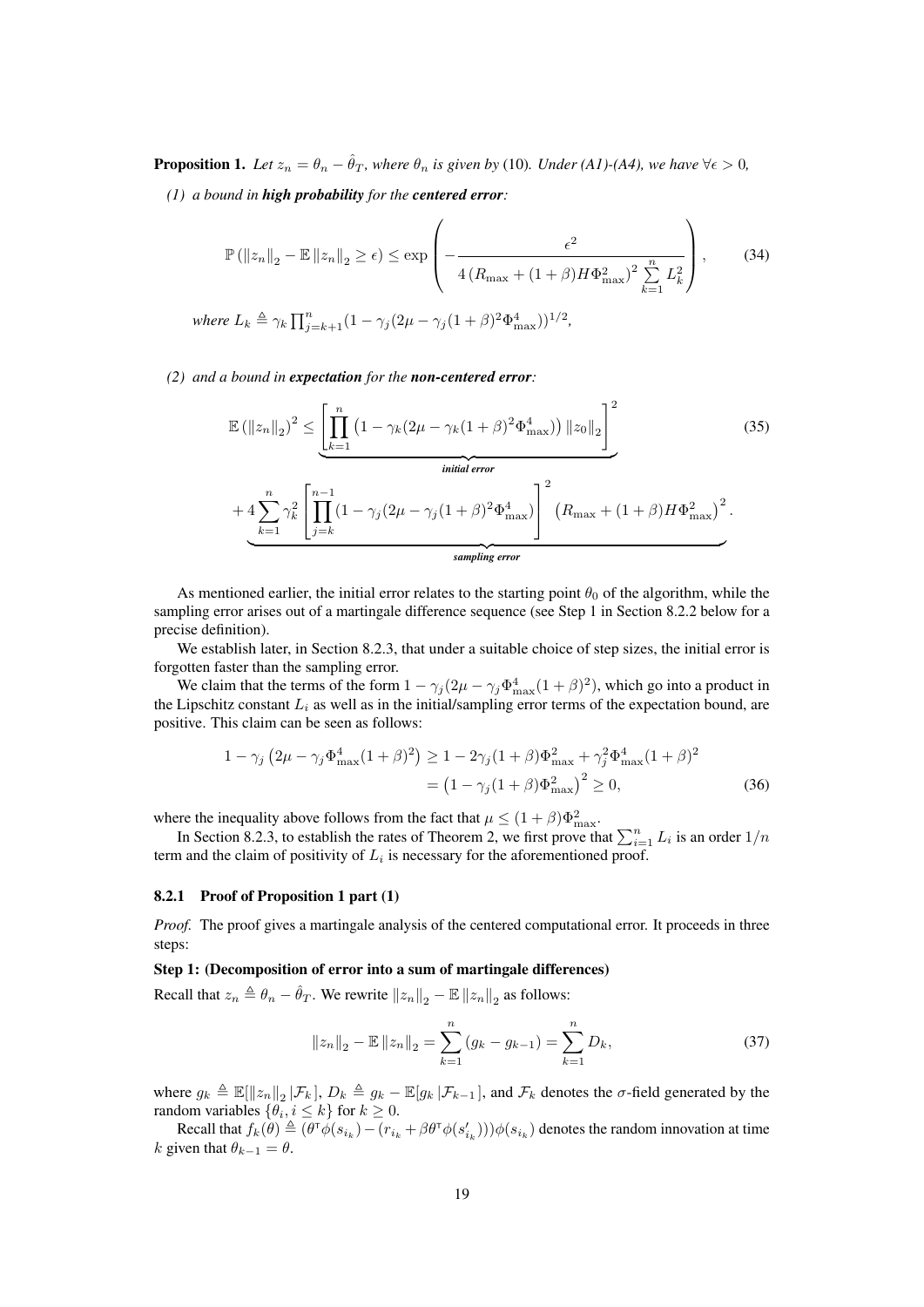**Proposition 1.** *Let $z_n = \theta_n - \hat{\theta}_T$, where $\theta_n$ is given by* (10)*. Under (A1)-(A4), we have $\forall \epsilon > 0$,*

*(1) a bound in **high probability** for the **centered error**:*

$$\mathbb{P}\left(\|z_n\|_2 - \mathbb{E}\|z_n\|_2 \geq \epsilon\right) \leq \exp\left(-\frac{\epsilon^2}{4\left(R_{\max} + (1+\beta)H\Phi_{\max}^2\right)^2 \sum\limits_{k=1}^{n} L_k^2}\right), \tag{34}$$

*where $L_k \triangleq \gamma_k \prod_{j=k+1}^{n}(1 - \gamma_j(2\mu - \gamma_j(1+\beta)^2\Phi_{\max}^4))^{1/2}$,*

*(2) and a bound in **expectation** for the **non-centered error**:*

$$\mathbb{E}\left(\|z_n\|_2\right)^2 \leq \underbrace{\left[\prod_{k=1}^{n}\left(1 - \gamma_k(2\mu - \gamma_k(1+\beta)^2\Phi_{\max}^4)\right)\|z_0\|_2\right]^2}_{\textit{initial error}} \tag{35}$$

$$\underbrace{+\,4\sum_{k=1}^{n}\gamma_k^2\left[\prod_{j=k}^{n-1}(1 - \gamma_j(2\mu - \gamma_j(1+\beta)^2\Phi_{\max}^4)\right]^2\left(R_{\max} + (1+\beta)H\Phi_{\max}^2\right)^2}_{\textit{sampling error}}.$$

As mentioned earlier, the initial error relates to the starting point $\theta_0$ of the algorithm, while the sampling error arises out of a martingale difference sequence (see Step 1 in Section 8.2.2 below for a precise definition).

We establish later, in Section 8.2.3, that under a suitable choice of step sizes, the initial error is forgotten faster than the sampling error.

We claim that the terms of the form $1 - \gamma_j(2\mu - \gamma_j\Phi_{\max}^4(1+\beta)^2)$, which go into a product in the Lipschitz constant $L_i$ as well as in the initial/sampling error terms of the expectation bound, are positive. This claim can be seen as follows:

$$\begin{aligned} 1 - \gamma_j\left(2\mu - \gamma_j\Phi_{\max}^4(1+\beta)^2\right) &\geq 1 - 2\gamma_j(1+\beta)\Phi_{\max}^2 + \gamma_j^2\Phi_{\max}^4(1+\beta)^2 \\ &= \left(1 - \gamma_j(1+\beta)\Phi_{\max}^2\right)^2 \geq 0, \end{aligned} \tag{36}$$

where the inequality above follows from the fact that $\mu \leq (1+\beta)\Phi_{\max}^2$.

In Section 8.2.3, to establish the rates of Theorem 2, we first prove that $\sum_{i=1}^{n} L_i$ is an order $1/n$ term and the claim of positivity of $L_i$ is necessary for the aforementioned proof.

### 8.2.1 Proof of Proposition 1 part (1)

*Proof.* The proof gives a martingale analysis of the centered computational error. It proceeds in three steps:

**Step 1: (Decomposition of error into a sum of martingale differences)**

Recall that $z_n \triangleq \theta_n - \hat{\theta}_T$. We rewrite $\|z_n\|_2 - \mathbb{E}\|z_n\|_2$ as follows:

$$\|z_n\|_2 - \mathbb{E}\|z_n\|_2 = \sum_{k=1}^{n}(g_k - g_{k-1}) = \sum_{k=1}^{n} D_k, \tag{37}$$

where $g_k \triangleq \mathbb{E}[\|z_n\|_2 \,|\mathcal{F}_k]$, $D_k \triangleq g_k - \mathbb{E}[g_k\,|\mathcal{F}_{k-1}]$, and $\mathcal{F}_k$ denotes the $\sigma$-field generated by the random variables $\{\theta_i, i \leq k\}$ for $k \geq 0$.

Recall that $f_k(\theta) \triangleq (\theta^\intercal\phi(s_{i_k}) - (r_{i_k} + \beta\theta^\intercal\phi(s'_{i_k})))\phi(s_{i_k})$ denotes the random innovation at time $k$ given that $\theta_{k-1} = \theta$.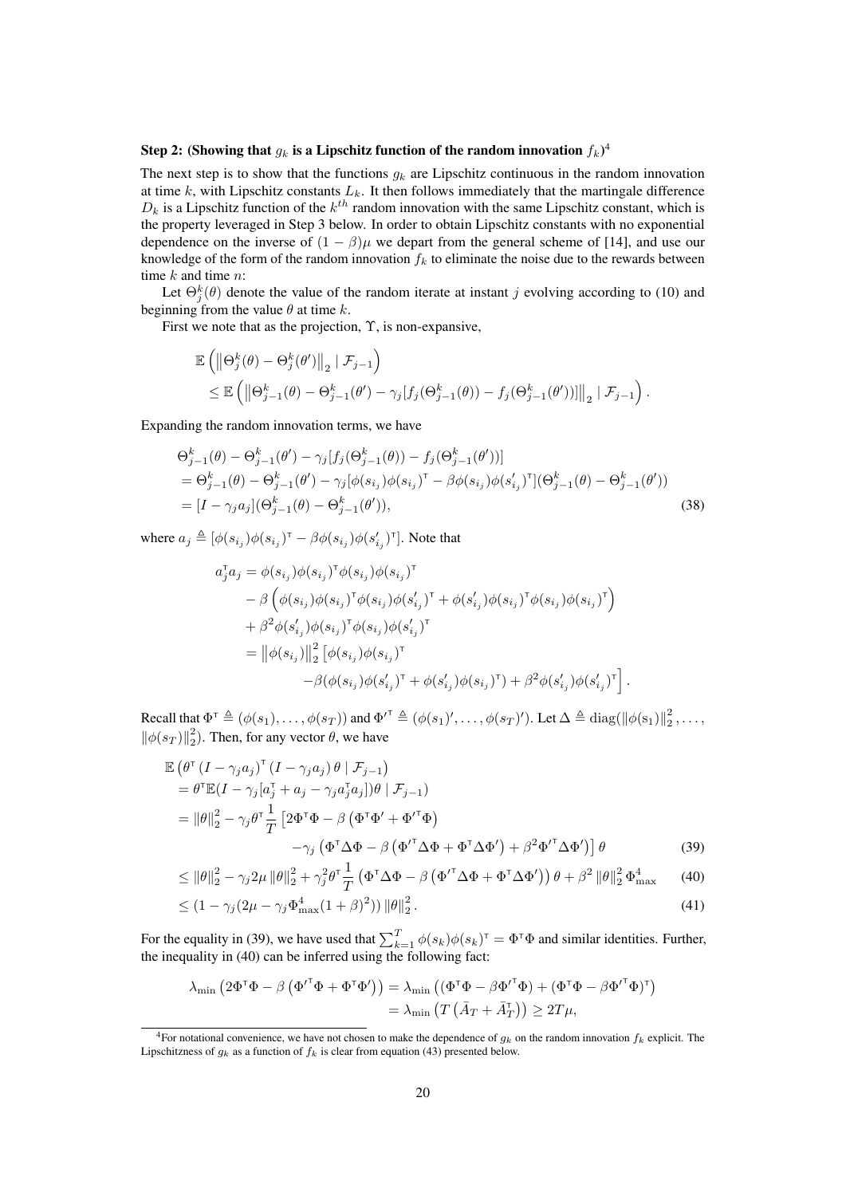**Step 2: (Showing that $g_k$ is a Lipschitz function of the random innovation $f_k$)[4]**

The next step is to show that the functions $g_k$ are Lipschitz continuous in the random innovation at time $k$, with Lipschitz constants $L_k$. It then follows immediately that the martingale difference $D_k$ is a Lipschitz function of the $k^{th}$ random innovation with the same Lipschitz constant, which is the property leveraged in Step 3 below. In order to obtain Lipschitz constants with no exponential dependence on the inverse of $(1-\beta)\mu$ we depart from the general scheme of [14], and use our knowledge of the form of the random innovation $f_k$ to eliminate the noise due to the rewards between time $k$ and time $n$:

Let $\Theta_j^k(\theta)$ denote the value of the random iterate at instant $j$ evolving according to (10) and beginning from the value $\theta$ at time $k$.

First we note that as the projection, $\Upsilon$, is non-expansive,

$$
\begin{aligned}
&\mathbb{E}\left(\left\|\Theta_j^k(\theta) - \Theta_j^k(\theta')\right\|_2 \mid \mathcal{F}_{j-1}\right) \\
&\leq \mathbb{E}\left(\left\|\Theta_{j-1}^k(\theta) - \Theta_{j-1}^k(\theta') - \gamma_j[f_j(\Theta_{j-1}^k(\theta)) - f_j(\Theta_{j-1}^k(\theta'))]\right\|_2 \mid \mathcal{F}_{j-1}\right).
\end{aligned}
$$

Expanding the random innovation terms, we have

$$
\begin{aligned}
&\Theta_{j-1}^k(\theta) - \Theta_{j-1}^k(\theta') - \gamma_j[f_j(\Theta_{j-1}^k(\theta)) - f_j(\Theta_{j-1}^k(\theta'))] \\
&= \Theta_{j-1}^k(\theta) - \Theta_{j-1}^k(\theta') - \gamma_j[\phi(s_{i_j})\phi(s_{i_j})^\intercal - \beta\phi(s_{i_j})\phi(s'_{i_j})^\intercal](\Theta_{j-1}^k(\theta) - \Theta_{j-1}^k(\theta')) \\
&= [I - \gamma_j a_j](\Theta_{j-1}^k(\theta) - \Theta_{j-1}^k(\theta')),
\end{aligned} \tag{38}
$$

where $a_j \triangleq [\phi(s_{i_j})\phi(s_{i_j})^\intercal - \beta\phi(s_{i_j})\phi(s'_{i_j})^\intercal]$. Note that

$$
\begin{aligned}
a_j^\intercal a_j &= \phi(s_{i_j})\phi(s_{i_j})^\intercal\phi(s_{i_j})\phi(s_{i_j})^\intercal \\
&\quad - \beta\left(\phi(s_{i_j})\phi(s_{i_j})^\intercal\phi(s_{i_j})\phi(s'_{i_j})^\intercal + \phi(s'_{i_j})\phi(s_{i_j})^\intercal\phi(s_{i_j})\phi(s_{i_j})^\intercal\right) \\
&\quad + \beta^2\phi(s'_{i_j})\phi(s_{i_j})^\intercal\phi(s_{i_j})\phi(s'_{i_j})^\intercal \\
&= \left\|\phi(s_{i_j})\right\|_2^2\left[\phi(s_{i_j})\phi(s_{i_j})^\intercal\right. \\
&\qquad \left. -\beta(\phi(s_{i_j})\phi(s'_{i_j})^\intercal + \phi(s'_{i_j})\phi(s_{i_j})^\intercal) + \beta^2\phi(s'_{i_j})\phi(s'_{i_j})^\intercal\right].
\end{aligned}
$$

Recall that $\Phi^\intercal \triangleq (\phi(s_1), \ldots, \phi(s_T))$ and $\Phi'^\intercal \triangleq (\phi(s_1)', \ldots, \phi(s_T)')$. Let $\Delta \triangleq \operatorname{diag}(\|\phi(s_1)\|_2^2, \ldots, \|\phi(s_T)\|_2^2)$. Then, for any vector $\theta$, we have

$$
\begin{aligned}
&\mathbb{E}\left(\theta^\intercal(I - \gamma_j a_j)^\intercal(I - \gamma_j a_j)\theta \mid \mathcal{F}_{j-1}\right) \\
&= \theta^\intercal\mathbb{E}(I - \gamma_j[a_j^\intercal + a_j - \gamma_j a_j^\intercal a_j])\theta \mid \mathcal{F}_{j-1}) \\
&= \|\theta\|_2^2 - \gamma_j\theta^\intercal\frac{1}{T}\left[2\Phi^\intercal\Phi - \beta\left(\Phi^\intercal\Phi' + \Phi'^\intercal\Phi\right)\right. \\
&\qquad \left. -\gamma_j\left(\Phi^\intercal\Delta\Phi - \beta\left(\Phi'^\intercal\Delta\Phi + \Phi^\intercal\Delta\Phi'\right) + \beta^2\Phi'^\intercal\Delta\Phi'\right)\right]\theta
\end{aligned} \tag{39}
$$

$$
\leq \|\theta\|_2^2 - \gamma_j 2\mu\|\theta\|_2^2 + \gamma_j^2\theta^\intercal\frac{1}{T}\left(\Phi^\intercal\Delta\Phi - \beta\left(\Phi'^\intercal\Delta\Phi + \Phi^\intercal\Delta\Phi'\right)\right)\theta + \beta^2\|\theta\|_2^2\Phi_{\max}^4 \tag{40}
$$

$$
\leq (1 - \gamma_j(2\mu - \gamma_j\Phi_{\max}^4(1+\beta)^2))\|\theta\|_2^2. \tag{41}
$$

For the equality in (39), we have used that $\sum_{k=1}^T \phi(s_k)\phi(s_k)^\intercal = \Phi^\intercal\Phi$ and similar identities. Further, the inequality in (40) can be inferred using the following fact:

$$
\begin{aligned}
\lambda_{\min}\left(2\Phi^\intercal\Phi - \beta\left(\Phi'^\intercal\Phi + \Phi^\intercal\Phi'\right)\right) &= \lambda_{\min}\left((\Phi^\intercal\Phi - \beta\Phi'^\intercal\Phi) + (\Phi^\intercal\Phi - \beta\Phi'^\intercal\Phi)^\intercal\right) \\
&= \lambda_{\min}\left(T\left(\bar{A}_T + \bar{A}_T^\intercal\right)\right) \geq 2T\mu,
\end{aligned}
$$

[4] For notational convenience, we have not chosen to make the dependence of $g_k$ on the random innovation $f_k$ explicit. The Lipschitzness of $g_k$ as a function of $f_k$ is clear from equation (43) presented below.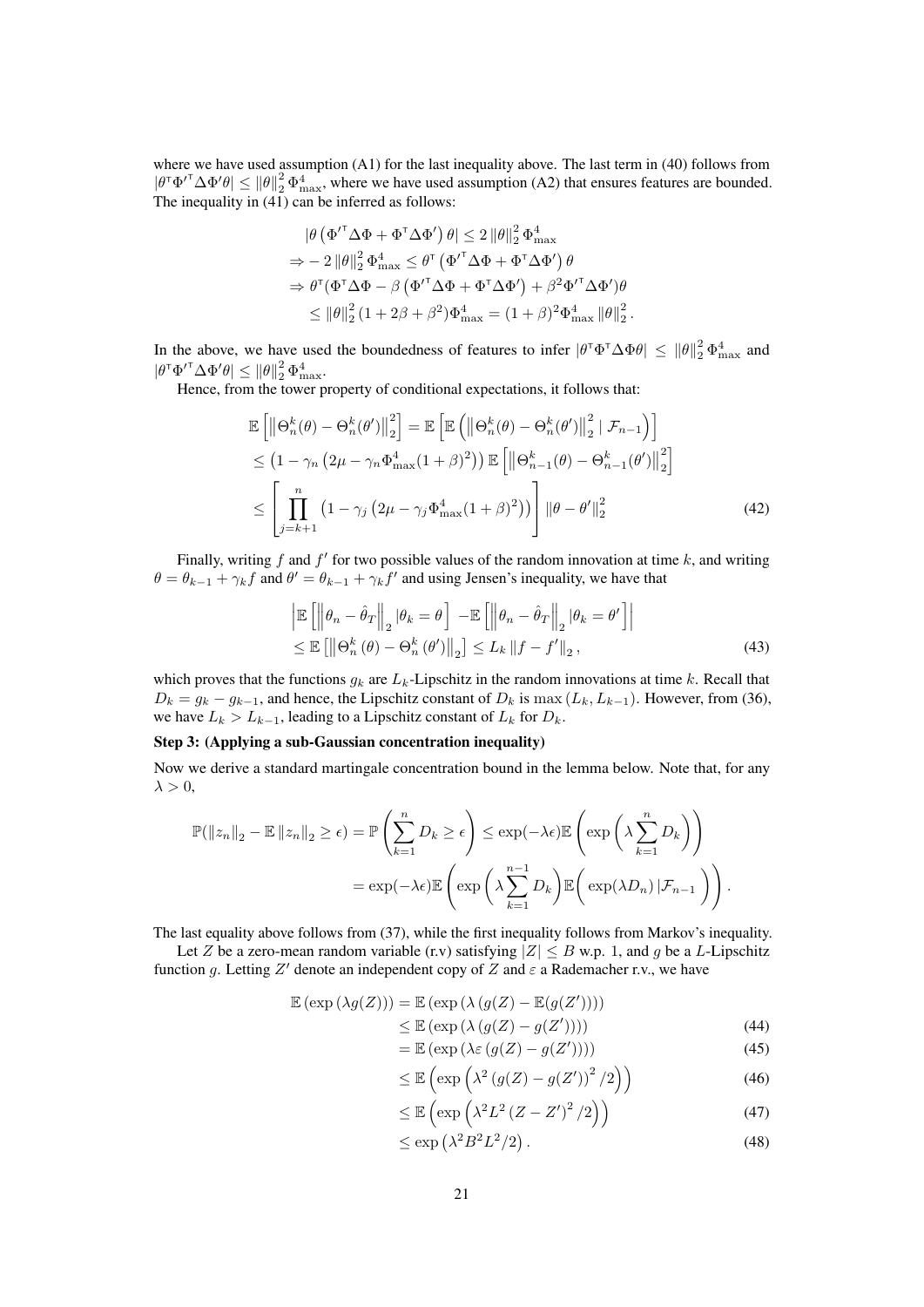where we have used assumption (A1) for the last inequality above. The last term in (40) follows from $|\theta^\intercal \Phi'^\intercal \Delta \Phi' \theta| \leq \|\theta\|_2^2 \Phi_{\max}^4$, where we have used assumption (A2) that ensures features are bounded. The inequality in (41) can be inferred as follows:

$$
\begin{aligned}
&|\theta \left(\Phi'^\intercal \Delta \Phi + \Phi^\intercal \Delta \Phi'\right) \theta| \leq 2 \|\theta\|_2^2 \Phi_{\max}^4 \\
\Rightarrow & -2 \|\theta\|_2^2 \Phi_{\max}^4 \leq \theta^\intercal \left(\Phi'^\intercal \Delta \Phi + \Phi^\intercal \Delta \Phi'\right) \theta \\
\Rightarrow & \, \theta^\intercal (\Phi^\intercal \Delta \Phi - \beta \left(\Phi'^\intercal \Delta \Phi + \Phi^\intercal \Delta \Phi'\right) + \beta^2 \Phi'^\intercal \Delta \Phi') \theta \\
& \leq \|\theta\|_2^2 (1 + 2\beta + \beta^2) \Phi_{\max}^4 = (1+\beta)^2 \Phi_{\max}^4 \|\theta\|_2^2 .
\end{aligned}
$$

In the above, we have used the boundedness of features to infer $|\theta^\intercal \Phi^\intercal \Delta \Phi \theta| \leq \|\theta\|_2^2 \Phi_{\max}^4$ and $|\theta^\intercal \Phi'^\intercal \Delta \Phi' \theta| \leq \|\theta\|_2^2 \Phi_{\max}^4$.

Hence, from the tower property of conditional expectations, it follows that:

$$
\begin{aligned}
\mathbb{E}\left[\left\|\Theta_n^k(\theta) - \Theta_n^k(\theta')\right\|_2^2\right] &= \mathbb{E}\left[\mathbb{E}\left(\left\|\Theta_n^k(\theta) - \Theta_n^k(\theta')\right\|_2^2 \mid \mathcal{F}_{n-1}\right)\right] \\
&\leq \left(1 - \gamma_n \left(2\mu - \gamma_n \Phi_{\max}^4 (1+\beta)^2\right)\right) \mathbb{E}\left[\left\|\Theta_{n-1}^k(\theta) - \Theta_{n-1}^k(\theta')\right\|_2^2\right] \\
&\leq \left[\prod_{j=k+1}^{n} \left(1 - \gamma_j \left(2\mu - \gamma_j \Phi_{\max}^4 (1+\beta)^2\right)\right)\right] \|\theta - \theta'\|_2^2 \qquad (42)
\end{aligned}
$$

Finally, writing $f$ and $f'$ for two possible values of the random innovation at time $k$, and writing $\theta = \theta_{k-1} + \gamma_k f$ and $\theta' = \theta_{k-1} + \gamma_k f'$ and using Jensen's inequality, we have that

$$
\begin{aligned}
&\left|\mathbb{E}\left[\left\|\theta_n - \hat{\theta}_T\right\|_2 | \theta_k = \theta\right] - \mathbb{E}\left[\left\|\theta_n - \hat{\theta}_T\right\|_2 | \theta_k = \theta'\right]\right| \\
&\leq \mathbb{E}\left[\left\|\Theta_n^k(\theta) - \Theta_n^k(\theta')\right\|_2\right] \leq L_k \|f - f'\|_2 , \qquad (43)
\end{aligned}
$$

which proves that the functions $g_k$ are $L_k$-Lipschitz in the random innovations at time $k$. Recall that $D_k = g_k - g_{k-1}$, and hence, the Lipschitz constant of $D_k$ is $\max(L_k, L_{k-1})$. However, from (36), we have $L_k > L_{k-1}$, leading to a Lipschitz constant of $L_k$ for $D_k$.

**Step 3: (Applying a sub-Gaussian concentration inequality)**

Now we derive a standard martingale concentration bound in the lemma below. Note that, for any $\lambda > 0$,

$$
\begin{aligned}
\mathbb{P}(\|z_n\|_2 - \mathbb{E}\|z_n\|_2 \geq \epsilon) &= \mathbb{P}\left(\sum_{k=1}^{n} D_k \geq \epsilon\right) \leq \exp(-\lambda\epsilon) \mathbb{E}\left(\exp\left(\lambda \sum_{k=1}^{n} D_k\right)\right) \\
&= \exp(-\lambda\epsilon) \mathbb{E}\left(\exp\left(\lambda \sum_{k=1}^{n-1} D_k\right) \mathbb{E}\Big(\exp(\lambda D_n) | \mathcal{F}_{n-1}\Big)\right).
\end{aligned}
$$

The last equality above follows from (37), while the first inequality follows from Markov's inequality.

Let $Z$ be a zero-mean random variable (r.v) satisfying $|Z| \leq B$ w.p. 1, and $g$ be a $L$-Lipschitz function $g$. Letting $Z'$ denote an independent copy of $Z$ and $\varepsilon$ a Rademacher r.v., we have

$$
\begin{aligned}
\mathbb{E}\left(\exp\left(\lambda g(Z)\right)\right) &= \mathbb{E}\left(\exp\left(\lambda \left(g(Z) - \mathbb{E}(g(Z'))\right)\right)\right) \\
&\leq \mathbb{E}\left(\exp\left(\lambda \left(g(Z) - g(Z')\right)\right)\right) \qquad (44) \\
&= \mathbb{E}\left(\exp\left(\lambda \varepsilon \left(g(Z) - g(Z')\right)\right)\right) \qquad (45) \\
&\leq \mathbb{E}\left(\exp\left(\lambda^2 \left(g(Z) - g(Z')\right)^2 / 2\right)\right) \qquad (46) \\
&\leq \mathbb{E}\left(\exp\left(\lambda^2 L^2 \left(Z - Z'\right)^2 / 2\right)\right) \qquad (47) \\
&\leq \exp\left(\lambda^2 B^2 L^2 / 2\right). \qquad (48)
\end{aligned}
$$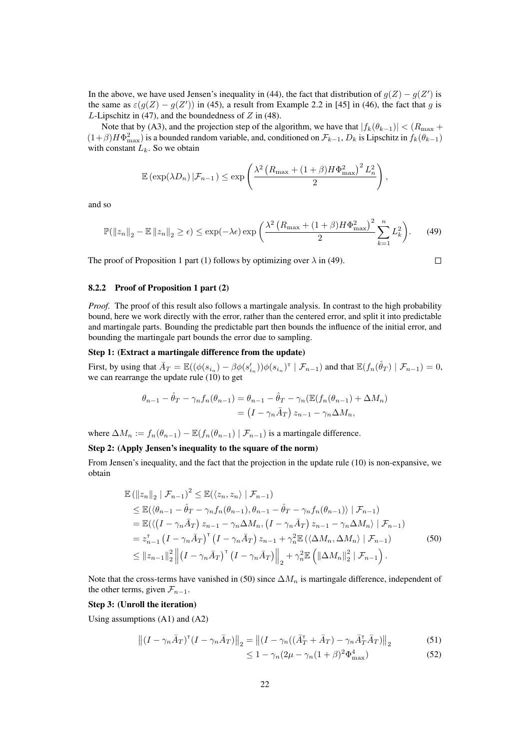In the above, we have used Jensen's inequality in (44), the fact that distribution of $g(Z) - g(Z')$ is the same as $\varepsilon(g(Z) - g(Z'))$ in (45), a result from Example 2.2 in [45] in (46), the fact that $g$ is $L$-Lipschitz in (47), and the boundedness of $Z$ in (48).

Note that by (A3), and the projection step of the algorithm, we have that $|f_k(\theta_{k-1})| < (R_{\max} + (1+\beta)H\Phi_{\max}^2)$ is a bounded random variable, and, conditioned on $\mathcal{F}_{k-1}$, $D_k$ is Lipschitz in $f_k(\theta_{k-1})$ with constant $L_k$. So we obtain

$$\mathbb{E}\left(\exp(\lambda D_n) \left| \mathcal{F}_{n-1} \right.\right) \leq \exp\left(\frac{\lambda^2 \left(R_{\max} + (1+\beta)H\Phi_{\max}^2\right)^2 L_n^2}{2}\right),$$

and so

$$\mathbb{P}(\left\|z_n\right\|_2 - \mathbb{E}\left\|z_n\right\|_2 \geq \epsilon) \leq \exp(-\lambda\epsilon)\exp\left(\frac{\lambda^2 \left(R_{\max} + (1+\beta)H\Phi_{\max}^2\right)^2}{2} \sum_{k=1}^{n} L_k^2\right). \tag{49}$$

The proof of Proposition 1 part (1) follows by optimizing over $\lambda$ in (49). □

#### 8.2.2 Proof of Proposition 1 part (2)

*Proof.* The proof of this result also follows a martingale analysis. In contrast to the high probability bound, here we work directly with the error, rather than the centered error, and split it into predictable and martingale parts. Bounding the predictable part then bounds the influence of the initial error, and bounding the martingale part bounds the error due to sampling.

**Step 1: (Extract a martingale difference from the update)**

First, by using that $\bar{A}_T = \mathbb{E}((\phi(s_{i_n}) - \beta\phi(s'_{i_n}))\phi(s_{i_n})^\intercal \mid \mathcal{F}_{n-1})$ and that $\mathbb{E}(f_n(\hat{\theta}_T) \mid \mathcal{F}_{n-1}) = 0$, we can rearrange the update rule (10) to get

$$\begin{aligned}
\theta_{n-1} - \hat{\theta}_T - \gamma_n f_n(\theta_{n-1}) &= \theta_{n-1} - \hat{\theta}_T - \gamma_n(\mathbb{E}(f_n(\theta_{n-1}) + \Delta M_n) \\
&= \left(I - \gamma_n \bar{A}_T\right) z_{n-1} - \gamma_n \Delta M_n,
\end{aligned}$$

where $\Delta M_n := f_n(\theta_{n-1}) - \mathbb{E}(f_n(\theta_{n-1}) \mid \mathcal{F}_{n-1})$ is a martingale difference.

**Step 2: (Apply Jensen's inequality to the square of the norm)**

From Jensen's inequality, and the fact that the projection in the update rule (10) is non-expansive, we obtain

$$\begin{aligned}
&\mathbb{E}\left(\left\|z_n\right\|_2 \mid \mathcal{F}_{n-1}\right)^2 \leq \mathbb{E}(\langle z_n, z_n\rangle \mid \mathcal{F}_{n-1}) \\
&\quad\leq \mathbb{E}(\langle \theta_{n-1} - \hat{\theta}_T - \gamma_n f_n(\theta_{n-1}), \theta_{n-1} - \hat{\theta}_T - \gamma_n f_n(\theta_{n-1})\rangle \mid \mathcal{F}_{n-1}) \\
&\quad= \mathbb{E}(\langle \left(I - \gamma_n \bar{A}_T\right) z_{n-1} - \gamma_n \Delta M_n, \left(I - \gamma_n \bar{A}_T\right) z_{n-1} - \gamma_n \Delta M_n\rangle \mid \mathcal{F}_{n-1}) \\
&\quad= z_{n-1}^\intercal \left(I - \gamma_n \bar{A}_T\right)^\intercal \left(I - \gamma_n \bar{A}_T\right) z_{n-1} + \gamma_n^2 \mathbb{E}\left(\langle \Delta M_n, \Delta M_n\rangle \mid \mathcal{F}_{n-1}\right) \\
&\quad\leq \left\|z_{n-1}\right\|_2^2 \left\|\left(I - \gamma_n \bar{A}_T\right)^\intercal \left(I - \gamma_n \bar{A}_T\right)\right\|_2 + \gamma_n^2 \mathbb{E}\left(\left\|\Delta M_n\right\|_2^2 \mid \mathcal{F}_{n-1}\right).
\end{aligned} \tag{50}$$

Note that the cross-terms have vanished in (50) since $\Delta M_n$ is martingale difference, independent of the other terms, given $\mathcal{F}_{n-1}$.

**Step 3: (Unroll the iteration)**

Using assumptions (A1) and (A2)

$$\left\|(I - \gamma_n \bar{A}_T)^\intercal (I - \gamma_n \bar{A}_T)\right\|_2 = \left\|(I - \gamma_n((\bar{A}_T^\intercal + \bar{A}_T) - \gamma_n \bar{A}_T^\intercal \bar{A}_T)\right\|_2 \tag{51}$$

$$\leq 1 - \gamma_n(2\mu - \gamma_n(1+\beta)^2\Phi_{\max}^4) \tag{52}$$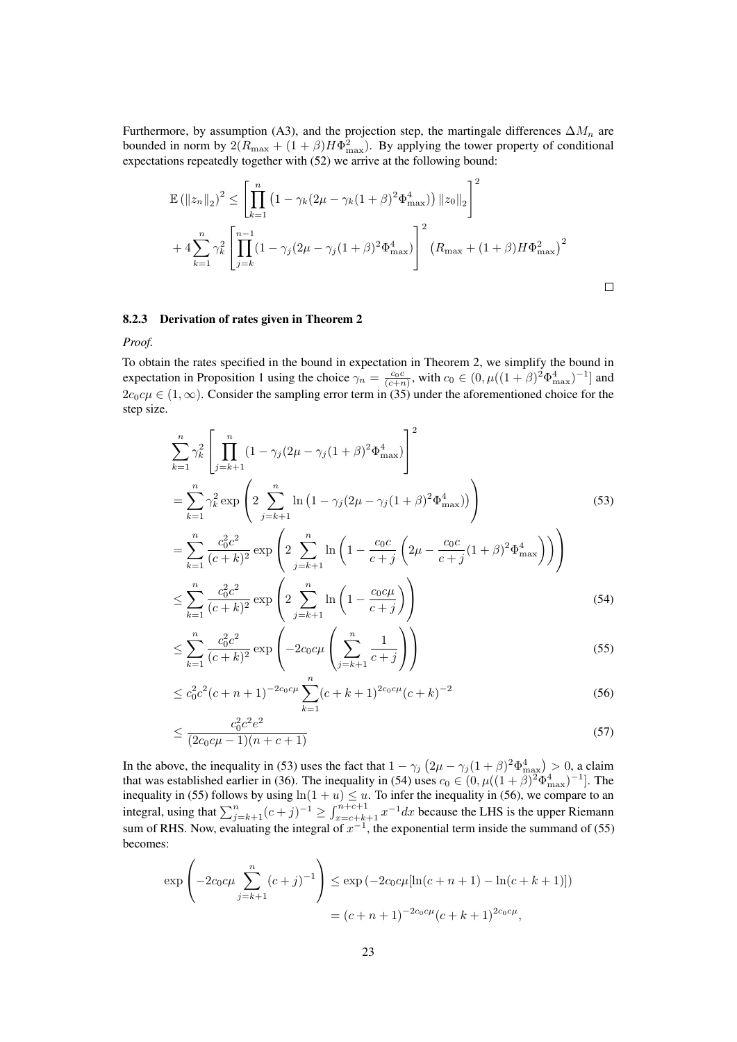Furthermore, by assumption (A3), and the projection step, the martingale differences $\Delta M_n$ are bounded in norm by $2(R_{\max} + (1+\beta)H\Phi_{\max}^2)$. By applying the tower property of conditional expectations repeatedly together with (52) we arrive at the following bound:

$$
\mathbb{E}\left(\|z_n\|_2\right)^2 \leq \left[\prod_{k=1}^{n}\left(1-\gamma_k(2\mu-\gamma_k(1+\beta)^2\Phi_{\max}^4)\right)\|z_0\|_2\right]^2
$$
$$
+ 4\sum_{k=1}^{n}\gamma_k^2\left[\prod_{j=k}^{n-1}(1-\gamma_j(2\mu-\gamma_j(1+\beta)^2\Phi_{\max}^4)\right]^2\left(R_{\max}+(1+\beta)H\Phi_{\max}^2\right)^2
$$

□

### 8.2.3 Derivation of rates given in Theorem 2

*Proof.*

To obtain the rates specified in the bound in expectation in Theorem 2, we simplify the bound in expectation in Proposition 1 using the choice $\gamma_n = \frac{c_0 c}{(c+n)}$, with $c_0 \in (0, \mu((1+\beta)^2\Phi_{\max}^4)^{-1}]$ and $2c_0c\mu \in (1,\infty)$. Consider the sampling error term in (35) under the aforementioned choice for the step size.

$$
\begin{aligned}
&\sum_{k=1}^{n}\gamma_k^2\left[\prod_{j=k+1}^{n}(1-\gamma_j(2\mu-\gamma_j(1+\beta)^2\Phi_{\max}^4)\right]^2 \\
&=\sum_{k=1}^{n}\gamma_k^2\exp\left(2\sum_{j=k+1}^{n}\ln\left(1-\gamma_j(2\mu-\gamma_j(1+\beta)^2\Phi_{\max}^4)\right)\right) &(53)\\
&=\sum_{k=1}^{n}\frac{c_0^2c^2}{(c+k)^2}\exp\left(2\sum_{j=k+1}^{n}\ln\left(1-\frac{c_0c}{c+j}\left(2\mu-\frac{c_0c}{c+j}(1+\beta)^2\Phi_{\max}^4\right)\right)\right)\\
&\leq\sum_{k=1}^{n}\frac{c_0^2c^2}{(c+k)^2}\exp\left(2\sum_{j=k+1}^{n}\ln\left(1-\frac{c_0c\mu}{c+j}\right)\right) &(54)\\
&\leq\sum_{k=1}^{n}\frac{c_0^2c^2}{(c+k)^2}\exp\left(-2c_0c\mu\left(\sum_{j=k+1}^{n}\frac{1}{c+j}\right)\right) &(55)\\
&\leq c_0^2c^2(c+n+1)^{-2c_0c\mu}\sum_{k=1}^{n}(c+k+1)^{2c_0c\mu}(c+k)^{-2} &(56)\\
&\leq\frac{c_0^2c^2e^2}{(2c_0c\mu-1)(n+c+1)} &(57)
\end{aligned}
$$

In the above, the inequality in (53) uses the fact that $1-\gamma_j\left(2\mu-\gamma_j(1+\beta)^2\Phi_{\max}^4\right)>0$, a claim that was established earlier in (36). The inequality in (54) uses $c_0 \in (0, \mu((1+\beta)^2\Phi_{\max}^4)^{-1}]$. The inequality in (55) follows by using $\ln(1+u) \leq u$. To infer the inequality in (56), we compare to an integral, using that $\sum_{j=k+1}^{n}(c+j)^{-1} \geq \int_{x=c+k+1}^{n+c+1} x^{-1}dx$ because the LHS is the upper Riemann sum of RHS. Now, evaluating the integral of $x^{-1}$, the exponential term inside the summand of (55) becomes:

$$
\begin{aligned}
\exp\left(-2c_0c\mu\sum_{j=k+1}^{n}(c+j)^{-1}\right) &\leq \exp\left(-2c_0c\mu[\ln(c+n+1)-\ln(c+k+1)]\right)\\
&=(c+n+1)^{-2c_0c\mu}(c+k+1)^{2c_0c\mu},
\end{aligned}
$$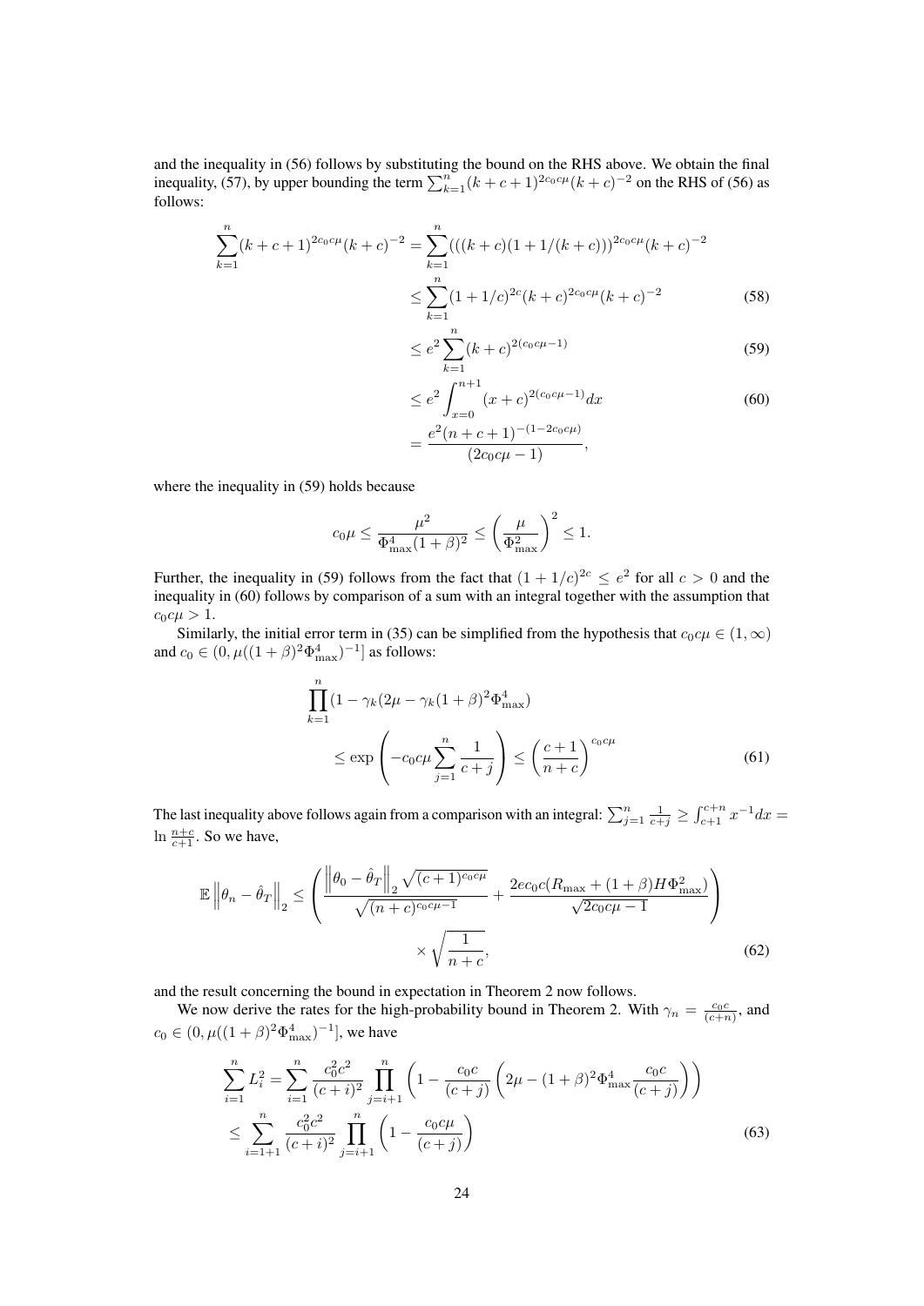and the inequality in (56) follows by substituting the bound on the RHS above. We obtain the final inequality, (57), by upper bounding the term $\sum_{k=1}^{n}(k+c+1)^{2c_0c\mu}(k+c)^{-2}$ on the RHS of (56) as follows:

$$
\begin{aligned}
\sum_{k=1}^{n}(k+c+1)^{2c_0c\mu}(k+c)^{-2} &= \sum_{k=1}^{n}(((k+c)(1+1/(k+c)))^{2c_0c\mu}(k+c)^{-2} \\
&\leq \sum_{k=1}^{n}(1+1/c)^{2c}(k+c)^{2c_0c\mu}(k+c)^{-2} \qquad (58) \\
&\leq e^2\sum_{k=1}^{n}(k+c)^{2(c_0c\mu-1)} \qquad (59) \\
&\leq e^2\int_{x=0}^{n+1}(x+c)^{2(c_0c\mu-1)}dx \qquad (60) \\
&= \frac{e^2(n+c+1)^{-(1-2c_0c\mu)}}{(2c_0c\mu-1)},
\end{aligned}
$$

where the inequality in (59) holds because

$$
c_0\mu \leq \frac{\mu^2}{\Phi_{\max}^4(1+\beta)^2} \leq \left(\frac{\mu}{\Phi_{\max}^2}\right)^2 \leq 1.
$$

Further, the inequality in (59) follows from the fact that $(1+1/c)^{2c} \leq e^2$ for all $c > 0$ and the inequality in (60) follows by comparison of a sum with an integral together with the assumption that $c_0c\mu > 1$.

Similarly, the initial error term in (35) can be simplified from the hypothesis that $c_0c\mu \in (1,\infty)$ and $c_0 \in (0, \mu((1+\beta)^2\Phi_{\max}^4)^{-1}]$ as follows:

$$
\begin{aligned}
&\prod_{k=1}^{n}(1-\gamma_k(2\mu-\gamma_k(1+\beta)^2\Phi_{\max}^4) \\
&\qquad \leq \exp\left(-c_0c\mu\sum_{j=1}^{n}\frac{1}{c+j}\right) \leq \left(\frac{c+1}{n+c}\right)^{c_0c\mu} \qquad (61)
\end{aligned}
$$

The last inequality above follows again from a comparison with an integral: $\sum_{j=1}^{n}\frac{1}{c+j} \geq \int_{c+1}^{c+n}x^{-1}dx = \ln\frac{n+c}{c+1}$. So we have,

$$
\mathbb{E}\left\|\theta_n - \hat{\theta}_T\right\|_2 \leq \left(\frac{\left\|\theta_0 - \hat{\theta}_T\right\|_2\sqrt{(c+1)^{c_0c\mu}}}{\sqrt{(n+c)^{c_0c\mu-1}}} + \frac{2ec_0c(R_{\max}+(1+\beta)H\Phi_{\max}^2)}{\sqrt{2c_0c\mu-1}}\right) \times \sqrt{\frac{1}{n+c}}, \qquad (62)
$$

and the result concerning the bound in expectation in Theorem 2 now follows.

We now derive the rates for the high-probability bound in Theorem 2. With $\gamma_n = \frac{c_0c}{(c+n)}$, and $c_0 \in (0, \mu((1+\beta)^2\Phi_{\max}^4)^{-1}]$, we have

$$
\begin{aligned}
\sum_{i=1}^{n}L_i^2 &= \sum_{i=1}^{n}\frac{c_0^2c^2}{(c+i)^2}\prod_{j=i+1}^{n}\left(1-\frac{c_0c}{(c+j)}\left(2\mu-(1+\beta)^2\Phi_{\max}^4\frac{c_0c}{(c+j)}\right)\right) \\
&\leq \sum_{i=1+1}^{n}\frac{c_0^2c^2}{(c+i)^2}\prod_{j=i+1}^{n}\left(1-\frac{c_0c\mu}{(c+j)}\right) \qquad (63)
\end{aligned}
$$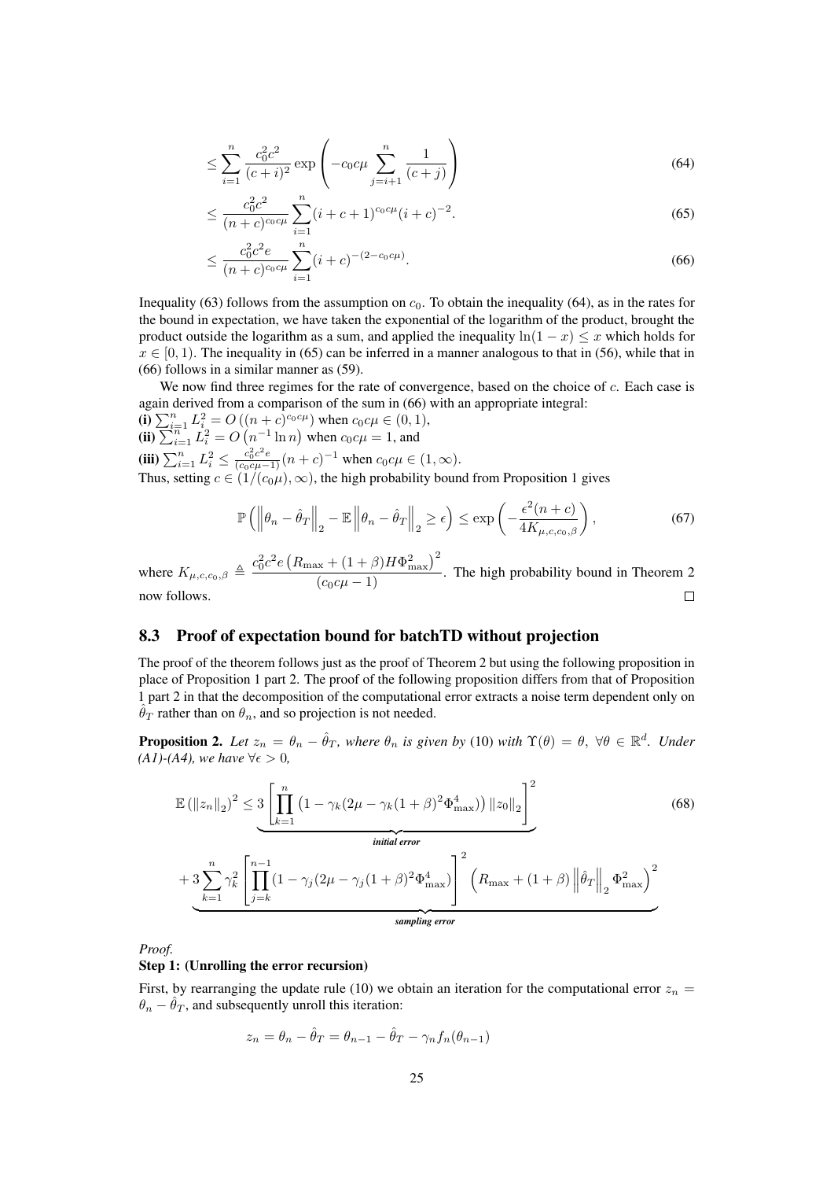$$\leq \sum_{i=1}^{n} \frac{c_0^2 c^2}{(c+i)^2} \exp\left(-c_0 c\mu \sum_{j=i+1}^{n} \frac{1}{(c+j)}\right) \tag{64}$$

$$\leq \frac{c_0^2 c^2}{(n+c)^{c_0 c\mu}} \sum_{i=1}^{n} (i+c+1)^{c_0 c\mu} (i+c)^{-2}. \tag{65}$$

$$\leq \frac{c_0^2 c^2 e}{(n+c)^{c_0 c\mu}} \sum_{i=1}^{n} (i+c)^{-(2-c_0 c\mu)}. \tag{66}$$

Inequality (63) follows from the assumption on $c_0$. To obtain the inequality (64), as in the rates for the bound in expectation, we have taken the exponential of the logarithm of the product, brought the product outside the logarithm as a sum, and applied the inequality $\ln(1-x) \leq x$ which holds for $x \in [0, 1)$. The inequality in (65) can be inferred in a manner analogous to that in (56), while that in (66) follows in a similar manner as (59).

We now find three regimes for the rate of convergence, based on the choice of $c$. Each case is again derived from a comparison of the sum in (66) with an appropriate integral:

**(i)** $\sum_{i=1}^n L_i^2 = O\left((n+c)^{c_0 c\mu}\right)$ when $c_0 c\mu \in (0, 1)$,

**(ii)** $\sum_{i=1}^n L_i^2 = O\left(n^{-1} \ln n\right)$ when $c_0 c\mu = 1$, and

**(iii)** $\sum_{i=1}^n L_i^2 \leq \frac{c_0^2 c^2 e}{(c_0 c\mu - 1)} (n+c)^{-1}$ when $c_0 c\mu \in (1, \infty)$.

Thus, setting $c \in (1/(c_0\mu), \infty)$, the high probability bound from Proposition 1 gives

$$\mathbb{P}\left(\left\|\theta_n - \hat{\theta}_T\right\|_2 - \mathbb{E}\left\|\theta_n - \hat{\theta}_T\right\|_2 \geq \epsilon\right) \leq \exp\left(-\frac{\epsilon^2 (n+c)}{4K_{\mu,c,c_0,\beta}}\right), \tag{67}$$

where $K_{\mu,c,c_0,\beta} \triangleq \dfrac{c_0^2 c^2 e \left(R_{\max} + (1+\beta) H \Phi_{\max}^2\right)^2}{(c_0 c\mu - 1)}$. The high probability bound in Theorem 2 now follows. $\square$

## 8.3 Proof of expectation bound for batchTD without projection

The proof of the theorem follows just as the proof of Theorem 2 but using the following proposition in place of Proposition 1 part 2. The proof of the following proposition differs from that of Proposition 1 part 2 in that the decomposition of the computational error extracts a noise term dependent only on $\hat{\theta}_T$ rather than on $\theta_n$, and so projection is not needed.

**Proposition 2.** *Let $z_n = \theta_n - \hat{\theta}_T$, where $\theta_n$ is given by* (10) *with $\Upsilon(\theta) = \theta$, $\forall \theta \in \mathbb{R}^d$. Under (A1)-(A4), we have $\forall \epsilon > 0$,*

$$\mathbb{E}\left(\|z_n\|_2\right)^2 \leq \underbrace{3\left[\prod_{k=1}^{n}\left(1 - \gamma_k(2\mu - \gamma_k(1+\beta)^2\Phi_{\max}^4)\right)\|z_0\|_2\right]^2}_{\textit{initial error}} \tag{68}$$

$$+ \underbrace{3\sum_{k=1}^{n}\gamma_k^2\left[\prod_{j=k}^{n-1}(1 - \gamma_j(2\mu - \gamma_j(1+\beta)^2\Phi_{\max}^4))\right]^2\left(R_{\max} + (1+\beta)\left\|\hat{\theta}_T\right\|_2\Phi_{\max}^2\right)^2}_{\textit{sampling error}}$$

*Proof.*

**Step 1: (Unrolling the error recursion)**

First, by rearranging the update rule (10) we obtain an iteration for the computational error $z_n = \theta_n - \hat{\theta}_T$, and subsequently unroll this iteration:

$$z_n = \theta_n - \hat{\theta}_T = \theta_{n-1} - \hat{\theta}_T - \gamma_n f_n(\theta_{n-1})$$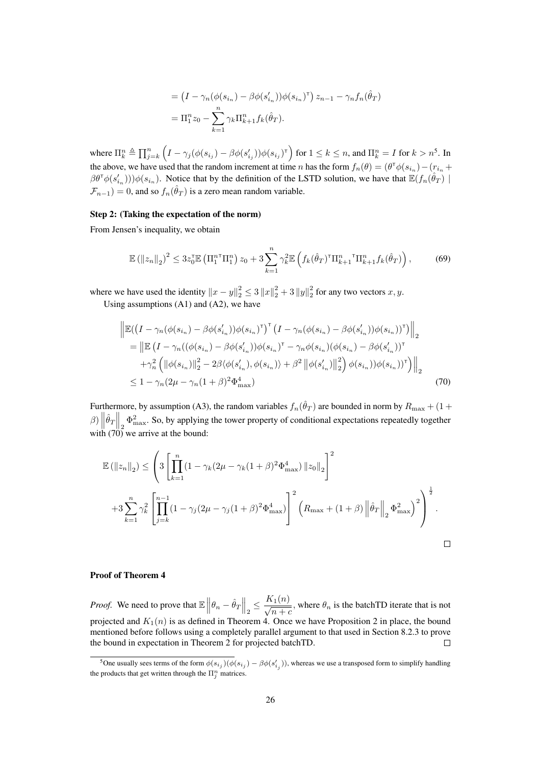$$= \left(I - \gamma_n(\phi(s_{i_n}) - \beta\phi(s'_{i_n}))\phi(s_{i_n})^\intercal\right) z_{n-1} - \gamma_n f_n(\hat{\theta}_T)$$
$$= \Pi_1^n z_0 - \sum_{k=1}^{n} \gamma_k \Pi_{k+1}^n f_k(\hat{\theta}_T).$$

where $\Pi_k^n \triangleq \prod_{j=k}^n \left(I - \gamma_j(\phi(s_{i_j}) - \beta\phi(s'_{i_j}))\phi(s_{i_j})^\intercal\right)$ for $1 \leq k \leq n$, and $\Pi_k^n = I$ for $k > n$[5]. In the above, we have used that the random increment at time $n$ has the form $f_n(\theta) = (\theta^\intercal\phi(s_{i_n}) - (r_{i_n} + \beta\theta^\intercal\phi(s'_{i_n})))\phi(s_{i_n})$. Notice that by the definition of the LSTD solution, we have that $\mathbb{E}(f_n(\hat{\theta}_T) \mid \mathcal{F}_{n-1}) = 0$, and so $f_n(\hat{\theta}_T)$ is a zero mean random variable.

**Step 2: (Taking the expectation of the norm)**

From Jensen's inequality, we obtain

$$\mathbb{E}\left(\|z_n\|_2\right)^2 \leq 3z_0^\intercal \mathbb{E}\left(\Pi_1^{n\intercal}\Pi_1^n\right) z_0 + 3\sum_{k=1}^{n} \gamma_k^2 \mathbb{E}\left(f_k(\hat{\theta}_T)^\intercal \Pi_{k+1}^{n}{}^\intercal \Pi_{k+1}^n f_k(\hat{\theta}_T)\right), \tag{69}$$

where we have used the identity $\|x - y\|_2^2 \leq 3\|x\|_2^2 + 3\|y\|_2^2$ for any two vectors $x, y$.

Using assumptions (A1) and (A2), we have

$$\begin{aligned}
&\left\|\mathbb{E}(\left(I - \gamma_n(\phi(s_{i_n}) - \beta\phi(s'_{i_n}))\phi(s_{i_n})^\intercal\right)^\intercal \left(I - \gamma_n(\phi(s_{i_n}) - \beta\phi(s'_{i_n}))\phi(s_{i_n}))^\intercal\right)\right\|_2 \\
&= \Big\|\mathbb{E}\Big(I - \gamma_n((\phi(s_{i_n}) - \beta\phi(s'_{i_n}))\phi(s_{i_n})^\intercal - \gamma_n\phi(s_{i_n})(\phi(s_{i_n}) - \beta\phi(s'_{i_n}))^\intercal \\
&\quad + \gamma_n^2\left(\|\phi(s_{i_n})\|_2^2 - 2\beta\langle\phi(s'_{i_n}), \phi(s_{i_n})\rangle + \beta^2\left\|\phi(s'_{i_n})\right\|_2^2\right)\phi(s_{i_n}))\phi(s_{i_n}))^\intercal\Big)\Big\|_2 \\
&\leq 1 - \gamma_n(2\mu - \gamma_n(1+\beta)^2\Phi_{\max}^4)
\end{aligned} \tag{70}$$

Furthermore, by assumption (A3), the random variables $f_n(\hat{\theta}_T)$ are bounded in norm by $R_{\max} + (1 + \beta)\left\|\hat{\theta}_T\right\|_2 \Phi_{\max}^2$. So, by applying the tower property of conditional expectations repeatedly together with (70) we arrive at the bound:

$$\begin{aligned}
\mathbb{E}\left(\|z_n\|_2\right) \leq \Bigg(&3\left[\prod_{k=1}^{n}(1 - \gamma_k(2\mu - \gamma_k(1+\beta)^2\Phi_{\max}^4)\|z_0\|_2\right]^2 \\
&+ 3\sum_{k=1}^{n}\gamma_k^2\left[\prod_{j=k}^{n-1}(1 - \gamma_j(2\mu - \gamma_j(1+\beta)^2\Phi_{\max}^4)\right]^2\left(R_{\max} + (1+\beta)\left\|\hat{\theta}_T\right\|_2\Phi_{\max}^2\right)^2\Bigg)^{\frac{1}{2}}.
\end{aligned}$$

□

**Proof of Theorem 4**

*Proof.* We need to prove that $\mathbb{E}\left\|\theta_n - \hat{\theta}_T\right\|_2 \leq \dfrac{K_1(n)}{\sqrt{n+c}}$, where $\theta_n$ is the batchTD iterate that is not projected and $K_1(n)$ is as defined in Theorem 4. Once we have Proposition 2 in place, the bound mentioned before follows using a completely parallel argument to that used in Section 8.2.3 to prove the bound in expectation in Theorem 2 for projected batchTD. □

[5] One usually sees terms of the form $\phi(s_{i_j})(\phi(s_{i_j}) - \beta\phi(s'_{i_j}))$, whereas we use a transposed form to simplify handling the products that get written through the $\Pi_j^n$ matrices.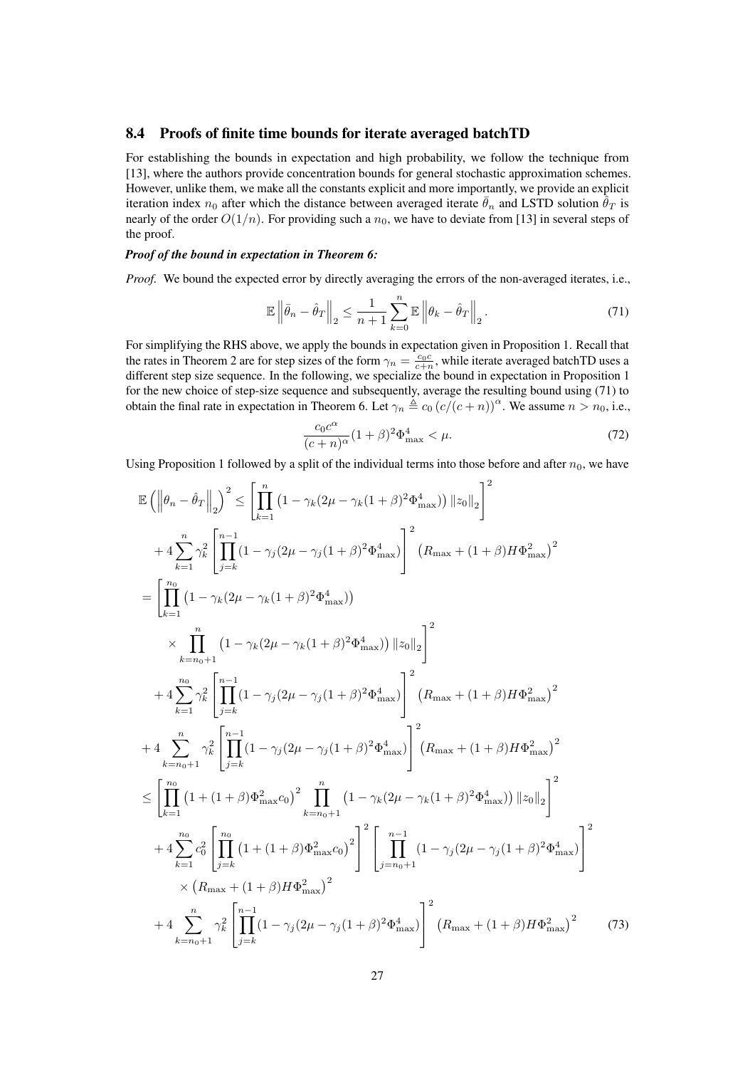### 8.4 Proofs of finite time bounds for iterate averaged batchTD

For establishing the bounds in expectation and high probability, we follow the technique from [13], where the authors provide concentration bounds for general stochastic approximation schemes. However, unlike them, we make all the constants explicit and more importantly, we provide an explicit iteration index $n_0$ after which the distance between averaged iterate $\bar{\theta}_n$ and LSTD solution $\hat{\theta}_T$ is nearly of the order $O(1/n)$. For providing such a $n_0$, we have to deviate from [13] in several steps of the proof.

***Proof of the bound in expectation in Theorem 6:***

*Proof.* We bound the expected error by directly averaging the errors of the non-averaged iterates, i.e.,

$$\mathbb{E}\left\|\bar{\theta}_n - \hat{\theta}_T\right\|_2 \leq \frac{1}{n+1}\sum_{k=0}^{n}\mathbb{E}\left\|\theta_k - \hat{\theta}_T\right\|_2. \tag{71}$$

For simplifying the RHS above, we apply the bounds in expectation given in Proposition 1. Recall that the rates in Theorem 2 are for step sizes of the form $\gamma_n = \frac{c_0 c}{c+n}$, while iterate averaged batchTD uses a different step size sequence. In the following, we specialize the bound in expectation in Proposition 1 for the new choice of step-size sequence and subsequently, average the resulting bound using (71) to obtain the final rate in expectation in Theorem 6. Let $\gamma_n \triangleq c_0\left(c/(c+n)\right)^{\alpha}$. We assume $n > n_0$, i.e.,

$$\frac{c_0 c^{\alpha}}{(c+n)^{\alpha}}(1+\beta)^2\Phi_{\max}^4 < \mu. \tag{72}$$

Using Proposition 1 followed by a split of the individual terms into those before and after $n_0$, we have

$$\begin{aligned}
\mathbb{E}\left(\left\|\theta_n - \hat{\theta}_T\right\|_2\right)^2 \leq& \left[\prod_{k=1}^{n}\left(1 - \gamma_k(2\mu - \gamma_k(1+\beta)^2\Phi_{\max}^4)\right)\left\|z_0\right\|_2\right]^2 \\
&+ 4\sum_{k=1}^{n}\gamma_k^2\left[\prod_{j=k}^{n-1}(1-\gamma_j(2\mu - \gamma_j(1+\beta)^2\Phi_{\max}^4)\right]^2\left(R_{\max} + (1+\beta)H\Phi_{\max}^2\right)^2 \\
=& \left[\prod_{k=1}^{n_0}\left(1 - \gamma_k(2\mu - \gamma_k(1+\beta)^2\Phi_{\max}^4)\right)\right. \\
&\left.\times\prod_{k=n_0+1}^{n}\left(1 - \gamma_k(2\mu - \gamma_k(1+\beta)^2\Phi_{\max}^4)\right)\left\|z_0\right\|_2\right]^2 \\
&+ 4\sum_{k=1}^{n_0}\gamma_k^2\left[\prod_{j=k}^{n-1}(1-\gamma_j(2\mu - \gamma_j(1+\beta)^2\Phi_{\max}^4)\right]^2\left(R_{\max} + (1+\beta)H\Phi_{\max}^2\right)^2 \\
&+ 4\sum_{k=n_0+1}^{n}\gamma_k^2\left[\prod_{j=k}^{n-1}(1-\gamma_j(2\mu - \gamma_j(1+\beta)^2\Phi_{\max}^4)\right]^2\left(R_{\max} + (1+\beta)H\Phi_{\max}^2\right)^2 \\
\leq& \left[\prod_{k=1}^{n_0}\left(1+(1+\beta)\Phi_{\max}^2 c_0\right)^2\prod_{k=n_0+1}^{n}\left(1 - \gamma_k(2\mu - \gamma_k(1+\beta)^2\Phi_{\max}^4)\right)\left\|z_0\right\|_2\right]^2 \\
&+ 4\sum_{k=1}^{n_0}c_0^2\left[\prod_{j=k}^{n_0}\left(1+(1+\beta)\Phi_{\max}^2 c_0\right)^2\right]^2\left[\prod_{j=n_0+1}^{n-1}(1-\gamma_j(2\mu - \gamma_j(1+\beta)^2\Phi_{\max}^4)\right]^2 \\
&\times\left(R_{\max} + (1+\beta)H\Phi_{\max}^2\right)^2 \\
&+ 4\sum_{k=n_0+1}^{n}\gamma_k^2\left[\prod_{j=k}^{n-1}(1-\gamma_j(2\mu - \gamma_j(1+\beta)^2\Phi_{\max}^4)\right]^2\left(R_{\max} + (1+\beta)H\Phi_{\max}^2\right)^2
\end{aligned} \tag{73}$$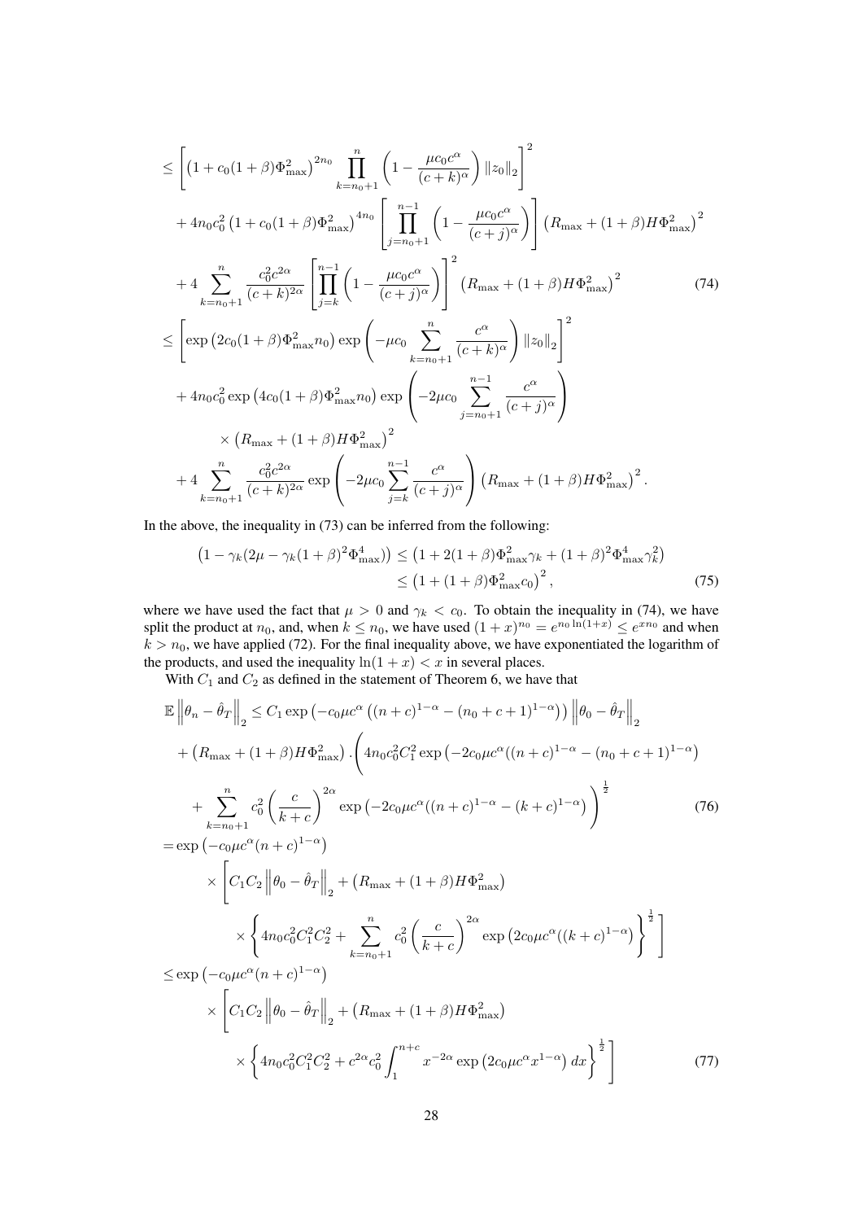$$
\begin{aligned}
&\leq \left[ \left(1 + c_0(1+\beta)\Phi_{\max}^2\right)^{2n_0} \prod_{k=n_0+1}^{n} \left(1 - \frac{\mu c_0 c^\alpha}{(c+k)^\alpha}\right) \|z_0\|_2 \right]^2 \\
&\quad + 4n_0 c_0^2 \left(1 + c_0(1+\beta)\Phi_{\max}^2\right)^{4n_0} \left[ \prod_{j=n_0+1}^{n-1} \left(1 - \frac{\mu c_0 c^\alpha}{(c+j)^\alpha}\right) \right] \left(R_{\max} + (1+\beta)H\Phi_{\max}^2\right)^2 \\
&\quad + 4 \sum_{k=n_0+1}^{n} \frac{c_0^2 c^{2\alpha}}{(c+k)^{2\alpha}} \left[ \prod_{j=k}^{n-1} \left(1 - \frac{\mu c_0 c^\alpha}{(c+j)^\alpha}\right) \right]^2 \left(R_{\max} + (1+\beta)H\Phi_{\max}^2\right)^2 \qquad (74) \\
&\leq \left[ \exp\left(2c_0(1+\beta)\Phi_{\max}^2 n_0\right) \exp\left(-\mu c_0 \sum_{k=n_0+1}^{n} \frac{c^\alpha}{(c+k)^\alpha}\right) \|z_0\|_2 \right]^2 \\
&\quad + 4n_0 c_0^2 \exp\left(4c_0(1+\beta)\Phi_{\max}^2 n_0\right) \exp\left(-2\mu c_0 \sum_{j=n_0+1}^{n-1} \frac{c^\alpha}{(c+j)^\alpha}\right) \\
&\qquad \times \left(R_{\max} + (1+\beta)H\Phi_{\max}^2\right)^2 \\
&\quad + 4 \sum_{k=n_0+1}^{n} \frac{c_0^2 c^{2\alpha}}{(c+k)^{2\alpha}} \exp\left(-2\mu c_0 \sum_{j=k}^{n-1} \frac{c^\alpha}{(c+j)^\alpha}\right) \left(R_{\max} + (1+\beta)H\Phi_{\max}^2\right)^2.
\end{aligned}
$$

In the above, the inequality in (73) can be inferred from the following:

$$
\begin{aligned}
\left(1 - \gamma_k(2\mu - \gamma_k(1+\beta)^2\Phi_{\max}^4)\right) &\leq \left(1 + 2(1+\beta)\Phi_{\max}^2\gamma_k + (1+\beta)^2\Phi_{\max}^4\gamma_k^2\right) \\
&\leq \left(1 + (1+\beta)\Phi_{\max}^2 c_0\right)^2, \qquad (75)
\end{aligned}
$$

where we have used the fact that $\mu > 0$ and $\gamma_k < c_0$. To obtain the inequality in (74), we have split the product at $n_0$, and, when $k \leq n_0$, we have used $(1+x)^{n_0} = e^{n_0 \ln(1+x)} \leq e^{x n_0}$ and when $k > n_0$, we have applied (72). For the final inequality above, we have exponentiated the logarithm of the products, and used the inequality $\ln(1+x) < x$ in several places.

With $C_1$ and $C_2$ as defined in the statement of Theorem 6, we have that

$$
\begin{aligned}
&\mathbb{E}\left\|\theta_n - \hat{\theta}_T\right\|_2 \leq C_1 \exp\left(-c_0\mu c^\alpha \left((n+c)^{1-\alpha} - (n_0+c+1)^{1-\alpha}\right)\right) \left\|\theta_0 - \hat{\theta}_T\right\|_2 \\
&\quad + \left(R_{\max} + (1+\beta)H\Phi_{\max}^2\right) . \Bigg( 4n_0 c_0^2 C_1^2 \exp\left(-2c_0\mu c^\alpha((n+c)^{1-\alpha} - (n_0+c+1)^{1-\alpha}\right) \\
&\quad + \sum_{k=n_0+1}^{n} c_0^2 \left(\frac{c}{k+c}\right)^{2\alpha} \exp\left(-2c_0\mu c^\alpha((n+c)^{1-\alpha} - (k+c)^{1-\alpha}\right) \Bigg)^{\frac{1}{2}} \qquad (76) \\
&= \exp\left(-c_0\mu c^\alpha (n+c)^{1-\alpha}\right) \\
&\quad \times \Bigg[ C_1 C_2 \left\|\theta_0 - \hat{\theta}_T\right\|_2 + \left(R_{\max} + (1+\beta)H\Phi_{\max}^2\right) \\
&\qquad \times \left\{ 4n_0 c_0^2 C_1^2 C_2^2 + \sum_{k=n_0+1}^{n} c_0^2 \left(\frac{c}{k+c}\right)^{2\alpha} \exp\left(2c_0\mu c^\alpha((k+c)^{1-\alpha}\right) \right\}^{\frac{1}{2}} \Bigg] \\
&\leq \exp\left(-c_0\mu c^\alpha (n+c)^{1-\alpha}\right) \\
&\quad \times \Bigg[ C_1 C_2 \left\|\theta_0 - \hat{\theta}_T\right\|_2 + \left(R_{\max} + (1+\beta)H\Phi_{\max}^2\right) \\
&\qquad \times \left\{ 4n_0 c_0^2 C_1^2 C_2^2 + c^{2\alpha} c_0^2 \int_1^{n+c} x^{-2\alpha} \exp\left(2c_0\mu c^\alpha x^{1-\alpha}\right) dx \right\}^{\frac{1}{2}} \Bigg] \qquad (77)
\end{aligned}
$$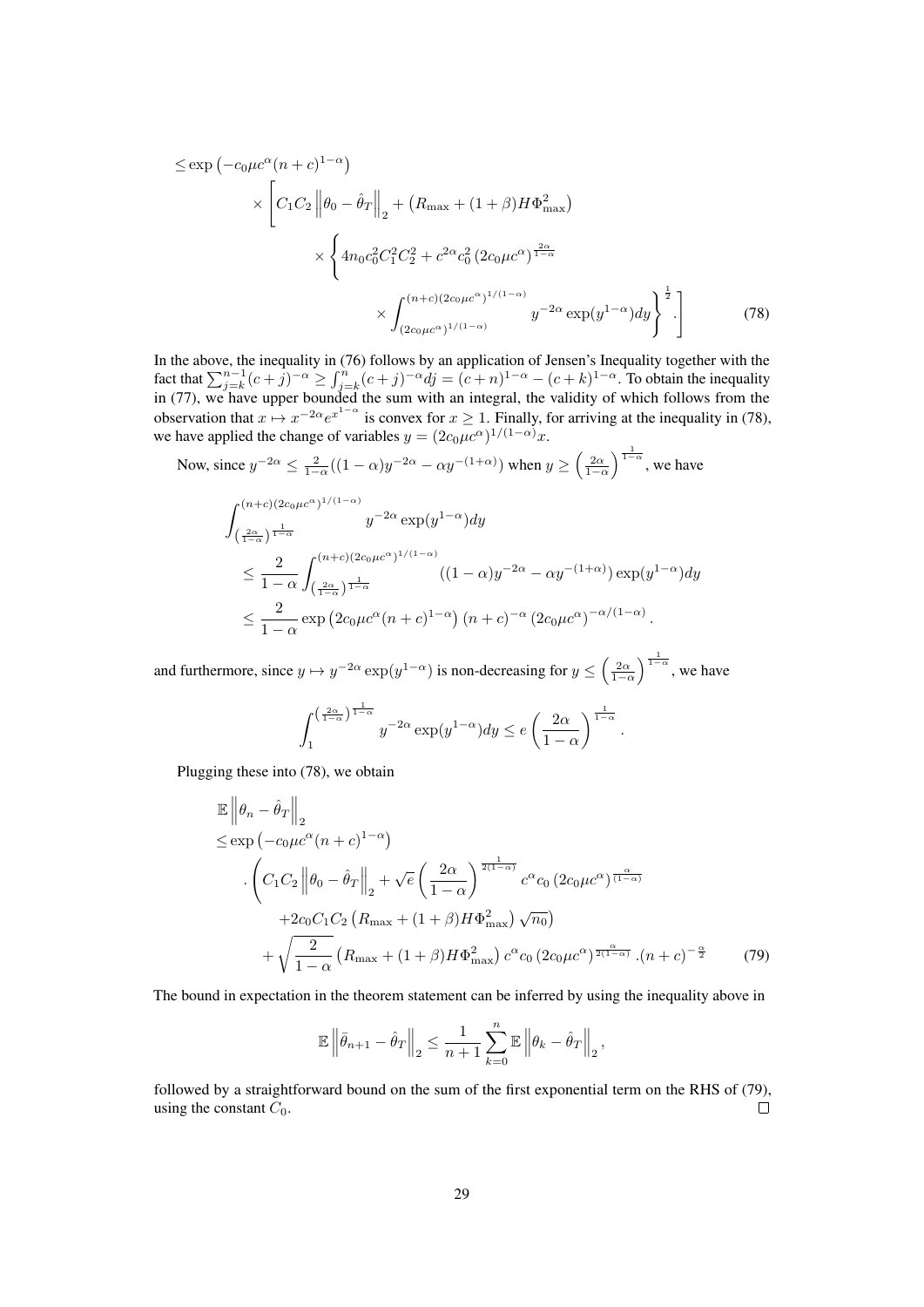$$
\begin{aligned}
&\leq \exp\left(-c_0\mu c^\alpha (n+c)^{1-\alpha}\right) \\
&\qquad \times \left[ C_1 C_2 \left\|\theta_0 - \hat{\theta}_T\right\|_2 + \left(R_{\max} + (1+\beta) H \Phi_{\max}^2\right) \right. \\
&\qquad\qquad \times \left\{ 4 n_0 c_0^2 C_1^2 C_2^2 + c^{2\alpha} c_0^2 \left(2 c_0 \mu c^\alpha\right)^{\frac{2\alpha}{1-\alpha}} \right. \\
&\qquad\qquad\qquad \left.\left. \times \int_{(2c_0\mu c^\alpha)^{1/(1-\alpha)}}^{(n+c)(2c_0\mu c^\alpha)^{1/(1-\alpha)}} y^{-2\alpha} \exp(y^{1-\alpha}) dy \right\}^{\frac{1}{2}} . \right] \qquad (78)
\end{aligned}
$$

In the above, the inequality in (76) follows by an application of Jensen's Inequality together with the fact that $\sum_{j=k}^{n-1}(c+j)^{-\alpha} \geq \int_{j=k}^{n}(c+j)^{-\alpha}dj = (c+n)^{1-\alpha} - (c+k)^{1-\alpha}$. To obtain the inequality in (77), we have upper bounded the sum with an integral, the validity of which follows from the observation that $x \mapsto x^{-2\alpha}e^{x^{1-\alpha}}$ is convex for $x \geq 1$. Finally, for arriving at the inequality in (78), we have applied the change of variables $y = (2c_0\mu c^\alpha)^{1/(1-\alpha)}x$.

Now, since $y^{-2\alpha} \leq \frac{2}{1-\alpha}((1-\alpha)y^{-2\alpha} - \alpha y^{-(1+\alpha)})$ when $y \geq \left(\frac{2\alpha}{1-\alpha}\right)^{\frac{1}{1-\alpha}}$, we have

$$
\begin{aligned}
&\int_{\left(\frac{2\alpha}{1-\alpha}\right)^{\frac{1}{1-\alpha}}}^{(n+c)(2c_0\mu c^\alpha)^{1/(1-\alpha)}} y^{-2\alpha} \exp(y^{1-\alpha}) dy \\
&\leq \frac{2}{1-\alpha} \int_{\left(\frac{2\alpha}{1-\alpha}\right)^{\frac{1}{1-\alpha}}}^{(n+c)(2c_0\mu c^\alpha)^{1/(1-\alpha)}} ((1-\alpha)y^{-2\alpha} - \alpha y^{-(1+\alpha)}) \exp(y^{1-\alpha}) dy \\
&\leq \frac{2}{1-\alpha} \exp\left(2c_0\mu c^\alpha (n+c)^{1-\alpha}\right) (n+c)^{-\alpha} \left(2c_0\mu c^\alpha\right)^{-\alpha/(1-\alpha)}.
\end{aligned}
$$

and furthermore, since $y \mapsto y^{-2\alpha}\exp(y^{1-\alpha})$ is non-decreasing for $y \leq \left(\frac{2\alpha}{1-\alpha}\right)^{\frac{1}{1-\alpha}}$, we have

$$
\int_{1}^{\left(\frac{2\alpha}{1-\alpha}\right)^{\frac{1}{1-\alpha}}} y^{-2\alpha} \exp(y^{1-\alpha}) dy \leq e \left(\frac{2\alpha}{1-\alpha}\right)^{\frac{1}{1-\alpha}}.
$$

Plugging these into (78), we obtain

$$
\begin{aligned}
&\mathbb{E}\left\|\theta_n - \hat{\theta}_T\right\|_2 \\
&\leq \exp\left(-c_0\mu c^\alpha (n+c)^{1-\alpha}\right) \\
&\quad \cdot \left( C_1 C_2 \left\|\theta_0 - \hat{\theta}_T\right\|_2 + \sqrt{e}\left(\frac{2\alpha}{1-\alpha}\right)^{\frac{1}{2(1-\alpha)}} c^\alpha c_0 \left(2c_0\mu c^\alpha\right)^{\frac{\alpha}{(1-\alpha)}} \right. \\
&\qquad \left. + 2c_0 C_1 C_2 \left(R_{\max} + (1+\beta)H\Phi_{\max}^2\right)\sqrt{n_0} \right) \\
&\quad + \sqrt{\frac{2}{1-\alpha}} \left(R_{\max} + (1+\beta)H\Phi_{\max}^2\right) c^\alpha c_0 \left(2c_0\mu c^\alpha\right)^{\frac{\alpha}{2(1-\alpha)}} . (n+c)^{-\frac{\alpha}{2}} \qquad (79)
\end{aligned}
$$

The bound in expectation in the theorem statement can be inferred by using the inequality above in

$$
\mathbb{E}\left\|\bar{\theta}_{n+1} - \hat{\theta}_T\right\|_2 \leq \frac{1}{n+1}\sum_{k=0}^{n} \mathbb{E}\left\|\theta_k - \hat{\theta}_T\right\|_2,
$$

followed by a straightforward bound on the sum of the first exponential term on the RHS of (79), using the constant $C_0$. $\square$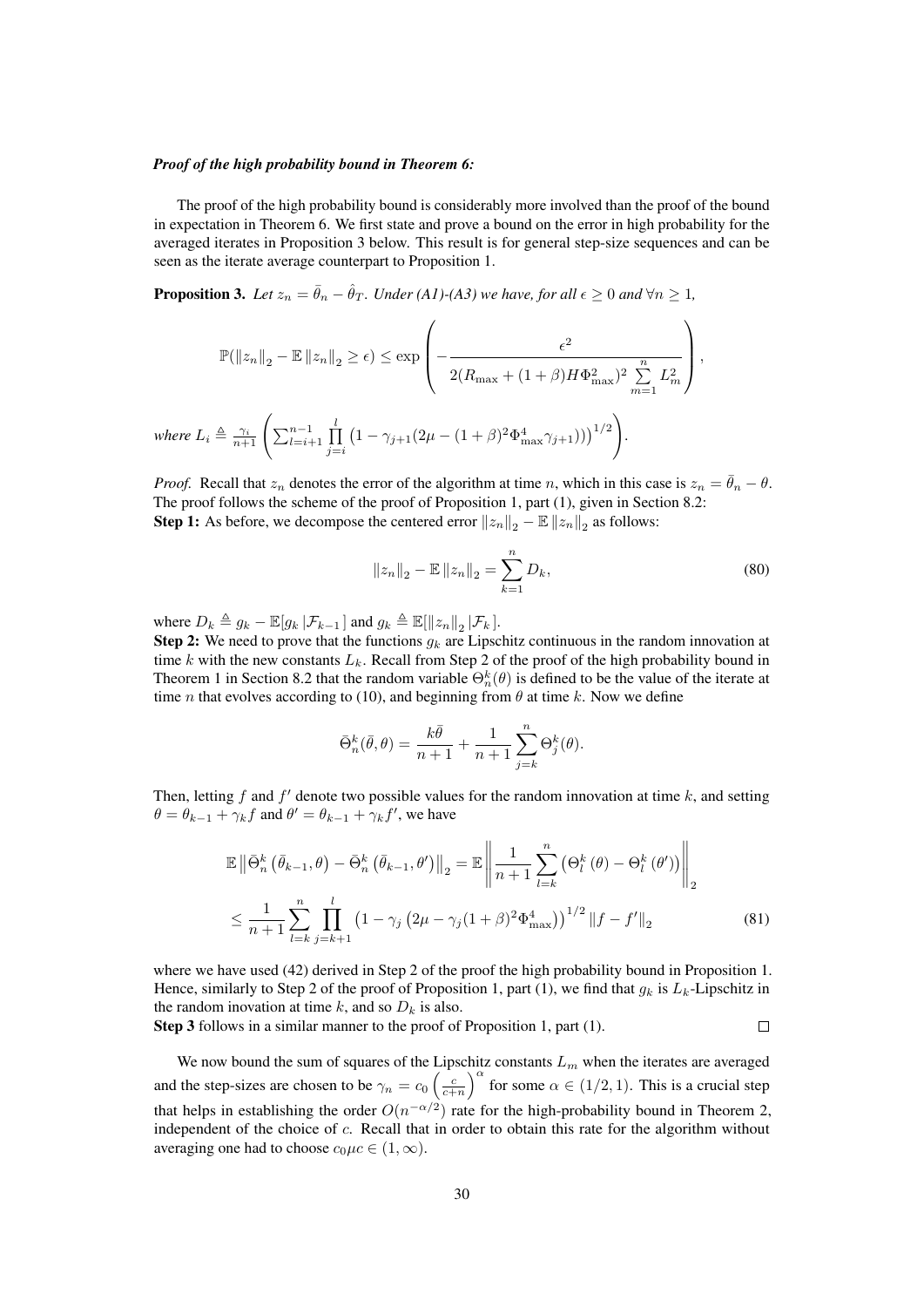***Proof of the high probability bound in Theorem 6:***

The proof of the high probability bound is considerably more involved than the proof of the bound in expectation in Theorem 6. We first state and prove a bound on the error in high probability for the averaged iterates in Proposition 3 below. This result is for general step-size sequences and can be seen as the iterate average counterpart to Proposition 1.

**Proposition 3.** *Let $z_n = \bar{\theta}_n - \hat{\theta}_T$. Under (A1)-(A3) we have, for all $\epsilon \geq 0$ and $\forall n \geq 1$,*

$$\mathbb{P}(\|z_n\|_2 - \mathbb{E}\|z_n\|_2 \geq \epsilon) \leq \exp\left(-\frac{\epsilon^2}{2(R_{\max} + (1+\beta)H\Phi_{\max}^2)^2 \sum\limits_{m=1}^{n} L_m^2}\right),$$

*where $L_i \triangleq \frac{\gamma_i}{n+1}\left(\sum_{l=i+1}^{n-1} \prod\limits_{j=i}^{l} \left(1 - \gamma_{j+1}(2\mu - (1+\beta)^2\Phi_{\max}^4\gamma_{j+1})\right)\right)^{1/2}\right)$.*

*Proof.* Recall that $z_n$ denotes the error of the algorithm at time $n$, which in this case is $z_n = \bar{\theta}_n - \theta$. The proof follows the scheme of the proof of Proposition 1, part (1), given in Section 8.2:

**Step 1:** As before, we decompose the centered error $\|z_n\|_2 - \mathbb{E}\|z_n\|_2$ as follows:

$$\|z_n\|_2 - \mathbb{E}\|z_n\|_2 = \sum_{k=1}^{n} D_k, \tag{80}$$

where $D_k \triangleq g_k - \mathbb{E}[g_k \,|\mathcal{F}_{k-1}]$ and $g_k \triangleq \mathbb{E}[\|z_n\|_2 \,|\mathcal{F}_k]$.

**Step 2:** We need to prove that the functions $g_k$ are Lipschitz continuous in the random innovation at time $k$ with the new constants $L_k$. Recall from Step 2 of the proof of the high probability bound in Theorem 1 in Section 8.2 that the random variable $\Theta_n^k(\theta)$ is defined to be the value of the iterate at time $n$ that evolves according to (10), and beginning from $\theta$ at time $k$. Now we define

$$\bar{\Theta}_n^k(\bar{\theta}, \theta) = \frac{k\bar{\theta}}{n+1} + \frac{1}{n+1}\sum_{j=k}^{n} \Theta_j^k(\theta).$$

Then, letting $f$ and $f'$ denote two possible values for the random innovation at time $k$, and setting $\theta = \theta_{k-1} + \gamma_k f$ and $\theta' = \theta_{k-1} + \gamma_k f'$, we have

$$\begin{aligned}
\mathbb{E}\left\|\bar{\Theta}_n^k\left(\bar{\theta}_{k-1}, \theta\right) - \bar{\Theta}_n^k\left(\bar{\theta}_{k-1}, \theta'\right)\right\|_2 &= \mathbb{E}\left\|\frac{1}{n+1}\sum_{l=k}^{n}\left(\Theta_l^k\left(\theta\right) - \Theta_l^k\left(\theta'\right)\right)\right\|_2 \\
&\leq \frac{1}{n+1}\sum_{l=k}^{n}\prod_{j=k+1}^{l}\left(1 - \gamma_j\left(2\mu - \gamma_j(1+\beta)^2\Phi_{\max}^4\right)\right)^{1/2}\|f - f'\|_2
\end{aligned} \tag{81}$$

where we have used (42) derived in Step 2 of the proof the high probability bound in Proposition 1. Hence, similarly to Step 2 of the proof of Proposition 1, part (1), we find that $g_k$ is $L_k$-Lipschitz in the random inovation at time $k$, and so $D_k$ is also.

**Step 3** follows in a similar manner to the proof of Proposition 1, part (1). $\square$

We now bound the sum of squares of the Lipschitz constants $L_m$ when the iterates are averaged and the step-sizes are chosen to be $\gamma_n = c_0\left(\frac{c}{c+n}\right)^{\alpha}$ for some $\alpha \in (1/2, 1)$. This is a crucial step that helps in establishing the order $O(n^{-\alpha/2})$ rate for the high-probability bound in Theorem 2, independent of the choice of $c$. Recall that in order to obtain this rate for the algorithm without averaging one had to choose $c_0\mu c \in (1, \infty)$.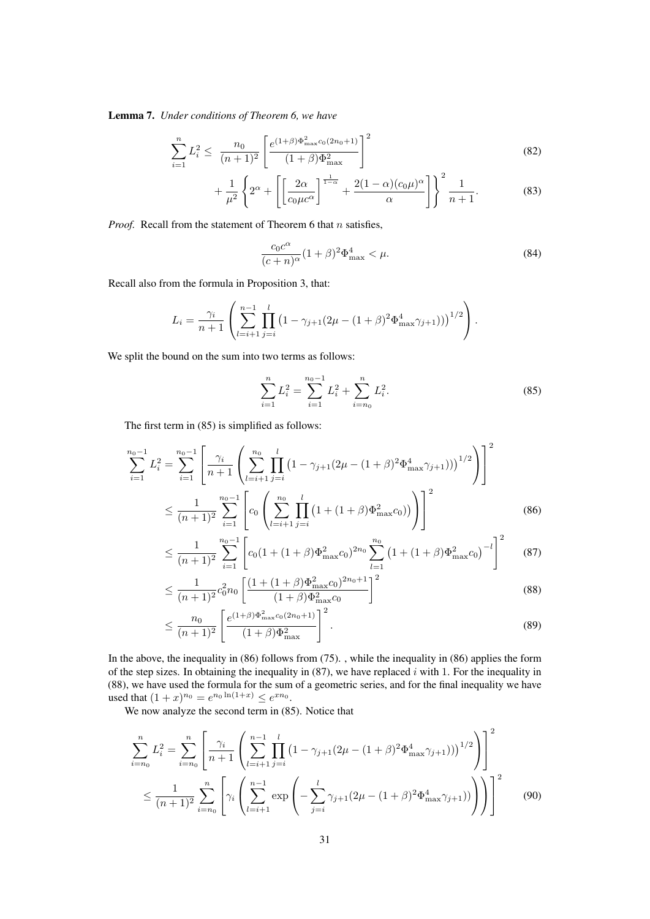**Lemma 7.** *Under conditions of Theorem 6, we have*

$$\sum_{i=1}^{n} L_i^2 \leq \frac{n_0}{(n+1)^2} \left[ \frac{e^{(1+\beta)\Phi_{\max}^2 c_0 (2n_0+1)}}{(1+\beta)\Phi_{\max}^2} \right]^2 \tag{82}$$

$$+ \frac{1}{\mu^2} \left\{ 2^\alpha + \left[ \left[ \frac{2\alpha}{c_0 \mu c^\alpha} \right]^{\frac{1}{1-\alpha}} + \frac{2(1-\alpha)(c_0\mu)^\alpha}{\alpha} \right] \right\}^2 \frac{1}{n+1}. \tag{83}$$

*Proof.* Recall from the statement of Theorem 6 that $n$ satisfies,

$$\frac{c_0 c^\alpha}{(c+n)^\alpha}(1+\beta)^2 \Phi_{\max}^4 < \mu. \tag{84}$$

Recall also from the formula in Proposition 3, that:

$$L_i = \frac{\gamma_i}{n+1} \left( \sum_{l=i+1}^{n-1} \prod_{j=i}^{l} \left(1 - \gamma_{j+1}(2\mu - (1+\beta)^2 \Phi_{\max}^4 \gamma_{j+1}))\right)^{1/2} \right).$$

We split the bound on the sum into two terms as follows:

$$\sum_{i=1}^{n} L_i^2 = \sum_{i=1}^{n_0-1} L_i^2 + \sum_{i=n_0}^{n} L_i^2. \tag{85}$$

The first term in (85) is simplified as follows:

$$\sum_{i=1}^{n_0-1} L_i^2 = \sum_{i=1}^{n_0-1} \left[ \frac{\gamma_i}{n+1} \left( \sum_{l=i+1}^{n_0} \prod_{j=i}^{l} \left(1 - \gamma_{j+1}(2\mu - (1+\beta)^2 \Phi_{\max}^4 \gamma_{j+1}))\right)^{1/2} \right) \right]^2$$

$$\leq \frac{1}{(n+1)^2} \sum_{i=1}^{n_0-1} \left[ c_0 \left( \sum_{l=i+1}^{n_0} \prod_{j=i}^{l} \left(1 + (1+\beta)\Phi_{\max}^2 c_0)\right) \right) \right]^2 \tag{86}$$

$$\leq \frac{1}{(n+1)^2} \sum_{i=1}^{n_0-1} \left[ c_0 (1 + (1+\beta)\Phi_{\max}^2 c_0)^{2n_0} \sum_{l=1}^{n_0} \left(1 + (1+\beta)\Phi_{\max}^2 c_0\right)^{-l} \right]^2 \tag{87}$$

$$\leq \frac{1}{(n+1)^2} c_0^2 n_0 \left[ \frac{(1 + (1+\beta)\Phi_{\max}^2 c_0)^{2n_0+1}}{(1+\beta)\Phi_{\max}^2 c_0} \right]^2 \tag{88}$$

$$\leq \frac{n_0}{(n+1)^2} \left[ \frac{e^{(1+\beta)\Phi_{\max}^2 c_0 (2n_0+1)}}{(1+\beta)\Phi_{\max}^2} \right]^2. \tag{89}$$

In the above, the inequality in (86) follows from (75). , while the inequality in (86) applies the form of the step sizes. In obtaining the inequality in (87), we have replaced $i$ with 1. For the inequality in (88), we have used the formula for the sum of a geometric series, and for the final inequality we have used that $(1+x)^{n_0} = e^{n_0 \ln(1+x)} \leq e^{x n_0}$.

We now analyze the second term in (85). Notice that

$$\sum_{i=n_0}^{n} L_i^2 = \sum_{i=n_0}^{n} \left[ \frac{\gamma_i}{n+1} \left( \sum_{l=i+1}^{n-1} \prod_{j=i}^{l} \left(1 - \gamma_{j+1}(2\mu - (1+\beta)^2 \Phi_{\max}^4 \gamma_{j+1}))\right)^{1/2} \right) \right]^2$$

$$\leq \frac{1}{(n+1)^2} \sum_{i=n_0}^{n} \left[ \gamma_i \left( \sum_{l=i+1}^{n-1} \exp\left( - \sum_{j=i}^{l} \gamma_{j+1}(2\mu - (1+\beta)^2 \Phi_{\max}^4 \gamma_{j+1})) \right) \right) \right]^2 \tag{90}$$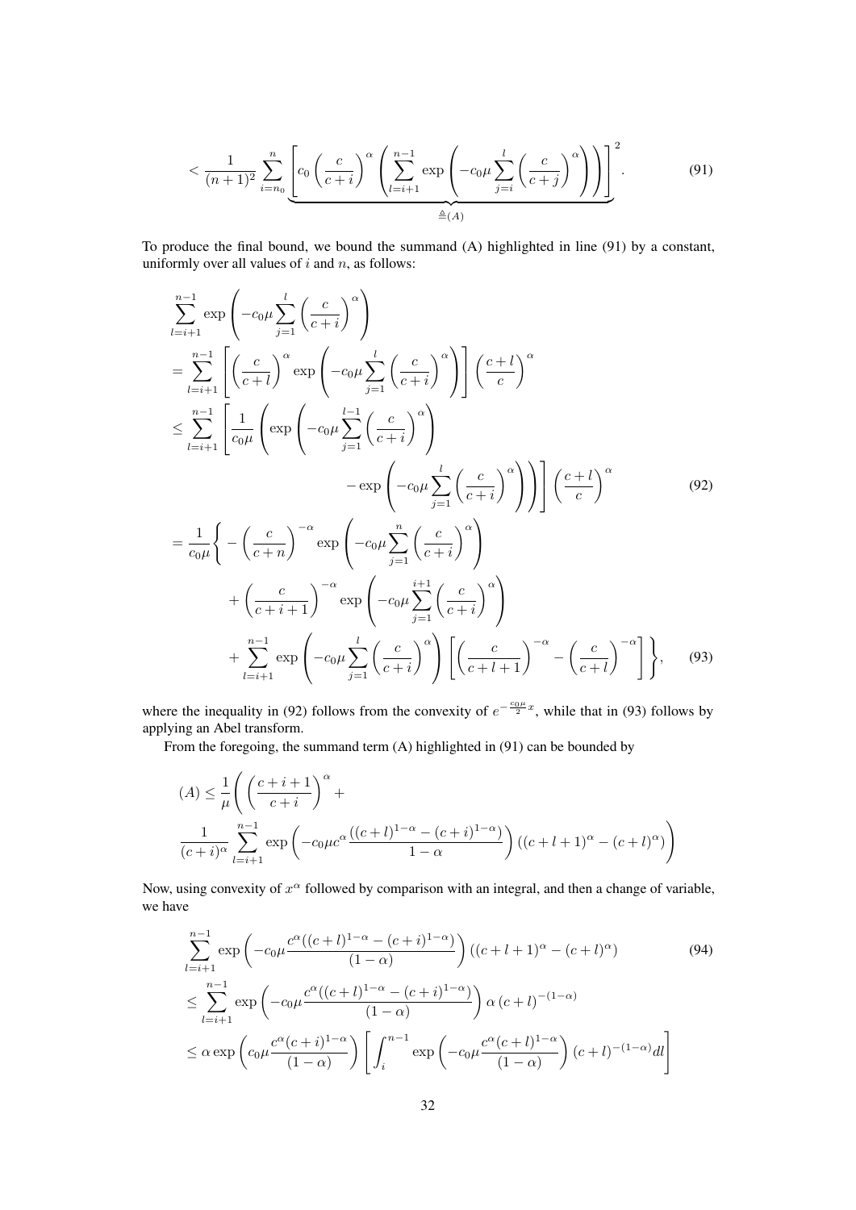$$< \frac{1}{(n+1)^2} \sum_{i=n_0}^{n} \underbrace{\left[ c_0 \left( \frac{c}{c+i} \right)^\alpha \left( \sum_{l=i+1}^{n-1} \exp\left( -c_0 \mu \sum_{j=i}^{l} \left( \frac{c}{c+j} \right)^\alpha \right) \right) \right]^2}_{\triangleq (A)}. \tag{91}$$

To produce the final bound, we bound the summand (A) highlighted in line (91) by a constant, uniformly over all values of $i$ and $n$, as follows:

$$\begin{aligned}
&\sum_{l=i+1}^{n-1} \exp\left( -c_0 \mu \sum_{j=1}^{l} \left( \frac{c}{c+i} \right)^\alpha \right) \\
&= \sum_{l=i+1}^{n-1} \left[ \left( \frac{c}{c+l} \right)^\alpha \exp\left( -c_0 \mu \sum_{j=1}^{l} \left( \frac{c}{c+i} \right)^\alpha \right) \right] \left( \frac{c+l}{c} \right)^\alpha \\
&\leq \sum_{l=i+1}^{n-1} \left[ \frac{1}{c_0 \mu} \left( \exp\left( -c_0 \mu \sum_{j=1}^{l-1} \left( \frac{c}{c+i} \right)^\alpha \right) \right. \right. \\
&\qquad\qquad \left. \left. - \exp\left( -c_0 \mu \sum_{j=1}^{l} \left( \frac{c}{c+i} \right)^\alpha \right) \right) \right] \left( \frac{c+l}{c} \right)^\alpha \qquad (92) \\
&= \frac{1}{c_0 \mu} \Bigg\{ - \left( \frac{c}{c+n} \right)^{-\alpha} \exp\left( -c_0 \mu \sum_{j=1}^{n} \left( \frac{c}{c+i} \right)^\alpha \right) \\
&\qquad + \left( \frac{c}{c+i+1} \right)^{-\alpha} \exp\left( -c_0 \mu \sum_{j=1}^{i+1} \left( \frac{c}{c+i} \right)^\alpha \right) \\
&\qquad + \sum_{l=i+1}^{n-1} \exp\left( -c_0 \mu \sum_{j=1}^{l} \left( \frac{c}{c+i} \right)^\alpha \right) \left[ \left( \frac{c}{c+l+1} \right)^{-\alpha} - \left( \frac{c}{c+l} \right)^{-\alpha} \right] \Bigg\}, \qquad (93)
\end{aligned}$$

where the inequality in (92) follows from the convexity of $e^{-\frac{c_0 \mu}{2} x}$, while that in (93) follows by applying an Abel transform.

From the foregoing, the summand term (A) highlighted in (91) can be bounded by

$$\begin{aligned}
(A) \leq \frac{1}{\mu} \Bigg( &\left( \frac{c+i+1}{c+i} \right)^\alpha + \\
&\frac{1}{(c+i)^\alpha} \sum_{l=i+1}^{n-1} \exp\left( -c_0 \mu c^\alpha \frac{\left( (c+l)^{1-\alpha} - (c+i)^{1-\alpha} \right)}{1-\alpha} \right) \left( (c+l+1)^\alpha - (c+l)^\alpha \right) \Bigg)
\end{aligned}$$

Now, using convexity of $x^\alpha$ followed by comparison with an integral, and then a change of variable, we have

$$\begin{aligned}
&\sum_{l=i+1}^{n-1} \exp\left( -c_0 \mu \frac{c^\alpha \left( (c+l)^{1-\alpha} - (c+i)^{1-\alpha} \right)}{(1-\alpha)} \right) \left( (c+l+1)^\alpha - (c+l)^\alpha \right) \qquad (94) \\
&\leq \sum_{l=i+1}^{n-1} \exp\left( -c_0 \mu \frac{c^\alpha \left( (c+l)^{1-\alpha} - (c+i)^{1-\alpha} \right)}{(1-\alpha)} \right) \alpha \, (c+l)^{-(1-\alpha)} \\
&\leq \alpha \exp\left( c_0 \mu \frac{c^\alpha (c+i)^{1-\alpha}}{(1-\alpha)} \right) \left[ \int_i^{n-1} \exp\left( -c_0 \mu \frac{c^\alpha (c+l)^{1-\alpha}}{(1-\alpha)} \right) (c+l)^{-(1-\alpha)} dl \right]
\end{aligned}$$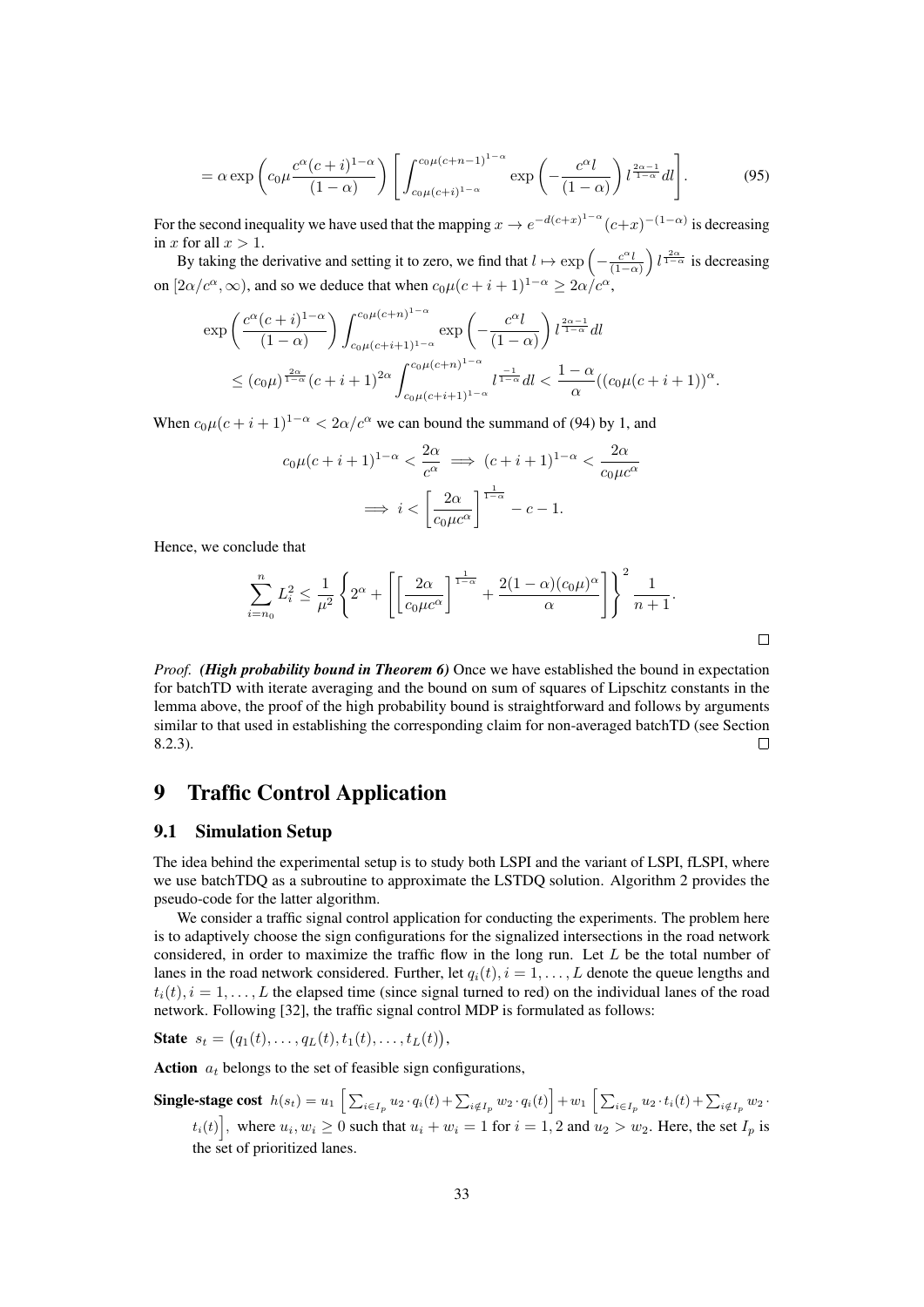$$= \alpha \exp\left(c_0\mu \frac{c^\alpha (c+i)^{1-\alpha}}{(1-\alpha)}\right) \left[\int_{c_0\mu(c+i)^{1-\alpha}}^{c_0\mu(c+n-1)^{1-\alpha}} \exp\left(-\frac{c^\alpha l}{(1-\alpha)}\right) l^{\frac{2\alpha-1}{1-\alpha}} dl\right]. \tag{95}$$

For the second inequality we have used that the mapping $x \to e^{-d(c+x)^{1-\alpha}}(c+x)^{-(1-\alpha)}$ is decreasing in $x$ for all $x > 1$.

By taking the derivative and setting it to zero, we find that $l \mapsto \exp\left(-\frac{c^\alpha l}{(1-\alpha)}\right) l^{\frac{2\alpha}{1-\alpha}}$ is decreasing on $[2\alpha/c^\alpha, \infty)$, and so we deduce that when $c_0\mu(c+i+1)^{1-\alpha} \geq 2\alpha/c^\alpha$,

$$\begin{aligned}
&\exp\left(\frac{c^\alpha (c+i)^{1-\alpha}}{(1-\alpha)}\right) \int_{c_0\mu(c+i+1)^{1-\alpha}}^{c_0\mu(c+n)^{1-\alpha}} \exp\left(-\frac{c^\alpha l}{(1-\alpha)}\right) l^{\frac{2\alpha-1}{1-\alpha}} dl \\
&\leq (c_0\mu)^{\frac{2\alpha}{1-\alpha}} (c+i+1)^{2\alpha} \int_{c_0\mu(c+i+1)^{1-\alpha}}^{c_0\mu(c+n)^{1-\alpha}} l^{\frac{-1}{1-\alpha}} dl < \frac{1-\alpha}{\alpha}((c_0\mu(c+i+1))^\alpha.
\end{aligned}$$

When $c_0\mu(c+i+1)^{1-\alpha} < 2\alpha/c^\alpha$ we can bound the summand of (94) by 1, and

$$\begin{aligned}
c_0\mu(c+i+1)^{1-\alpha} < \frac{2\alpha}{c^\alpha} &\implies (c+i+1)^{1-\alpha} < \frac{2\alpha}{c_0\mu c^\alpha} \\
&\implies i < \left[\frac{2\alpha}{c_0\mu c^\alpha}\right]^{\frac{1}{1-\alpha}} - c - 1.
\end{aligned}$$

Hence, we conclude that

$$\sum_{i=n_0}^{n} L_i^2 \leq \frac{1}{\mu^2}\left\{2^\alpha + \left[\left[\frac{2\alpha}{c_0\mu c^\alpha}\right]^{\frac{1}{1-\alpha}} + \frac{2(1-\alpha)(c_0\mu)^\alpha}{\alpha}\right]\right\}^2 \frac{1}{n+1}.$$

□

*Proof.* ***(High probability bound in Theorem 6)*** Once we have established the bound in expectation for batchTD with iterate averaging and the bound on sum of squares of Lipschitz constants in the lemma above, the proof of the high probability bound is straightforward and follows by arguments similar to that used in establishing the corresponding claim for non-averaged batchTD (see Section 8.2.3). □

# 9 Traffic Control Application

## 9.1 Simulation Setup

The idea behind the experimental setup is to study both LSPI and the variant of LSPI, fLSPI, where we use batchTDQ as a subroutine to approximate the LSTDQ solution. Algorithm 2 provides the pseudo-code for the latter algorithm.

We consider a traffic signal control application for conducting the experiments. The problem here is to adaptively choose the sign configurations for the signalized intersections in the road network considered, in order to maximize the traffic flow in the long run. Let $L$ be the total number of lanes in the road network considered. Further, let $q_i(t), i = 1, \dots, L$ denote the queue lengths and $t_i(t), i = 1, \dots, L$ the elapsed time (since signal turned to red) on the individual lanes of the road network. Following [32], the traffic signal control MDP is formulated as follows:

**State** $s_t = \big(q_1(t), \dots, q_L(t), t_1(t), \dots, t_L(t)\big)$,

**Action** $a_t$ belongs to the set of feasible sign configurations,

**Single-stage cost** $h(s_t) = u_1 \left[\sum_{i\in I_p} u_2 \cdot q_i(t) + \sum_{i\notin I_p} w_2 \cdot q_i(t)\right] + w_1 \left[\sum_{i\in I_p} u_2 \cdot t_i(t) + \sum_{i\notin I_p} w_2 \cdot t_i(t)\right]$, where $u_i, w_i \geq 0$ such that $u_i + w_i = 1$ for $i = 1, 2$ and $u_2 > w_2$. Here, the set $I_p$ is the set of prioritized lanes.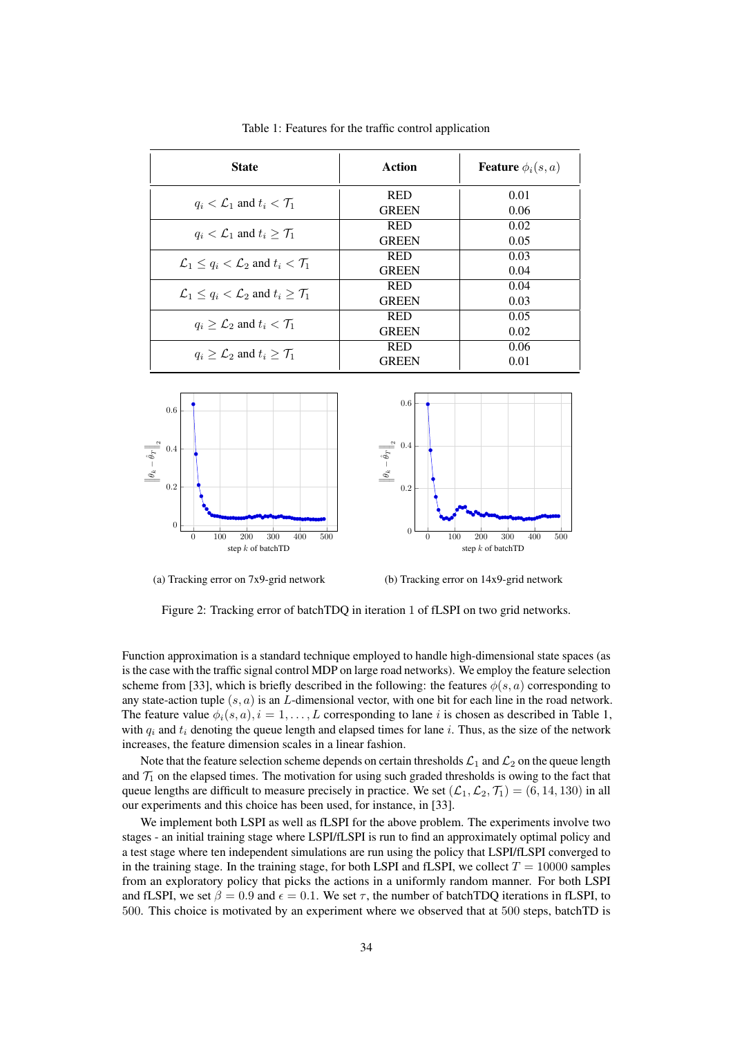Table 1: Features for the traffic control application

| State | Action | Feature $\phi_i(s,a)$ |
|---|---|---|
| $q_i < \mathcal{L}_1$ and $t_i < \mathcal{T}_1$ | RED | 0.01 |
| | GREEN | 0.06 |
| $q_i < \mathcal{L}_1$ and $t_i \geq \mathcal{T}_1$ | RED | 0.02 |
| | GREEN | 0.05 |
| $\mathcal{L}_1 \leq q_i < \mathcal{L}_2$ and $t_i < \mathcal{T}_1$ | RED | 0.03 |
| | GREEN | 0.04 |
| $\mathcal{L}_1 \leq q_i < \mathcal{L}_2$ and $t_i \geq \mathcal{T}_1$ | RED | 0.04 |
| | GREEN | 0.03 |
| $q_i \geq \mathcal{L}_2$ and $t_i < \mathcal{T}_1$ | RED | 0.05 |
| | GREEN | 0.02 |
| $q_i \geq \mathcal{L}_2$ and $t_i \geq \mathcal{T}_1$ | RED | 0.06 |
| | GREEN | 0.01 |

(a) Tracking error on 7x9-grid network

(b) Tracking error on 14x9-grid network

Figure 2: Tracking error of batchTDQ in iteration 1 of fLSPI on two grid networks.

Function approximation is a standard technique employed to handle high-dimensional state spaces (as is the case with the traffic signal control MDP on large road networks). We employ the feature selection scheme from [33], which is briefly described in the following: the features $\phi(s,a)$ corresponding to any state-action tuple $(s,a)$ is an $L$-dimensional vector, with one bit for each line in the road network. The feature value $\phi_i(s,a), i = 1, \ldots, L$ corresponding to lane $i$ is chosen as described in Table 1, with $q_i$ and $t_i$ denoting the queue length and elapsed times for lane $i$. Thus, as the size of the network increases, the feature dimension scales in a linear fashion.

Note that the feature selection scheme depends on certain thresholds $\mathcal{L}_1$ and $\mathcal{L}_2$ on the queue length and $\mathcal{T}_1$ on the elapsed times. The motivation for using such graded thresholds is owing to the fact that queue lengths are difficult to measure precisely in practice. We set $(\mathcal{L}_1, \mathcal{L}_2, \mathcal{T}_1) = (6, 14, 130)$ in all our experiments and this choice has been used, for instance, in [33].

We implement both LSPI as well as fLSPI for the above problem. The experiments involve two stages - an initial training stage where LSPI/fLSPI is run to find an approximately optimal policy and a test stage where ten independent simulations are run using the policy that LSPI/fLSPI converged to in the training stage. In the training stage, for both LSPI and fLSPI, we collect $T = 10000$ samples from an exploratory policy that picks the actions in a uniformly random manner. For both LSPI and fLSPI, we set $\beta = 0.9$ and $\epsilon = 0.1$. We set $\tau$, the number of batchTDQ iterations in fLSPI, to 500. This choice is motivated by an experiment where we observed that at 500 steps, batchTD is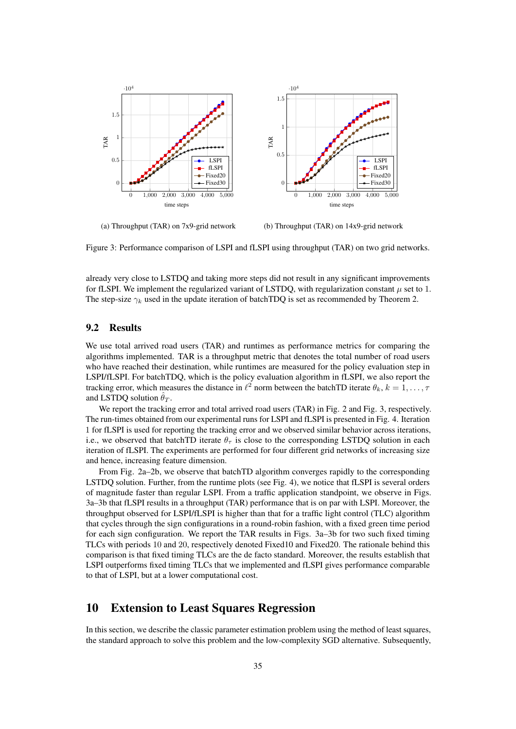(a) Throughput (TAR) on 7x9-grid network

(b) Throughput (TAR) on 14x9-grid network

Figure 3: Performance comparison of LSPI and fLSPI using throughput (TAR) on two grid networks.

already very close to LSTDQ and taking more steps did not result in any significant improvements for fLSPI. We implement the regularized variant of LSTDQ, with regularization constant $\mu$ set to 1. The step-size $\gamma_k$ used in the update iteration of batchTDQ is set as recommended by Theorem 2.

## 9.2 Results

We use total arrived road users (TAR) and runtimes as performance metrics for comparing the algorithms implemented. TAR is a throughput metric that denotes the total number of road users who have reached their destination, while runtimes are measured for the policy evaluation step in LSPI/fLSPI. For batchTDQ, which is the policy evaluation algorithm in fLSPI, we also report the tracking error, which measures the distance in $\ell^2$ norm between the batchTD iterate $\theta_k, k = 1, \ldots, \tau$ and LSTDQ solution $\hat{\theta}_T$.

We report the tracking error and total arrived road users (TAR) in Fig. 2 and Fig. 3, respectively. The run-times obtained from our experimental runs for LSPI and fLSPI is presented in Fig. 4. Iteration 1 for fLSPI is used for reporting the tracking error and we observed similar behavior across iterations, i.e., we observed that batchTD iterate $\theta_\tau$ is close to the corresponding LSTDQ solution in each iteration of fLSPI. The experiments are performed for four different grid networks of increasing size and hence, increasing feature dimension.

From Fig. 2a–2b, we observe that batchTD algorithm converges rapidly to the corresponding LSTDQ solution. Further, from the runtime plots (see Fig. 4), we notice that fLSPI is several orders of magnitude faster than regular LSPI. From a traffic application standpoint, we observe in Figs. 3a–3b that fLSPI results in a throughput (TAR) performance that is on par with LSPI. Moreover, the throughput observed for LSPI/fLSPI is higher than that for a traffic light control (TLC) algorithm that cycles through the sign configurations in a round-robin fashion, with a fixed green time period for each sign configuration. We report the TAR results in Figs. 3a–3b for two such fixed timing TLCs with periods 10 and 20, respectively denoted Fixed10 and Fixed20. The rationale behind this comparison is that fixed timing TLCs are the de facto standard. Moreover, the results establish that LSPI outperforms fixed timing TLCs that we implemented and fLSPI gives performance comparable to that of LSPI, but at a lower computational cost.

# 10 Extension to Least Squares Regression

In this section, we describe the classic parameter estimation problem using the method of least squares, the standard approach to solve this problem and the low-complexity SGD alternative. Subsequently,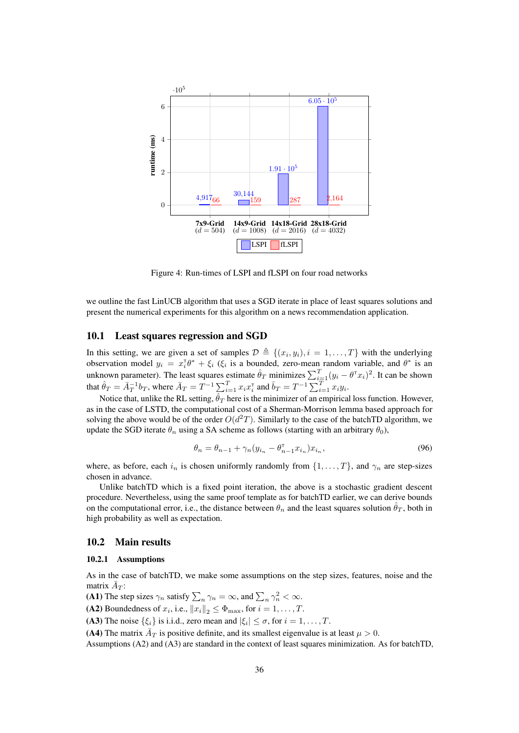Figure 4: Run-times of LSPI and fLSPI on four road networks

we outline the fast LinUCB algorithm that uses a SGD iterate in place of least squares solutions and present the numerical experiments for this algorithm on a news recommendation application.

## 10.1 Least squares regression and SGD

In this setting, we are given a set of samples $\mathcal{D} \triangleq \{(x_i, y_i), i = 1, \ldots, T\}$ with the underlying observation model $y_i = x_i^\intercal \theta^* + \xi_i$ ($\xi_i$ is a bounded, zero-mean random variable, and $\theta^*$ is an unknown parameter). The least squares estimate $\hat{\theta}_T$ minimizes $\sum_{i=1}^T (y_i - \theta^\intercal x_i)^2$. It can be shown that $\hat{\theta}_T = \bar{A}_T^{-1} b_T$, where $\bar{A}_T = T^{-1} \sum_{i=1}^T x_i x_i^\intercal$ and $\bar{b}_T = T^{-1} \sum_{i=1}^T x_i y_i$.

Notice that, unlike the RL setting, $\hat{\theta}_T$ here is the minimizer of an empirical loss function. However, as in the case of LSTD, the computational cost of a Sherman-Morrison lemma based approach for solving the above would be of the order $O(d^2 T)$. Similarly to the case of the batchTD algorithm, we update the SGD iterate $\theta_n$ using a SA scheme as follows (starting with an arbitrary $\theta_0$),

$$\theta_n = \theta_{n-1} + \gamma_n (y_{i_n} - \theta_{n-1}^\intercal x_{i_n}) x_{i_n}, \tag{96}$$

where, as before, each $i_n$ is chosen uniformly randomly from $\{1, \ldots, T\}$, and $\gamma_n$ are step-sizes chosen in advance.

Unlike batchTD which is a fixed point iteration, the above is a stochastic gradient descent procedure. Nevertheless, using the same proof template as for batchTD earlier, we can derive bounds on the computational error, i.e., the distance between $\theta_n$ and the least squares solution $\hat{\theta}_T$, both in high probability as well as expectation.

## 10.2 Main results

### 10.2.1 Assumptions

As in the case of batchTD, we make some assumptions on the step sizes, features, noise and the matrix $\bar{A}_T$:

**(A1)** The step sizes $\gamma_n$ satisfy $\sum_n \gamma_n = \infty$, and $\sum_n \gamma_n^2 < \infty$.

**(A2)** Boundedness of $x_i$, i.e., $\|x_i\|_2 \leq \Phi_{\max}$, for $i = 1, \ldots, T$.

**(A3)** The noise $\{\xi_i\}$ is i.i.d., zero mean and $|\xi_i| \leq \sigma$, for $i = 1, \ldots, T$.

**(A4)** The matrix $\bar{A}_T$ is positive definite, and its smallest eigenvalue is at least $\mu > 0$.

Assumptions (A2) and (A3) are standard in the context of least squares minimization. As for batchTD,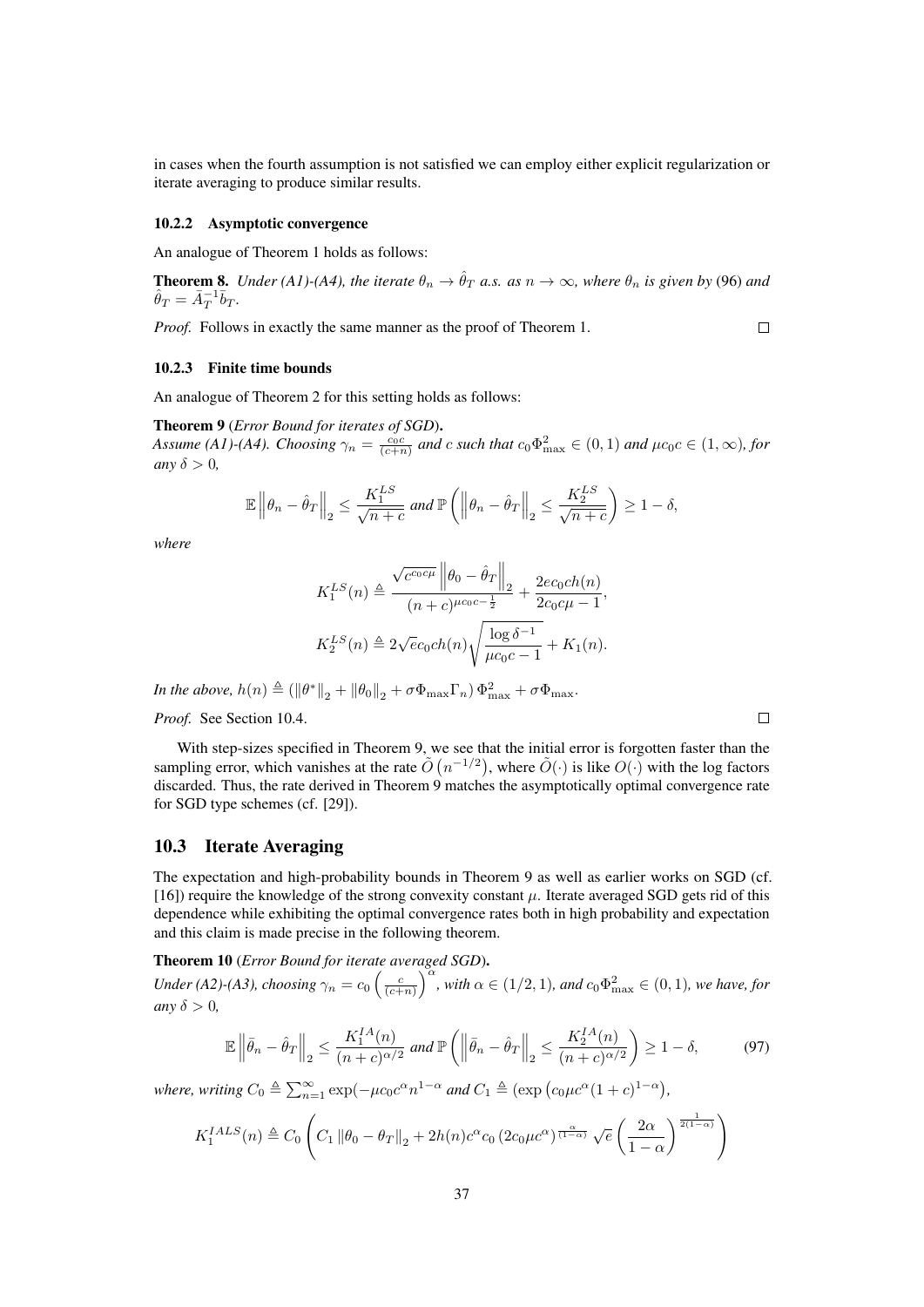in cases when the fourth assumption is not satisfied we can employ either explicit regularization or iterate averaging to produce similar results.

#### 10.2.2 Asymptotic convergence

An analogue of Theorem 1 holds as follows:

**Theorem 8.** *Under (A1)-(A4), the iterate $\theta_n \to \hat{\theta}_T$ a.s. as $n \to \infty$, where $\theta_n$ is given by* (96) *and $\hat{\theta}_T = \bar{A}_T^{-1}\bar{b}_T$.*

*Proof.* Follows in exactly the same manner as the proof of Theorem 1. ☐

#### 10.2.3 Finite time bounds

An analogue of Theorem 2 for this setting holds as follows:

**Theorem 9** (*Error Bound for iterates of SGD*)**.**
*Assume (A1)-(A4). Choosing $\gamma_n = \frac{c_0 c}{(c+n)}$ and $c$ such that $c_0\Phi_{\max}^2 \in (0,1)$ and $\mu c_0 c \in (1,\infty)$, for any $\delta > 0$,*

$$\mathbb{E}\left\|\theta_n - \hat{\theta}_T\right\|_2 \leq \frac{K_1^{LS}}{\sqrt{n+c}} \text{ and } \mathbb{P}\left(\left\|\theta_n - \hat{\theta}_T\right\|_2 \leq \frac{K_2^{LS}}{\sqrt{n+c}}\right) \geq 1-\delta,$$

*where*

$$K_1^{LS}(n) \triangleq \frac{\sqrt{c^{c_0 c\mu}}\left\|\theta_0 - \hat{\theta}_T\right\|_2}{(n+c)^{\mu c_0 c - \frac{1}{2}}} + \frac{2ec_0 c h(n)}{2c_0 c\mu - 1},$$

$$K_2^{LS}(n) \triangleq 2\sqrt{e}c_0 c h(n)\sqrt{\frac{\log\delta^{-1}}{\mu c_0 c - 1}} + K_1(n).$$

*In the above, $h(n) \triangleq \left(\|\theta^*\|_2 + \|\theta_0\|_2 + \sigma\Phi_{\max}\Gamma_n\right)\Phi_{\max}^2 + \sigma\Phi_{\max}$.*

*Proof.* See Section 10.4. ☐

With step-sizes specified in Theorem 9, we see that the initial error is forgotten faster than the sampling error, which vanishes at the rate $\tilde{O}\left(n^{-1/2}\right)$, where $\tilde{O}(\cdot)$ is like $O(\cdot)$ with the log factors discarded. Thus, the rate derived in Theorem 9 matches the asymptotically optimal convergence rate for SGD type schemes (cf. [29]).

### 10.3 Iterate Averaging

The expectation and high-probability bounds in Theorem 9 as well as earlier works on SGD (cf. [16]) require the knowledge of the strong convexity constant $\mu$. Iterate averaged SGD gets rid of this dependence while exhibiting the optimal convergence rates both in high probability and expectation and this claim is made precise in the following theorem.

**Theorem 10** (*Error Bound for iterate averaged SGD*)**.**
*Under (A2)-(A3), choosing $\gamma_n = c_0\left(\frac{c}{(c+n)}\right)^\alpha$, with $\alpha \in (1/2, 1)$, and $c_0\Phi_{\max}^2 \in (0,1)$, we have, for any $\delta > 0$,*

$$\mathbb{E}\left\|\bar{\theta}_n - \hat{\theta}_T\right\|_2 \leq \frac{K_1^{IA}(n)}{(n+c)^{\alpha/2}} \text{ and } \mathbb{P}\left(\left\|\bar{\theta}_n - \hat{\theta}_T\right\|_2 \leq \frac{K_2^{IA}(n)}{(n+c)^{\alpha/2}}\right) \geq 1-\delta, \tag{97}$$

*where, writing $C_0 \triangleq \sum_{n=1}^{\infty}\exp(-\mu c_0 c^\alpha n^{1-\alpha}$ and $C_1 \triangleq (\exp\left(c_0\mu c^\alpha(1+c)^{1-\alpha}\right)$,*

$$K_1^{IALS}(n) \triangleq C_0\left(C_1\left\|\theta_0 - \theta_T\right\|_2 + 2h(n)c^\alpha c_0\left(2c_0\mu c^\alpha\right)^{\frac{\alpha}{(1-\alpha)}}\sqrt{e}\left(\frac{2\alpha}{1-\alpha}\right)^{\frac{1}{2(1-\alpha)}}\right)$$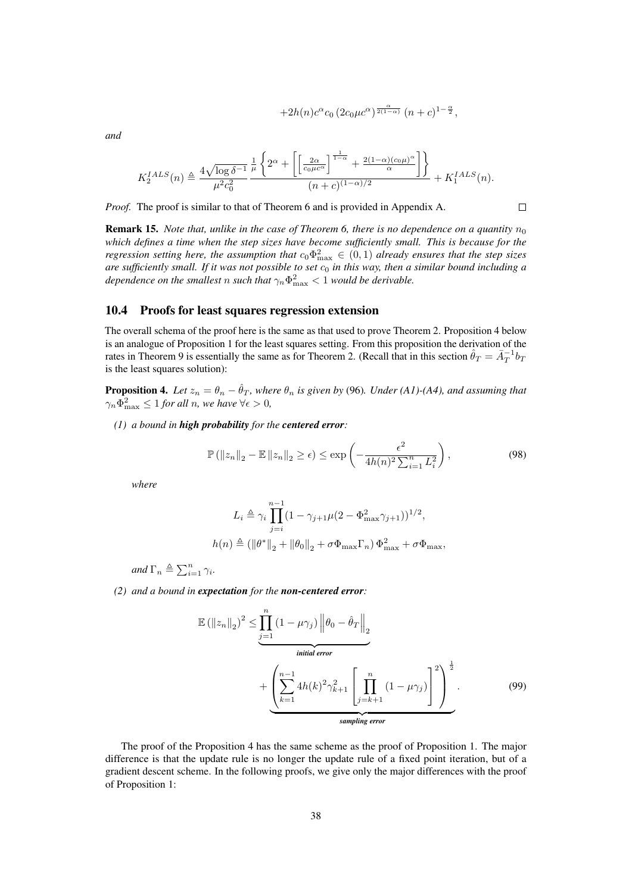$$+2h(n)c^{\alpha}c_0\left(2c_0\mu c^{\alpha}\right)^{\frac{\alpha}{2(1-\alpha)}}(n+c)^{1-\frac{\alpha}{2}},$$

*and*

$$K_2^{IALS}(n) \triangleq \frac{4\sqrt{\log\delta^{-1}}}{\mu^2 c_0^2}\frac{\frac{1}{\mu}\left\{2^{\alpha}+\left[\left[\frac{2\alpha}{c_0\mu c^{\alpha}}\right]^{\frac{1}{1-\alpha}}+\frac{2(1-\alpha)(c_0\mu)^{\alpha}}{\alpha}\right]\right\}}{(n+c)^{(1-\alpha)/2}}+K_1^{IALS}(n).$$

*Proof.* The proof is similar to that of Theorem 6 and is provided in Appendix A. □

**Remark 15.** *Note that, unlike in the case of Theorem 6, there is no dependence on a quantity $n_0$ which defines a time when the step sizes have become sufficiently small. This is because for the regression setting here, the assumption that $c_0\Phi_{\max}^2 \in (0,1)$ already ensures that the step sizes are sufficiently small. If it was not possible to set $c_0$ in this way, then a similar bound including a dependence on the smallest $n$ such that $\gamma_n\Phi_{\max}^2 < 1$ would be derivable.*

## 10.4 Proofs for least squares regression extension

The overall schema of the proof here is the same as that used to prove Theorem 2. Proposition 4 below is an analogue of Proposition 1 for the least squares setting. From this proposition the derivation of the rates in Theorem 9 is essentially the same as for Theorem 2. (Recall that in this section $\hat{\theta}_T = \bar{A}_T^{-1}b_T$ is the least squares solution):

**Proposition 4.** *Let $z_n = \theta_n - \hat{\theta}_T$, where $\theta_n$ is given by* (96)*. Under (A1)-(A4), and assuming that $\gamma_n\Phi_{\max}^2 \le 1$ for all $n$, we have $\forall\epsilon > 0$,*

*(1) a bound in **high probability** for the **centered error**:*

$$\mathbb{P}\left(\left\|z_n\right\|_2 - \mathbb{E}\left\|z_n\right\|_2 \ge \epsilon\right) \le \exp\left(-\frac{\epsilon^2}{4h(n)^2\sum_{i=1}^n L_i^2}\right), \tag{98}$$

*where*

$$L_i \triangleq \gamma_i\prod_{j=i}^{n-1}(1-\gamma_{j+1}\mu(2-\Phi_{\max}^2\gamma_{j+1}))^{1/2},$$
$$h(n) \triangleq \left(\left\|\theta^*\right\|_2 + \left\|\theta_0\right\|_2 + \sigma\Phi_{\max}\Gamma_n\right)\Phi_{\max}^2 + \sigma\Phi_{\max},$$

*and $\Gamma_n \triangleq \sum_{i=1}^n \gamma_i$.*

*(2) and a bound in **expectation** for the **non-centered error**:*

$$\mathbb{E}\left(\left\|z_n\right\|_2\right)^2 \le \underbrace{\prod_{j=1}^{n}\left(1-\mu\gamma_j\right)\left\|\theta_0-\hat{\theta}_T\right\|_2}_{\textit{initial error}} + \underbrace{\left(\sum_{k=1}^{n-1}4h(k)^2\gamma_{k+1}^2\left[\prod_{j=k+1}^{n}\left(1-\mu\gamma_j\right)\right]^2\right)^{\frac{1}{2}}}_{\textit{sampling error}}. \tag{99}$$

The proof of the Proposition 4 has the same scheme as the proof of Proposition 1. The major difference is that the update rule is no longer the update rule of a fixed point iteration, but of a gradient descent scheme. In the following proofs, we give only the major differences with the proof of Proposition 1: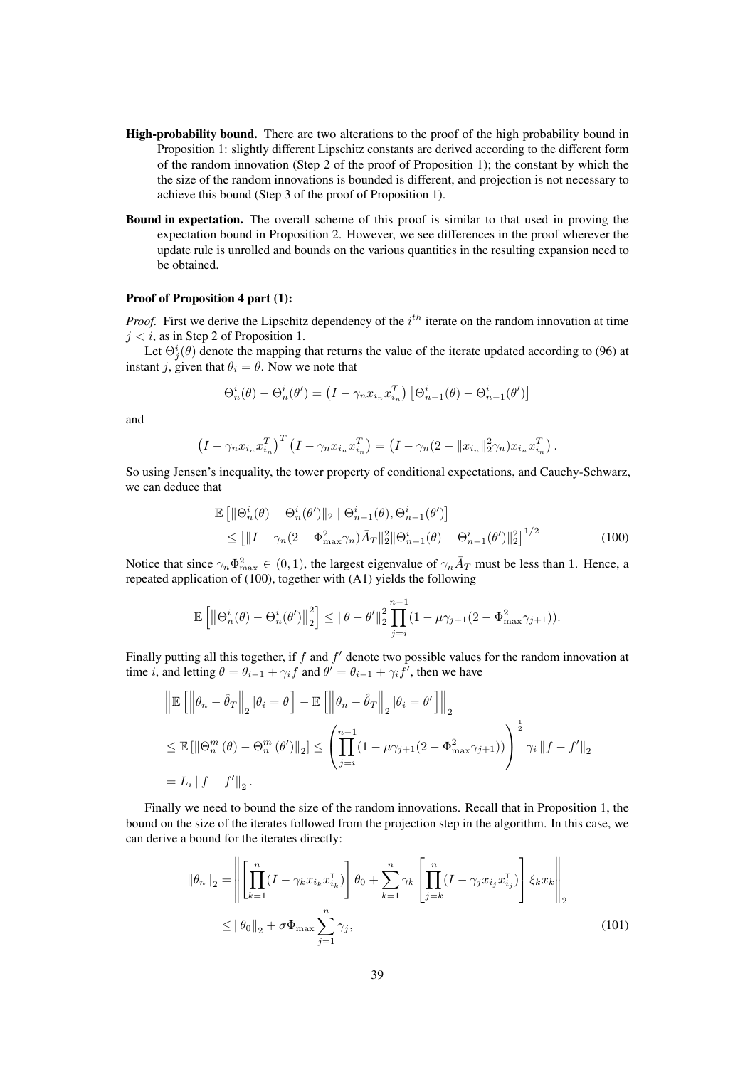**High-probability bound.** There are two alterations to the proof of the high probability bound in Proposition 1: slightly different Lipschitz constants are derived according to the different form of the random innovation (Step 2 of the proof of Proposition 1); the constant by which the the size of the random innovations is bounded is different, and projection is not necessary to achieve this bound (Step 3 of the proof of Proposition 1).

**Bound in expectation.** The overall scheme of this proof is similar to that used in proving the expectation bound in Proposition 2. However, we see differences in the proof wherever the update rule is unrolled and bounds on the various quantities in the resulting expansion need to be obtained.

#### Proof of Proposition 4 part (1):

*Proof.* First we derive the Lipschitz dependency of the $i^{th}$ iterate on the random innovation at time $j < i$, as in Step 2 of Proposition 1.

Let $\Theta_j^i(\theta)$ denote the mapping that returns the value of the iterate updated according to (96) at instant $j$, given that $\theta_i = \theta$. Now we note that

$$\Theta_n^i(\theta) - \Theta_n^i(\theta') = \left(I - \gamma_n x_{i_n} x_{i_n}^T\right)\left[\Theta_{n-1}^i(\theta) - \Theta_{n-1}^i(\theta')\right]$$

and

$$\left(I - \gamma_n x_{i_n} x_{i_n}^T\right)^T \left(I - \gamma_n x_{i_n} x_{i_n}^T\right) = \left(I - \gamma_n(2 - \|x_{i_n}\|_2^2 \gamma_n) x_{i_n} x_{i_n}^T\right).$$

So using Jensen's inequality, the tower property of conditional expectations, and Cauchy-Schwarz, we can deduce that

$$\begin{aligned}
&\mathbb{E}\left[\|\Theta_n^i(\theta) - \Theta_n^i(\theta')\|_2 \mid \Theta_{n-1}^i(\theta), \Theta_{n-1}^i(\theta')\right] \\
&\quad \leq \left[\|I - \gamma_n(2 - \Phi_{\max}^2 \gamma_n)\bar{A}_T\|_2^2 \|\Theta_{n-1}^i(\theta) - \Theta_{n-1}^i(\theta')\|_2^2\right]^{1/2} \qquad (100)
\end{aligned}$$

Notice that since $\gamma_n \Phi_{\max}^2 \in (0,1)$, the largest eigenvalue of $\gamma_n \bar{A}_T$ must be less than 1. Hence, a repeated application of (100), together with (A1) yields the following

$$\mathbb{E}\left[\left\|\Theta_n^i(\theta) - \Theta_n^i(\theta')\right\|_2^2\right] \leq \|\theta - \theta'\|_2^2 \prod_{j=i}^{n-1}(1 - \mu\gamma_{j+1}(2 - \Phi_{\max}^2 \gamma_{j+1})).$$

Finally putting all this together, if $f$ and $f'$ denote two possible values for the random innovation at time $i$, and letting $\theta = \theta_{i-1} + \gamma_i f$ and $\theta' = \theta_{i-1} + \gamma_i f'$, then we have

$$\begin{aligned}
&\left\|\mathbb{E}\left[\left\|\theta_n - \hat{\theta}_T\right\|_2 | \theta_i = \theta\right] - \mathbb{E}\left[\left\|\theta_n - \hat{\theta}_T\right\|_2 | \theta_i = \theta'\right]\right\|_2 \\
&\leq \mathbb{E}\left[\|\Theta_n^m(\theta) - \Theta_n^m(\theta')\|_2\right] \leq \left(\prod_{j=i}^{n-1}(1 - \mu\gamma_{j+1}(2 - \Phi_{\max}^2 \gamma_{j+1}))\right)^{\frac{1}{2}} \gamma_i \|f - f'\|_2 \\
&= L_i \|f - f'\|_2.
\end{aligned}$$

Finally we need to bound the size of the random innovations. Recall that in Proposition 1, the bound on the size of the iterates followed from the projection step in the algorithm. In this case, we can derive a bound for the iterates directly:

$$\begin{aligned}
\|\theta_n\|_2 &= \left\|\left[\prod_{k=1}^{n}(I - \gamma_k x_{i_k} x_{i_k}^{\intercal})\right]\theta_0 + \sum_{k=1}^{n}\gamma_k\left[\prod_{j=k}^{n}(I - \gamma_j x_{i_j} x_{i_j}^{\intercal})\right]\xi_k x_k\right\|_2 \\
&\leq \|\theta_0\|_2 + \sigma\Phi_{\max}\sum_{j=1}^{n}\gamma_j, \qquad (101)
\end{aligned}$$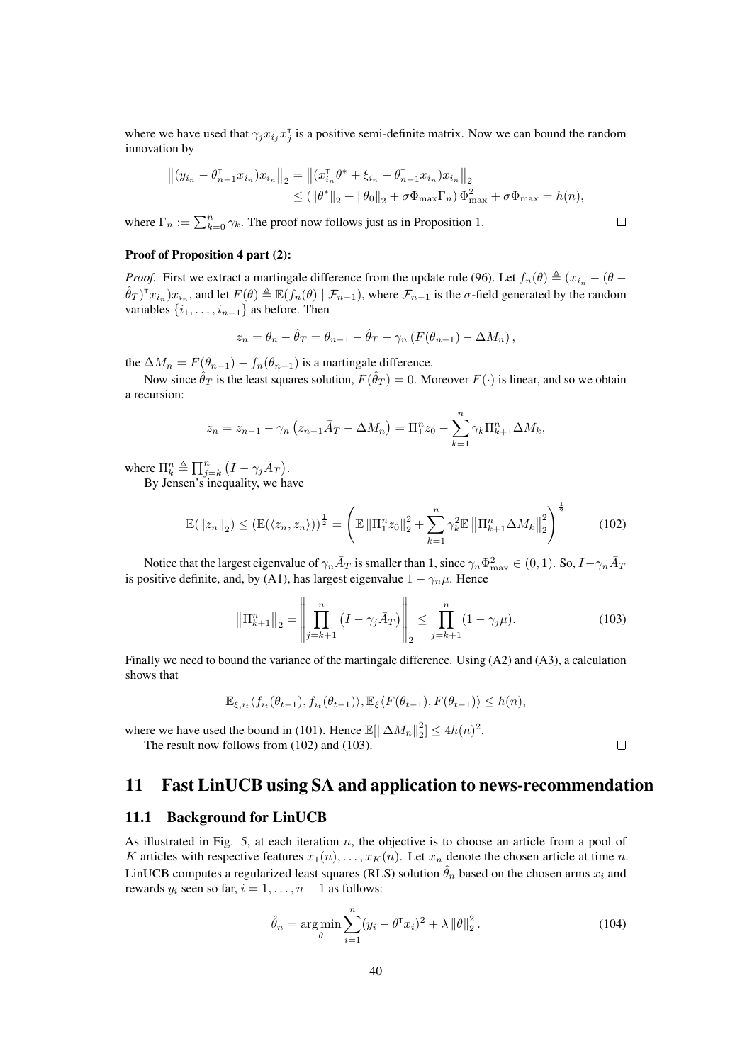where we have used that $\gamma_j x_{i_j} x_j^\intercal$ is a positive semi-definite matrix. Now we can bound the random innovation by

$$
\begin{aligned}
\left\|(y_{i_n} - \theta_{n-1}^\intercal x_{i_n}) x_{i_n}\right\|_2 &= \left\|(x_{i_n}^\intercal \theta^* + \xi_{i_n} - \theta_{n-1}^\intercal x_{i_n}) x_{i_n}\right\|_2 \\
&\leq \left(\|\theta^*\|_2 + \|\theta_0\|_2 + \sigma \Phi_{\max} \Gamma_n\right) \Phi_{\max}^2 + \sigma \Phi_{\max} = h(n),
\end{aligned}
$$

where $\Gamma_n := \sum_{k=0}^n \gamma_k$. The proof now follows just as in Proposition 1. $\square$

**Proof of Proposition 4 part (2):**

*Proof.* First we extract a martingale difference from the update rule (96). Let $f_n(\theta) \triangleq (x_{i_n} - (\theta - \hat{\theta}_T)^\intercal x_{i_n}) x_{i_n}$, and let $F(\theta) \triangleq \mathbb{E}(f_n(\theta) \mid \mathcal{F}_{n-1})$, where $\mathcal{F}_{n-1}$ is the $\sigma$-field generated by the random variables $\{i_1, \ldots, i_{n-1}\}$ as before. Then

$$
z_n = \theta_n - \hat{\theta}_T = \theta_{n-1} - \hat{\theta}_T - \gamma_n \left(F(\theta_{n-1}) - \Delta M_n\right),
$$

the $\Delta M_n = F(\theta_{n-1}) - f_n(\theta_{n-1})$ is a martingale difference.

Now since $\hat{\theta}_T$ is the least squares solution, $F(\hat{\theta}_T) = 0$. Moreover $F(\cdot)$ is linear, and so we obtain a recursion:

$$
z_n = z_{n-1} - \gamma_n \left(z_{n-1} \bar{A}_T - \Delta M_n\right) = \Pi_1^n z_0 - \sum_{k=1}^n \gamma_k \Pi_{k+1}^n \Delta M_k,
$$

where $\Pi_k^n \triangleq \prod_{j=k}^n \left(I - \gamma_j \bar{A}_T\right)$.

By Jensen's inequality, we have

$$
\mathbb{E}(\|z_n\|_2) \leq \left(\mathbb{E}(\langle z_n, z_n \rangle)\right)^{\frac{1}{2}} = \left(\mathbb{E}\left\|\Pi_1^n z_0\right\|_2^2 + \sum_{k=1}^n \gamma_k^2 \mathbb{E}\left\|\Pi_{k+1}^n \Delta M_k\right\|_2^2\right)^{\frac{1}{2}} \tag{102}
$$

Notice that the largest eigenvalue of $\gamma_n \bar{A}_T$ is smaller than 1, since $\gamma_n \Phi_{\max}^2 \in (0,1)$. So, $I - \gamma_n \bar{A}_T$ is positive definite, and, by (A1), has largest eigenvalue $1 - \gamma_n \mu$. Hence

$$
\left\|\Pi_{k+1}^n\right\|_2 = \left\|\prod_{j=k+1}^n \left(I - \gamma_j \bar{A}_T\right)\right\|_2 \leq \prod_{j=k+1}^n (1 - \gamma_j \mu). \tag{103}
$$

Finally we need to bound the variance of the martingale difference. Using (A2) and (A3), a calculation shows that

$$
\mathbb{E}_{\xi, i_t} \langle f_{i_t}(\theta_{t-1}), f_{i_t}(\theta_{t-1}) \rangle, \mathbb{E}_{\xi} \langle F(\theta_{t-1}), F(\theta_{t-1}) \rangle \leq h(n),
$$

where we have used the bound in (101). Hence $\mathbb{E}[\|\Delta M_n\|_2^2] \leq 4h(n)^2$.

The result now follows from (102) and (103). $\square$

## 11 Fast LinUCB using SA and application to news-recommendation

### 11.1 Background for LinUCB

As illustrated in Fig. 5, at each iteration $n$, the objective is to choose an article from a pool of $K$ articles with respective features $x_1(n), \ldots, x_K(n)$. Let $x_n$ denote the chosen article at time $n$. LinUCB computes a regularized least squares (RLS) solution $\hat{\theta}_n$ based on the chosen arms $x_i$ and rewards $y_i$ seen so far, $i = 1, \ldots, n-1$ as follows:

$$
\hat{\theta}_n = \arg\min_{\theta} \sum_{i=1}^n (y_i - \theta^\intercal x_i)^2 + \lambda \|\theta\|_2^2. \tag{104}
$$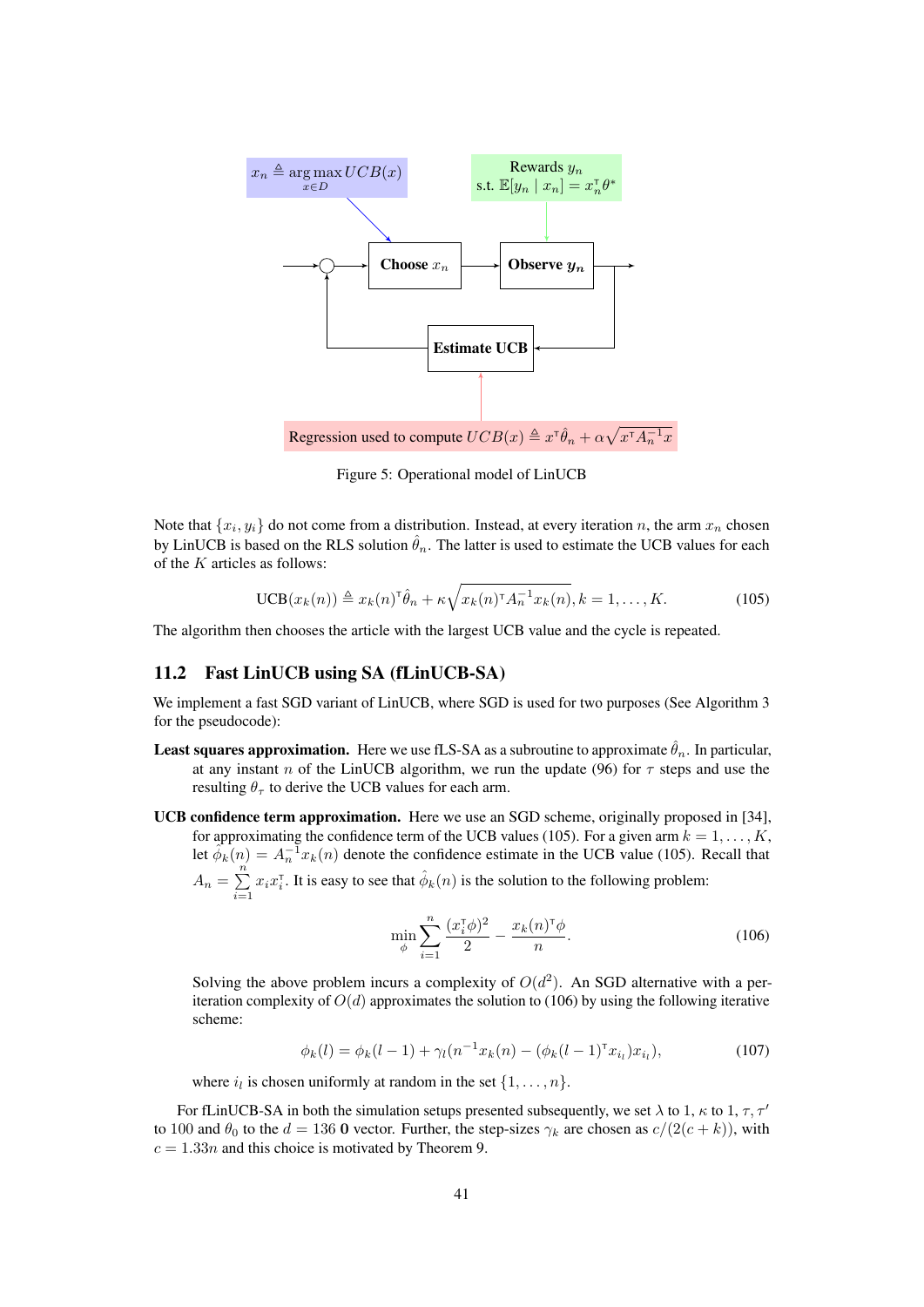Figure 5: Operational model of LinUCB

Note that $\{x_i, y_i\}$ do not come from a distribution. Instead, at every iteration $n$, the arm $x_n$ chosen by LinUCB is based on the RLS solution $\hat{\theta}_n$. The latter is used to estimate the UCB values for each of the $K$ articles as follows:

$$\text{UCB}(x_k(n)) \triangleq x_k(n)^\intercal \hat{\theta}_n + \kappa \sqrt{x_k(n)^\intercal A_n^{-1} x_k(n)}, k = 1, \ldots, K. \tag{105}$$

The algorithm then chooses the article with the largest UCB value and the cycle is repeated.

## 11.2 Fast LinUCB using SA (fLinUCB-SA)

We implement a fast SGD variant of LinUCB, where SGD is used for two purposes (See Algorithm 3 for the pseudocode):

**Least squares approximation.** Here we use fLS-SA as a subroutine to approximate $\hat{\theta}_n$. In particular, at any instant $n$ of the LinUCB algorithm, we run the update (96) for $\tau$ steps and use the resulting $\theta_\tau$ to derive the UCB values for each arm.

**UCB confidence term approximation.** Here we use an SGD scheme, originally proposed in [34], for approximating the confidence term of the UCB values (105). For a given arm $k = 1, \ldots, K$, let $\hat{\phi}_k(n) = A_n^{-1} x_k(n)$ denote the confidence estimate in the UCB value (105). Recall that $A_n = \sum_{i=1}^{n} x_i x_i^\intercal$. It is easy to see that $\hat{\phi}_k(n)$ is the solution to the following problem:

$$\min_\phi \sum_{i=1}^{n} \frac{(x_i^\intercal \phi)^2}{2} - \frac{x_k(n)^\intercal \phi}{n}. \tag{106}$$

Solving the above problem incurs a complexity of $O(d^2)$. An SGD alternative with a per-iteration complexity of $O(d)$ approximates the solution to (106) by using the following iterative scheme:

$$\phi_k(l) = \phi_k(l-1) + \gamma_l (n^{-1} x_k(n) - (\phi_k(l-1)^\intercal x_{i_l}) x_{i_l}), \tag{107}$$

where $i_l$ is chosen uniformly at random in the set $\{1, \ldots, n\}$.

For fLinUCB-SA in both the simulation setups presented subsequently, we set $\lambda$ to 1, $\kappa$ to 1, $\tau, \tau'$ to 100 and $\theta_0$ to the $d = 136$ **0** vector. Further, the step-sizes $\gamma_k$ are chosen as $c/(2(c+k))$, with $c = 1.33n$ and this choice is motivated by Theorem 9.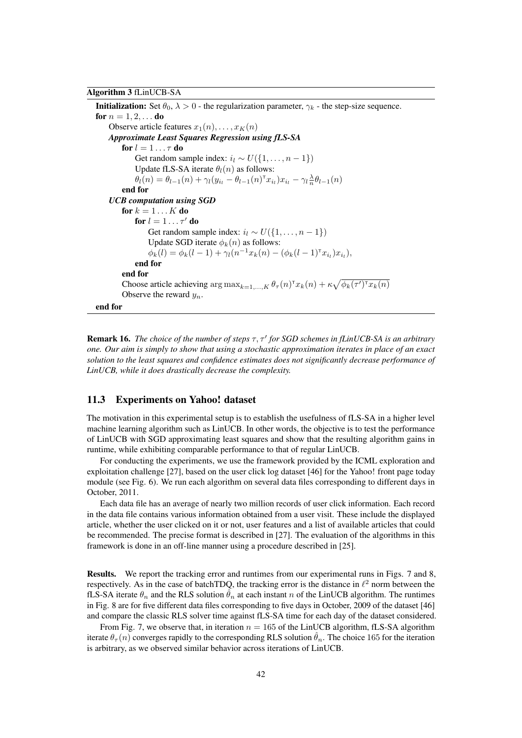**Algorithm 3** fLinUCB-SA

---

**Initialization:** Set $\theta_0$, $\lambda > 0$ - the regularization parameter, $\gamma_k$ - the step-size sequence.
**for** $n = 1, 2, \ldots$ **do**
  Observe article features $x_1(n), \ldots, x_K(n)$
  ***Approximate Least Squares Regression using fLS-SA***
    **for** $l = 1 \ldots \tau$ **do**
      Get random sample index: $i_l \sim U(\{1, \ldots, n-1\})$
      Update fLS-SA iterate $\theta_l(n)$ as follows:
      $\theta_l(n) = \theta_{l-1}(n) + \gamma_l(y_{i_l} - \theta_{l-1}(n)^\intercal x_{i_l})x_{i_l} - \gamma_l \frac{\lambda}{n}\theta_{l-1}(n)$
    **end for**
  ***UCB computation using SGD***
    **for** $k = 1 \ldots K$ **do**
      **for** $l = 1 \ldots \tau'$ **do**
        Get random sample index: $i_l \sim U(\{1, \ldots, n-1\})$
        Update SGD iterate $\phi_k(n)$ as follows:
        $\phi_k(l) = \phi_k(l-1) + \gamma_l(n^{-1}x_k(n) - (\phi_k(l-1)^\intercal x_{i_l})x_{i_l}),$
      **end for**
    **end for**
    Choose article achieving $\arg\max_{k=1,\ldots,K} \theta_\tau(n)^\intercal x_k(n) + \kappa\sqrt{\phi_k(\tau')^\intercal x_k(n)}$
    Observe the reward $y_n$.
**end for**

---

**Remark 16.** *The choice of the number of steps $\tau, \tau'$ for SGD schemes in fLinUCB-SA is an arbitrary one. Our aim is simply to show that using a stochastic approximation iterates in place of an exact solution to the least squares and confidence estimates does not significantly decrease performance of LinUCB, while it does drastically decrease the complexity.*

### 11.3 Experiments on Yahoo! dataset

The motivation in this experimental setup is to establish the usefulness of fLS-SA in a higher level machine learning algorithm such as LinUCB. In other words, the objective is to test the performance of LinUCB with SGD approximating least squares and show that the resulting algorithm gains in runtime, while exhibiting comparable performance to that of regular LinUCB.

For conducting the experiments, we use the framework provided by the ICML exploration and exploitation challenge [27], based on the user click log dataset [46] for the Yahoo! front page today module (see Fig. 6). We run each algorithm on several data files corresponding to different days in October, 2011.

Each data file has an average of nearly two million records of user click information. Each record in the data file contains various information obtained from a user visit. These include the displayed article, whether the user clicked on it or not, user features and a list of available articles that could be recommended. The precise format is described in [27]. The evaluation of the algorithms in this framework is done in an off-line manner using a procedure described in [25].

**Results.** We report the tracking error and runtimes from our experimental runs in Figs. 7 and 8, respectively. As in the case of batchTDQ, the tracking error is the distance in $\ell^2$ norm between the fLS-SA iterate $\theta_n$ and the RLS solution $\hat{\theta}_n$ at each instant $n$ of the LinUCB algorithm. The runtimes in Fig. 8 are for five different data files corresponding to five days in October, 2009 of the dataset [46] and compare the classic RLS solver time against fLS-SA time for each day of the dataset considered.

From Fig. 7, we observe that, in iteration $n = 165$ of the LinUCB algorithm, fLS-SA algorithm iterate $\theta_\tau(n)$ converges rapidly to the corresponding RLS solution $\hat{\theta}_n$. The choice 165 for the iteration is arbitrary, as we observed similar behavior across iterations of LinUCB.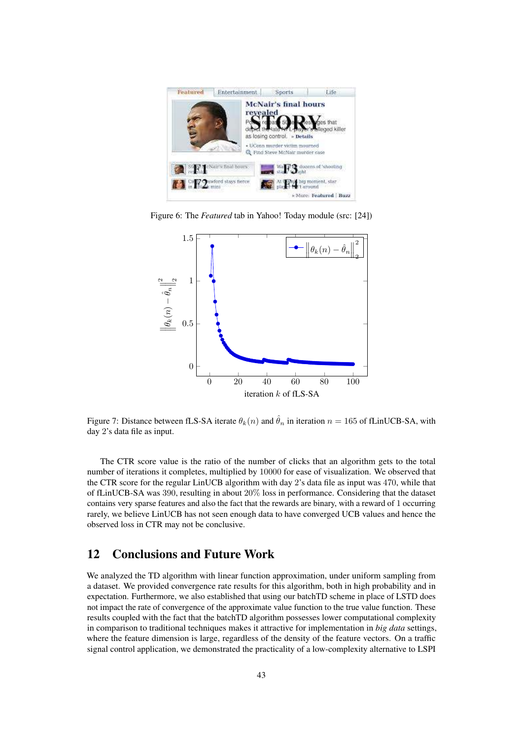Figure 6: The *Featured* tab in Yahoo! Today module (src: [24])

Figure 7: Distance between fLS-SA iterate $\theta_k(n)$ and $\hat{\theta}_n$ in iteration $n = 165$ of fLinUCB-SA, with day 2's data file as input.

The CTR score value is the ratio of the number of clicks that an algorithm gets to the total number of iterations it completes, multiplied by $10000$ for ease of visualization. We observed that the CTR score for the regular LinUCB algorithm with day 2's data file as input was $470$, while that of fLinUCB-SA was $390$, resulting in about $20\%$ loss in performance. Considering that the dataset contains very sparse features and also the fact that the rewards are binary, with a reward of $1$ occurring rarely, we believe LinUCB has not seen enough data to have converged UCB values and hence the observed loss in CTR may not be conclusive.

## 12 Conclusions and Future Work

We analyzed the TD algorithm with linear function approximation, under uniform sampling from a dataset. We provided convergence rate results for this algorithm, both in high probability and in expectation. Furthermore, we also established that using our batchTD scheme in place of LSTD does not impact the rate of convergence of the approximate value function to the true value function. These results coupled with the fact that the batchTD algorithm possesses lower computational complexity in comparison to traditional techniques makes it attractive for implementation in *big data* settings, where the feature dimension is large, regardless of the density of the feature vectors. On a traffic signal control application, we demonstrated the practicality of a low-complexity alternative to LSPI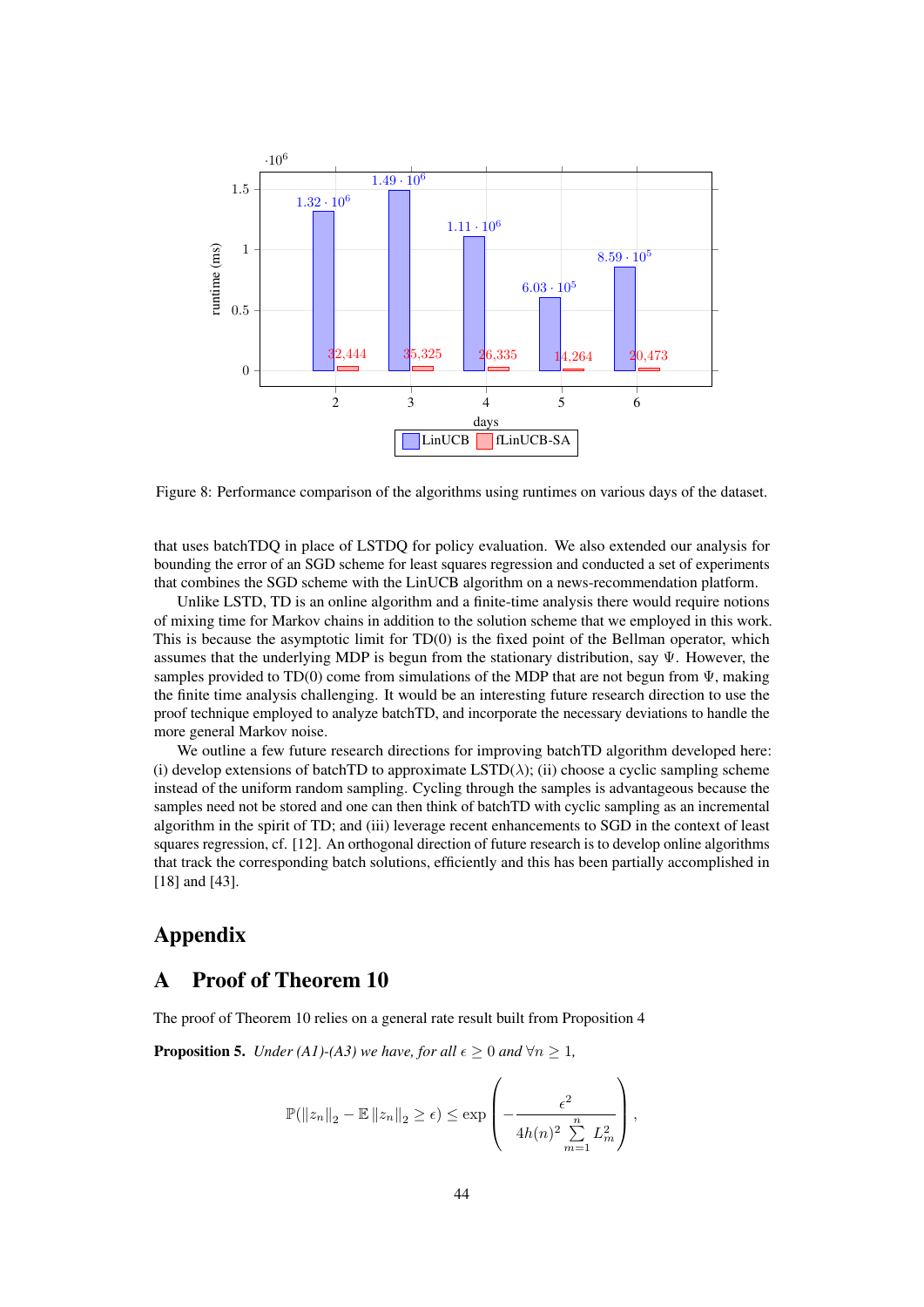Figure 8: Performance comparison of the algorithms using runtimes on various days of the dataset.

that uses batchTDQ in place of LSTDQ for policy evaluation. We also extended our analysis for bounding the error of an SGD scheme for least squares regression and conducted a set of experiments that combines the SGD scheme with the LinUCB algorithm on a news-recommendation platform.

Unlike LSTD, TD is an online algorithm and a finite-time analysis there would require notions of mixing time for Markov chains in addition to the solution scheme that we employed in this work. This is because the asymptotic limit for TD(0) is the fixed point of the Bellman operator, which assumes that the underlying MDP is begun from the stationary distribution, say $\Psi$. However, the samples provided to TD(0) come from simulations of the MDP that are not begun from $\Psi$, making the finite time analysis challenging. It would be an interesting future research direction to use the proof technique employed to analyze batchTD, and incorporate the necessary deviations to handle the more general Markov noise.

We outline a few future research directions for improving batchTD algorithm developed here: (i) develop extensions of batchTD to approximate LSTD($\lambda$); (ii) choose a cyclic sampling scheme instead of the uniform random sampling. Cycling through the samples is advantageous because the samples need not be stored and one can then think of batchTD with cyclic sampling as an incremental algorithm in the spirit of TD; and (iii) leverage recent enhancements to SGD in the context of least squares regression, cf. [12]. An orthogonal direction of future research is to develop online algorithms that track the corresponding batch solutions, efficiently and this has been partially accomplished in [18] and [43].

# Appendix

## A Proof of Theorem 10

The proof of Theorem 10 relies on a general rate result built from Proposition 4

**Proposition 5.** *Under (A1)-(A3) we have, for all $\epsilon \geq 0$ and $\forall n \geq 1$,*

$$\mathbb{P}(\left\|z_n\right\|_2 - \mathbb{E}\left\|z_n\right\|_2 \geq \epsilon) \leq \exp\left(-\frac{\epsilon^2}{4h(n)^2 \sum\limits_{m=1}^{n} L_m^2}\right),$$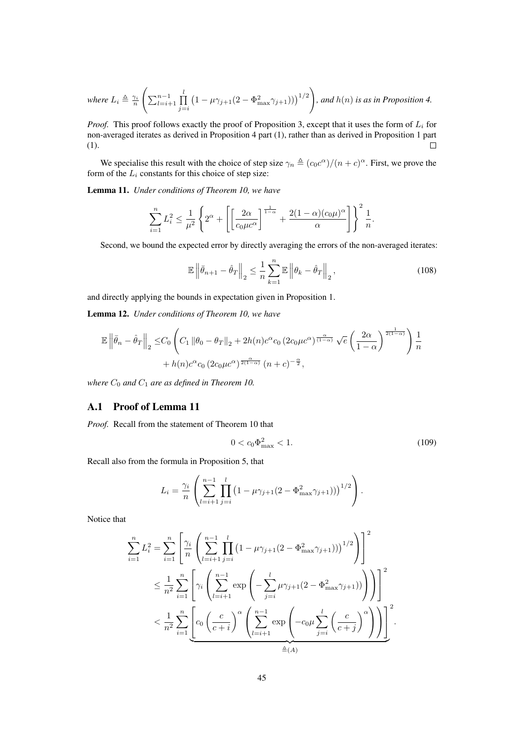*where* $L_i \triangleq \frac{\gamma_i}{n}\left(\sum_{l=i+1}^{n-1}\prod_{j=i}^{l}\left(1-\mu\gamma_{j+1}(2-\Phi_{\max}^2\gamma_{j+1})\right)\right)^{1/2}\right)$, *and* $h(n)$ *is as in Proposition 4.*

*Proof.* This proof follows exactly the proof of Proposition 3, except that it uses the form of $L_i$ for non-averaged iterates as derived in Proposition 4 part (1), rather than as derived in Proposition 1 part (1). □

We specialise this result with the choice of step size $\gamma_n \triangleq (c_0 c^\alpha)/(n+c)^\alpha$. First, we prove the form of the $L_i$ constants for this choice of step size:

**Lemma 11.** *Under conditions of Theorem 10, we have*

$$\sum_{i=1}^{n} L_i^2 \leq \frac{1}{\mu^2}\left\{2^\alpha + \left[\left[\frac{2\alpha}{c_0\mu c^\alpha}\right]^{\frac{1}{1-\alpha}} + \frac{2(1-\alpha)(c_0\mu)^\alpha}{\alpha}\right]\right\}^2 \frac{1}{n}.$$

Second, we bound the expected error by directly averaging the errors of the non-averaged iterates:

$$\mathbb{E}\left\|\bar{\theta}_{n+1} - \hat{\theta}_T\right\|_2 \leq \frac{1}{n}\sum_{k=1}^{n}\mathbb{E}\left\|\theta_k - \hat{\theta}_T\right\|_2, \tag{108}$$

and directly applying the bounds in expectation given in Proposition 1.

**Lemma 12.** *Under conditions of Theorem 10, we have*

$$\begin{aligned}\mathbb{E}\left\|\bar{\theta}_n - \hat{\theta}_T\right\|_2 \leq & C_0\left(C_1\left\|\theta_0 - \theta_T\right\|_2 + 2h(n)c^\alpha c_0\left(2c_0\mu c^\alpha\right)^{\frac{\alpha}{(1-\alpha)}}\sqrt{e}\left(\frac{2\alpha}{1-\alpha}\right)^{\frac{1}{2(1-\alpha)}}\right)\frac{1}{n} \\ & + h(n)c^\alpha c_0\left(2c_0\mu c^\alpha\right)^{\frac{\alpha}{2(1-\alpha)}}(n+c)^{-\frac{\alpha}{2}},\end{aligned}$$

*where* $C_0$ *and* $C_1$ *are as defined in Theorem 10.*

## A.1 Proof of Lemma 11

*Proof.* Recall from the statement of Theorem 10 that

$$0 < c_0\Phi_{\max}^2 < 1. \tag{109}$$

Recall also from the formula in Proposition 5, that

$$L_i = \frac{\gamma_i}{n}\left(\sum_{l=i+1}^{n-1}\prod_{j=i}^{l}\left(1-\mu\gamma_{j+1}(2-\Phi_{\max}^2\gamma_{j+1})\right)\right)^{1/2}\right).$$

Notice that

$$\begin{aligned}\sum_{i=1}^{n} L_i^2 &= \sum_{i=1}^{n}\left[\frac{\gamma_i}{n}\left(\sum_{l=i+1}^{n-1}\prod_{j=i}^{l}\left(1-\mu\gamma_{j+1}(2-\Phi_{\max}^2\gamma_{j+1})\right)\right)^{1/2}\right)\right]^2 \\ &\leq \frac{1}{n^2}\sum_{i=1}^{n}\left[\gamma_i\left(\sum_{l=i+1}^{n-1}\exp\left(-\sum_{j=i}^{l}\mu\gamma_{j+1}(2-\Phi_{\max}^2\gamma_{j+1})\right)\right)\right]^2 \\ &< \frac{1}{n^2}\sum_{i=1}^{n}\underbrace{\left[c_0\left(\frac{c}{c+i}\right)^\alpha\left(\sum_{l=i+1}^{n-1}\exp\left(-c_0\mu\sum_{j=i}^{l}\left(\frac{c}{c+j}\right)^\alpha\right)\right)\right]^2}_{\triangleq(A)}.\end{aligned}$$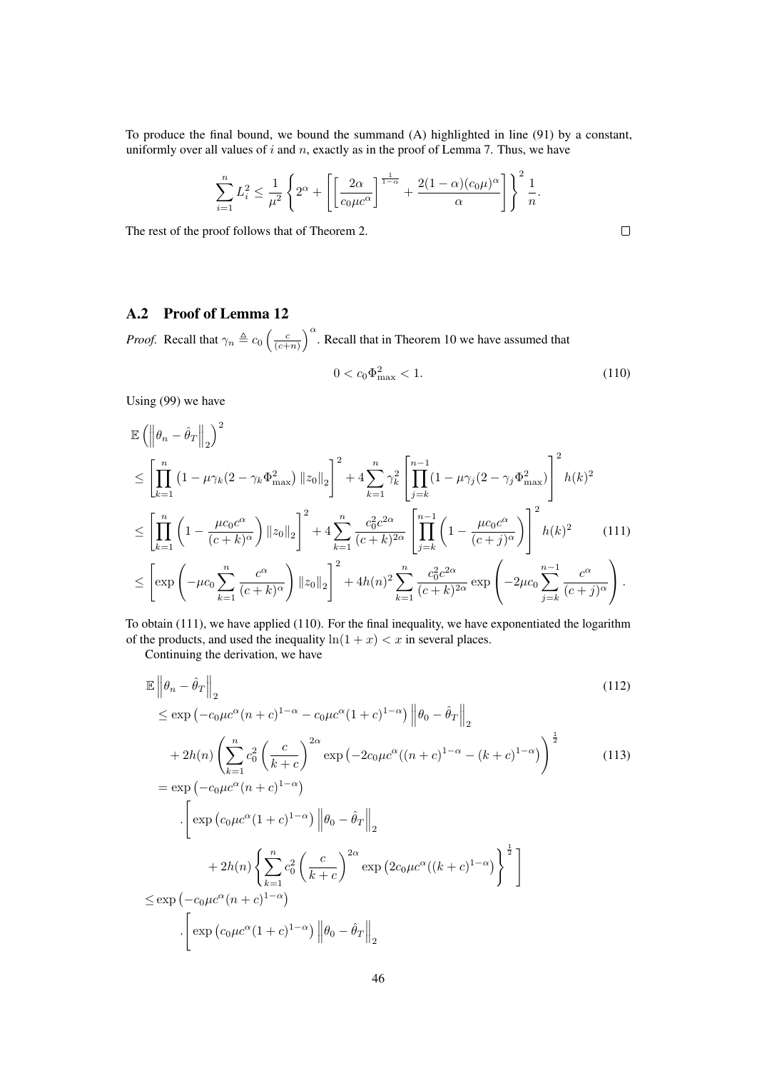To produce the final bound, we bound the summand (A) highlighted in line (91) by a constant, uniformly over all values of $i$ and $n$, exactly as in the proof of Lemma 7. Thus, we have

$$\sum_{i=1}^{n} L_i^2 \leq \frac{1}{\mu^2} \left\{ 2^\alpha + \left[ \left[ \frac{2\alpha}{c_0 \mu c^\alpha} \right]^{\frac{1}{1-\alpha}} + \frac{2(1-\alpha)(c_0\mu)^\alpha}{\alpha} \right] \right\}^2 \frac{1}{n}.$$

The rest of the proof follows that of Theorem 2. $\square$

## A.2 Proof of Lemma 12

*Proof.* Recall that $\gamma_n \triangleq c_0 \left(\frac{c}{(c+n)}\right)^\alpha$. Recall that in Theorem 10 we have assumed that

$$0 < c_0 \Phi_{\max}^2 < 1. \tag{110}$$

Using (99) we have

$$\begin{aligned}
&\mathbb{E}\left(\left\|\theta_n - \hat{\theta}_T\right\|_2\right)^2 \\
&\leq \left[\prod_{k=1}^{n} \left(1 - \mu\gamma_k(2 - \gamma_k \Phi_{\max}^2\right) \|z_0\|_2\right]^2 + 4\sum_{k=1}^{n} \gamma_k^2 \left[\prod_{j=k}^{n-1} (1 - \mu\gamma_j(2 - \gamma_j \Phi_{\max}^2)\right]^2 h(k)^2 \\
&\leq \left[\prod_{k=1}^{n} \left(1 - \frac{\mu c_0 c^\alpha}{(c+k)^\alpha}\right) \|z_0\|_2\right]^2 + 4\sum_{k=1}^{n} \frac{c_0^2 c^{2\alpha}}{(c+k)^{2\alpha}} \left[\prod_{j=k}^{n-1} \left(1 - \frac{\mu c_0 c^\alpha}{(c+j)^\alpha}\right)\right]^2 h(k)^2 \qquad (111) \\
&\leq \left[\exp\left(-\mu c_0 \sum_{k=1}^{n} \frac{c^\alpha}{(c+k)^\alpha}\right) \|z_0\|_2\right]^2 + 4h(n)^2 \sum_{k=1}^{n} \frac{c_0^2 c^{2\alpha}}{(c+k)^{2\alpha}} \exp\left(-2\mu c_0 \sum_{j=k}^{n-1} \frac{c^\alpha}{(c+j)^\alpha}\right).
\end{aligned}$$

To obtain (111), we have applied (110). For the final inequality, we have exponentiated the logarithm of the products, and used the inequality $\ln(1+x) < x$ in several places.

Continuing the derivation, we have

$$\begin{aligned}
&\mathbb{E}\left\|\theta_n - \hat{\theta}_T\right\|_2 \qquad (112) \\
&\leq \exp\left(-c_0\mu c^\alpha (n+c)^{1-\alpha} - c_0\mu c^\alpha (1+c)^{1-\alpha}\right) \left\|\theta_0 - \hat{\theta}_T\right\|_2 \\
&\quad + 2h(n) \left(\sum_{k=1}^{n} c_0^2 \left(\frac{c}{k+c}\right)^{2\alpha} \exp\left(-2c_0\mu c^\alpha ((n+c)^{1-\alpha} - (k+c)^{1-\alpha}\right)\right)^{\frac{1}{2}} \qquad (113) \\
&= \exp\left(-c_0\mu c^\alpha (n+c)^{1-\alpha}\right) \\
&\quad \cdot \left[\exp\left(c_0\mu c^\alpha (1+c)^{1-\alpha}\right) \left\|\theta_0 - \hat{\theta}_T\right\|_2 \right. \\
&\qquad \left. + 2h(n) \left\{\sum_{k=1}^{n} c_0^2 \left(\frac{c}{k+c}\right)^{2\alpha} \exp\left(2c_0\mu c^\alpha ((k+c)^{1-\alpha}\right)\right\}^{\frac{1}{2}}\right] \\
&\leq \exp\left(-c_0\mu c^\alpha (n+c)^{1-\alpha}\right) \\
&\quad \cdot \left[\exp\left(c_0\mu c^\alpha (1+c)^{1-\alpha}\right) \left\|\theta_0 - \hat{\theta}_T\right\|_2\right.
\end{aligned}$$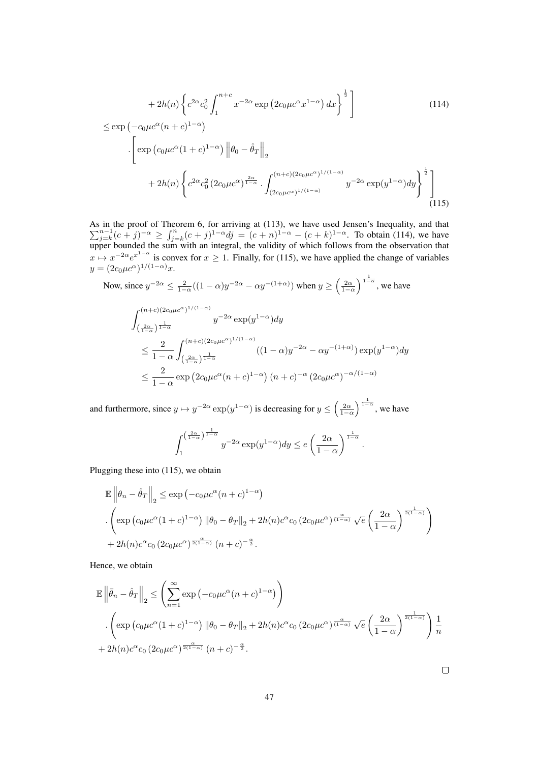$$
+ 2h(n)\left\{ c^{2\alpha} c_0^2 \int_1^{n+c} x^{-2\alpha} \exp\left(2c_0 \mu c^\alpha x^{1-\alpha}\right) dx \right\}^{\frac{1}{2}} \Bigg] \tag{114}
$$

$$
\begin{aligned}
&\leq \exp\left(-c_0 \mu c^\alpha (n+c)^{1-\alpha}\right) \\
&\quad \cdot \Bigg[ \exp\left(c_0 \mu c^\alpha (1+c)^{1-\alpha}\right) \left\| \theta_0 - \hat{\theta}_T \right\|_2 \\
&\quad + 2h(n) \left\{ c^{2\alpha} c_0^2 \left(2c_0 \mu c^\alpha\right)^{\frac{2\alpha}{1-\alpha}} \cdot \int_{(2c_0\mu c^\alpha)^{1/(1-\alpha)}}^{(n+c)(2c_0\mu c^\alpha)^{1/(1-\alpha)}} y^{-2\alpha} \exp(y^{1-\alpha}) dy \right\}^{\frac{1}{2}} \Bigg]
\end{aligned} \tag{115}
$$

As in the proof of Theorem 6, for arriving at (113), we have used Jensen's Inequality, and that $\sum_{j=k}^{n-1}(c+j)^{-\alpha} \geq \int_{j=k}^{n}(c+j)^{1-\alpha} dj = (c+n)^{1-\alpha} - (c+k)^{1-\alpha}$. To obtain (114), we have upper bounded the sum with an integral, the validity of which follows from the observation that $x \mapsto x^{-2\alpha} e^{x^{1-\alpha}}$ is convex for $x \geq 1$. Finally, for (115), we have applied the change of variables $y = (2c_0 \mu c^\alpha)^{1/(1-\alpha)} x$.

Now, since $y^{-2\alpha} \leq \frac{2}{1-\alpha}((1-\alpha)y^{-2\alpha} - \alpha y^{-(1+\alpha)})$ when $y \geq \left(\frac{2\alpha}{1-\alpha}\right)^{\frac{1}{1-\alpha}}$, we have

$$
\begin{aligned}
&\int_{\left(\frac{2\alpha}{1-\alpha}\right)^{\frac{1}{1-\alpha}}}^{(n+c)(2c_0\mu c^\alpha)^{1/(1-\alpha)}} y^{-2\alpha} \exp(y^{1-\alpha}) dy \\
&\leq \frac{2}{1-\alpha} \int_{\left(\frac{2\alpha}{1-\alpha}\right)^{\frac{1}{1-\alpha}}}^{(n+c)(2c_0\mu c^\alpha)^{1/(1-\alpha)}} ((1-\alpha)y^{-2\alpha} - \alpha y^{-(1+\alpha)}) \exp(y^{1-\alpha}) dy \\
&\leq \frac{2}{1-\alpha} \exp\left(2c_0 \mu c^\alpha (n+c)^{1-\alpha}\right) (n+c)^{-\alpha} \left(2c_0 \mu c^\alpha\right)^{-\alpha/(1-\alpha)}
\end{aligned}
$$

and furthermore, since $y \mapsto y^{-2\alpha} \exp(y^{1-\alpha})$ is decreasing for $y \leq \left(\frac{2\alpha}{1-\alpha}\right)^{\frac{1}{1-\alpha}}$, we have

$$
\int_1^{\left(\frac{2\alpha}{1-\alpha}\right)^{\frac{1}{1-\alpha}}} y^{-2\alpha} \exp(y^{1-\alpha}) dy \leq e \left(\frac{2\alpha}{1-\alpha}\right)^{\frac{1}{1-\alpha}}.
$$

Plugging these into (115), we obtain

$$
\begin{aligned}
&\mathbb{E}\left\|\theta_n - \hat{\theta}_T\right\|_2 \leq \exp\left(-c_0 \mu c^\alpha (n+c)^{1-\alpha}\right) \\
&\cdot \left( \exp\left(c_0 \mu c^\alpha (1+c)^{1-\alpha}\right) \left\|\theta_0 - \theta_T\right\|_2 + 2h(n) c^\alpha c_0 \left(2c_0 \mu c^\alpha\right)^{\frac{\alpha}{(1-\alpha)}} \sqrt{e} \left(\frac{2\alpha}{1-\alpha}\right)^{\frac{1}{2(1-\alpha)}} \right) \\
&+ 2h(n) c^\alpha c_0 \left(2c_0 \mu c^\alpha\right)^{\frac{\alpha}{2(1-\alpha)}} (n+c)^{-\frac{\alpha}{2}}.
\end{aligned}
$$

Hence, we obtain

$$
\begin{aligned}
&\mathbb{E}\left\|\bar{\theta}_n - \hat{\theta}_T\right\|_2 \leq \left( \sum_{n=1}^{\infty} \exp\left(-c_0 \mu c^\alpha (n+c)^{1-\alpha}\right) \right) \\
&\cdot \left( \exp\left(c_0 \mu c^\alpha (1+c)^{1-\alpha}\right) \left\|\theta_0 - \theta_T\right\|_2 + 2h(n) c^\alpha c_0 \left(2c_0 \mu c^\alpha\right)^{\frac{\alpha}{(1-\alpha)}} \sqrt{e} \left(\frac{2\alpha}{1-\alpha}\right)^{\frac{1}{2(1-\alpha)}} \right) \frac{1}{n} \\
&+ 2h(n) c^\alpha c_0 \left(2c_0 \mu c^\alpha\right)^{\frac{\alpha}{2(1-\alpha)}} (n+c)^{-\frac{\alpha}{2}}.
\end{aligned}
$$

□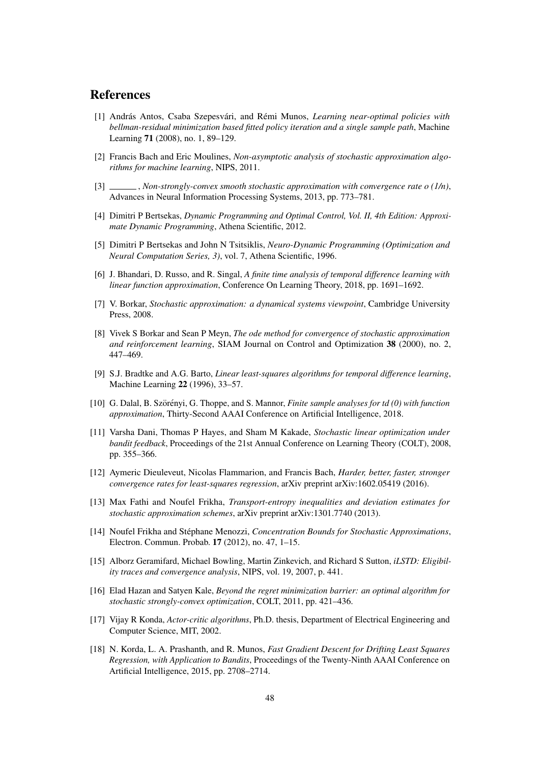## References

[1] András Antos, Csaba Szepesvári, and Rémi Munos, *Learning near-optimal policies with bellman-residual minimization based fitted policy iteration and a single sample path*, Machine Learning **71** (2008), no. 1, 89–129.

[2] Francis Bach and Eric Moulines, *Non-asymptotic analysis of stochastic approximation algorithms for machine learning*, NIPS, 2011.

[3] ______ , *Non-strongly-convex smooth stochastic approximation with convergence rate o (1/n)*, Advances in Neural Information Processing Systems, 2013, pp. 773–781.

[4] Dimitri P Bertsekas, *Dynamic Programming and Optimal Control, Vol. II, 4th Edition: Approximate Dynamic Programming*, Athena Scientific, 2012.

[5] Dimitri P Bertsekas and John N Tsitsiklis, *Neuro-Dynamic Programming (Optimization and Neural Computation Series, 3)*, vol. 7, Athena Scientific, 1996.

[6] J. Bhandari, D. Russo, and R. Singal, *A finite time analysis of temporal difference learning with linear function approximation*, Conference On Learning Theory, 2018, pp. 1691–1692.

[7] V. Borkar, *Stochastic approximation: a dynamical systems viewpoint*, Cambridge University Press, 2008.

[8] Vivek S Borkar and Sean P Meyn, *The ode method for convergence of stochastic approximation and reinforcement learning*, SIAM Journal on Control and Optimization **38** (2000), no. 2, 447–469.

[9] S.J. Bradtke and A.G. Barto, *Linear least-squares algorithms for temporal difference learning*, Machine Learning **22** (1996), 33–57.

[10] G. Dalal, B. Szörényi, G. Thoppe, and S. Mannor, *Finite sample analyses for td (0) with function approximation*, Thirty-Second AAAI Conference on Artificial Intelligence, 2018.

[11] Varsha Dani, Thomas P Hayes, and Sham M Kakade, *Stochastic linear optimization under bandit feedback*, Proceedings of the 21st Annual Conference on Learning Theory (COLT), 2008, pp. 355–366.

[12] Aymeric Dieuleveut, Nicolas Flammarion, and Francis Bach, *Harder, better, faster, stronger convergence rates for least-squares regression*, arXiv preprint arXiv:1602.05419 (2016).

[13] Max Fathi and Noufel Frikha, *Transport-entropy inequalities and deviation estimates for stochastic approximation schemes*, arXiv preprint arXiv:1301.7740 (2013).

[14] Noufel Frikha and Stéphane Menozzi, *Concentration Bounds for Stochastic Approximations*, Electron. Commun. Probab. **17** (2012), no. 47, 1–15.

[15] Alborz Geramifard, Michael Bowling, Martin Zinkevich, and Richard S Sutton, *iLSTD: Eligibility traces and convergence analysis*, NIPS, vol. 19, 2007, p. 441.

[16] Elad Hazan and Satyen Kale, *Beyond the regret minimization barrier: an optimal algorithm for stochastic strongly-convex optimization*, COLT, 2011, pp. 421–436.

[17] Vijay R Konda, *Actor-critic algorithms*, Ph.D. thesis, Department of Electrical Engineering and Computer Science, MIT, 2002.

[18] N. Korda, L. A. Prashanth, and R. Munos, *Fast Gradient Descent for Drifting Least Squares Regression, with Application to Bandits*, Proceedings of the Twenty-Ninth AAAI Conference on Artificial Intelligence, 2015, pp. 2708–2714.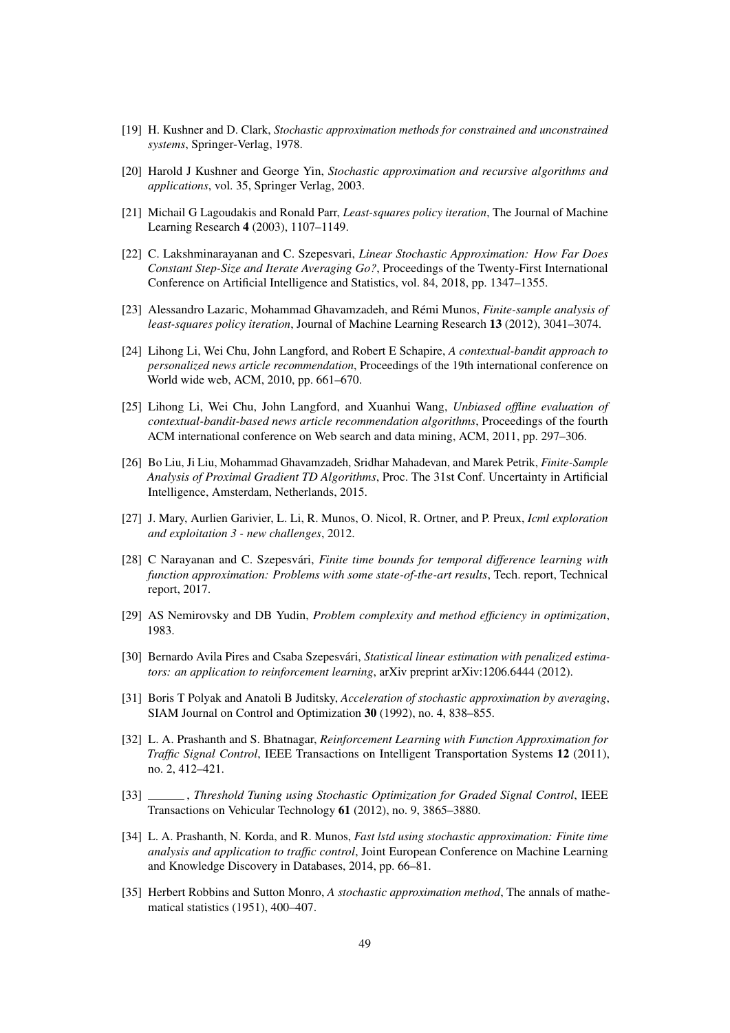[19] H. Kushner and D. Clark, *Stochastic approximation methods for constrained and unconstrained systems*, Springer-Verlag, 1978.

[20] Harold J Kushner and George Yin, *Stochastic approximation and recursive algorithms and applications*, vol. 35, Springer Verlag, 2003.

[21] Michail G Lagoudakis and Ronald Parr, *Least-squares policy iteration*, The Journal of Machine Learning Research **4** (2003), 1107–1149.

[22] C. Lakshminarayanan and C. Szepesvari, *Linear Stochastic Approximation: How Far Does Constant Step-Size and Iterate Averaging Go?*, Proceedings of the Twenty-First International Conference on Artificial Intelligence and Statistics, vol. 84, 2018, pp. 1347–1355.

[23] Alessandro Lazaric, Mohammad Ghavamzadeh, and Rémi Munos, *Finite-sample analysis of least-squares policy iteration*, Journal of Machine Learning Research **13** (2012), 3041–3074.

[24] Lihong Li, Wei Chu, John Langford, and Robert E Schapire, *A contextual-bandit approach to personalized news article recommendation*, Proceedings of the 19th international conference on World wide web, ACM, 2010, pp. 661–670.

[25] Lihong Li, Wei Chu, John Langford, and Xuanhui Wang, *Unbiased offline evaluation of contextual-bandit-based news article recommendation algorithms*, Proceedings of the fourth ACM international conference on Web search and data mining, ACM, 2011, pp. 297–306.

[26] Bo Liu, Ji Liu, Mohammad Ghavamzadeh, Sridhar Mahadevan, and Marek Petrik, *Finite-Sample Analysis of Proximal Gradient TD Algorithms*, Proc. The 31st Conf. Uncertainty in Artificial Intelligence, Amsterdam, Netherlands, 2015.

[27] J. Mary, Aurlien Garivier, L. Li, R. Munos, O. Nicol, R. Ortner, and P. Preux, *Icml exploration and exploitation 3 - new challenges*, 2012.

[28] C Narayanan and C. Szepesvári, *Finite time bounds for temporal difference learning with function approximation: Problems with some state-of-the-art results*, Tech. report, Technical report, 2017.

[29] AS Nemirovsky and DB Yudin, *Problem complexity and method efficiency in optimization*, 1983.

[30] Bernardo Avila Pires and Csaba Szepesvári, *Statistical linear estimation with penalized estimators: an application to reinforcement learning*, arXiv preprint arXiv:1206.6444 (2012).

[31] Boris T Polyak and Anatoli B Juditsky, *Acceleration of stochastic approximation by averaging*, SIAM Journal on Control and Optimization **30** (1992), no. 4, 838–855.

[32] L. A. Prashanth and S. Bhatnagar, *Reinforcement Learning with Function Approximation for Traffic Signal Control*, IEEE Transactions on Intelligent Transportation Systems **12** (2011), no. 2, 412–421.

[33] ______, *Threshold Tuning using Stochastic Optimization for Graded Signal Control*, IEEE Transactions on Vehicular Technology **61** (2012), no. 9, 3865–3880.

[34] L. A. Prashanth, N. Korda, and R. Munos, *Fast lstd using stochastic approximation: Finite time analysis and application to traffic control*, Joint European Conference on Machine Learning and Knowledge Discovery in Databases, 2014, pp. 66–81.

[35] Herbert Robbins and Sutton Monro, *A stochastic approximation method*, The annals of mathematical statistics (1951), 400–407.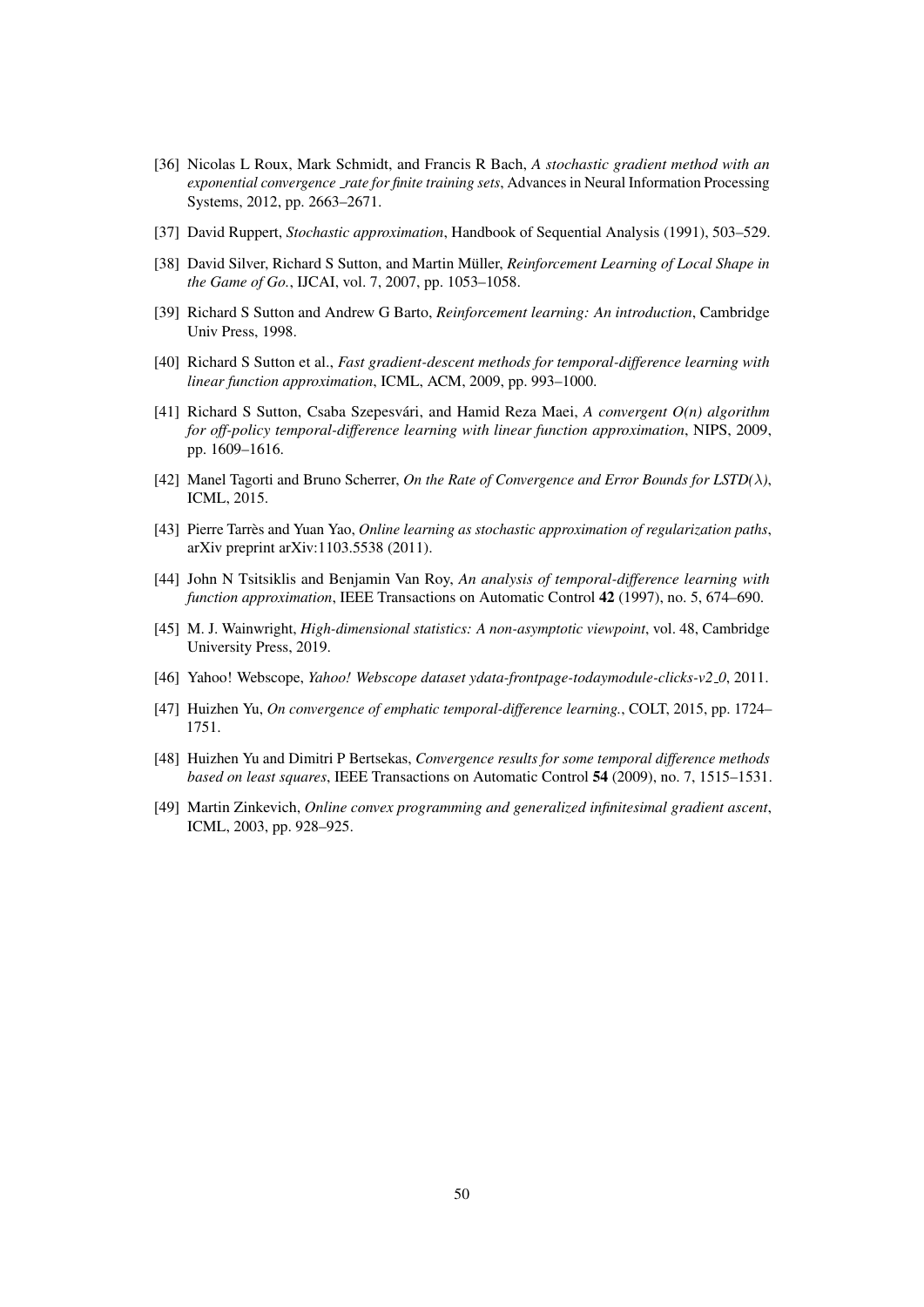[36] Nicolas L Roux, Mark Schmidt, and Francis R Bach, *A stochastic gradient method with an exponential convergence _rate for finite training sets*, Advances in Neural Information Processing Systems, 2012, pp. 2663–2671.

[37] David Ruppert, *Stochastic approximation*, Handbook of Sequential Analysis (1991), 503–529.

[38] David Silver, Richard S Sutton, and Martin Müller, *Reinforcement Learning of Local Shape in the Game of Go.*, IJCAI, vol. 7, 2007, pp. 1053–1058.

[39] Richard S Sutton and Andrew G Barto, *Reinforcement learning: An introduction*, Cambridge Univ Press, 1998.

[40] Richard S Sutton et al., *Fast gradient-descent methods for temporal-difference learning with linear function approximation*, ICML, ACM, 2009, pp. 993–1000.

[41] Richard S Sutton, Csaba Szepesvári, and Hamid Reza Maei, *A convergent O(n) algorithm for off-policy temporal-difference learning with linear function approximation*, NIPS, 2009, pp. 1609–1616.

[42] Manel Tagorti and Bruno Scherrer, *On the Rate of Convergence and Error Bounds for LSTD($\lambda$)*, ICML, 2015.

[43] Pierre Tarrès and Yuan Yao, *Online learning as stochastic approximation of regularization paths*, arXiv preprint arXiv:1103.5538 (2011).

[44] John N Tsitsiklis and Benjamin Van Roy, *An analysis of temporal-difference learning with function approximation*, IEEE Transactions on Automatic Control **42** (1997), no. 5, 674–690.

[45] M. J. Wainwright, *High-dimensional statistics: A non-asymptotic viewpoint*, vol. 48, Cambridge University Press, 2019.

[46] Yahoo! Webscope, *Yahoo! Webscope dataset ydata-frontpage-todaymodule-clicks-v2_0*, 2011.

[47] Huizhen Yu, *On convergence of emphatic temporal-difference learning.*, COLT, 2015, pp. 1724–1751.

[48] Huizhen Yu and Dimitri P Bertsekas, *Convergence results for some temporal difference methods based on least squares*, IEEE Transactions on Automatic Control **54** (2009), no. 7, 1515–1531.

[49] Martin Zinkevich, *Online convex programming and generalized infinitesimal gradient ascent*, ICML, 2003, pp. 928–925.